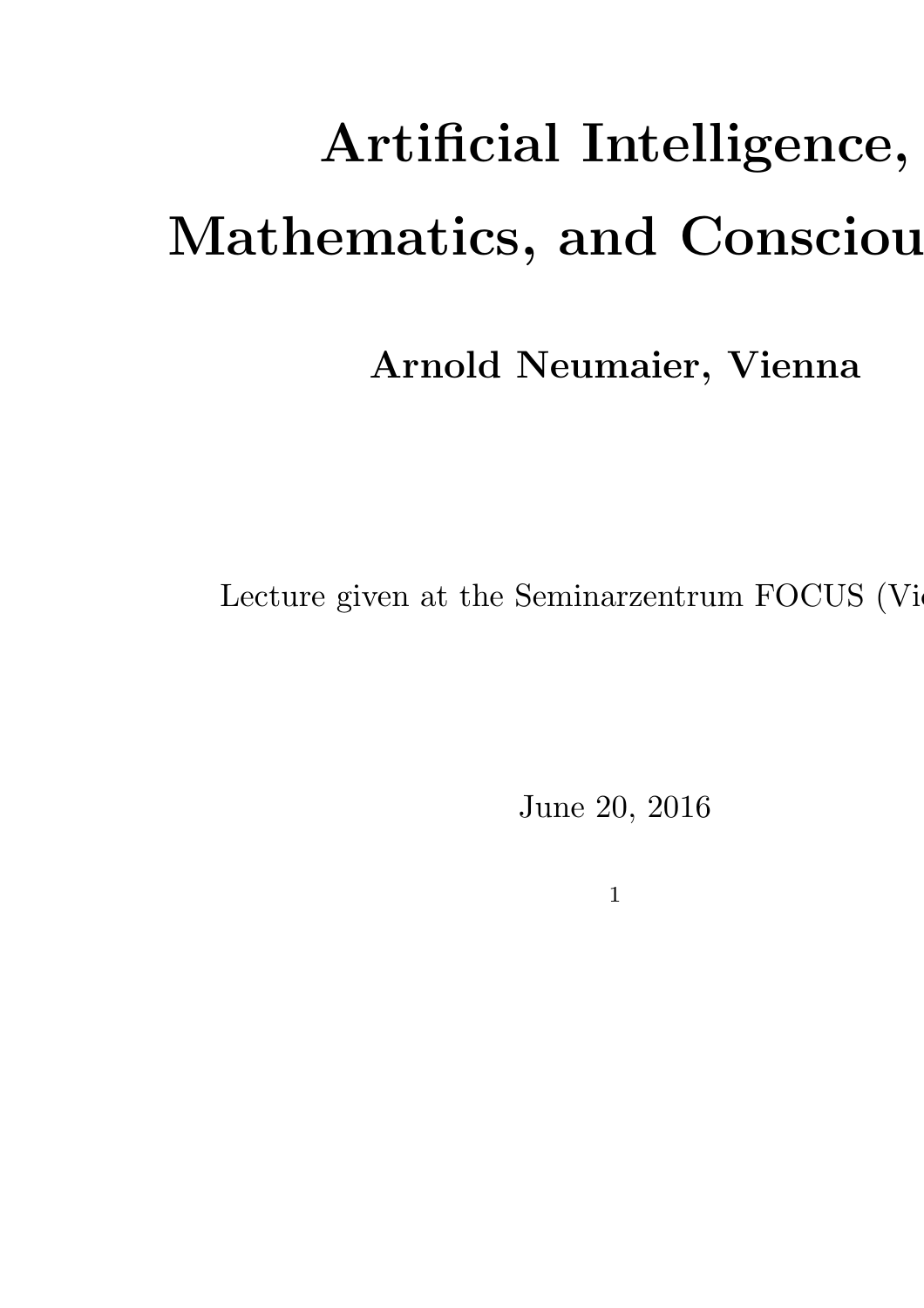# Artificial Intelligence, Mathematics, and Consciou

**Arnold Neumaier, Vienna**

Lecture given at the Seminarzentrum FOCUS (Vi

June 20, 2016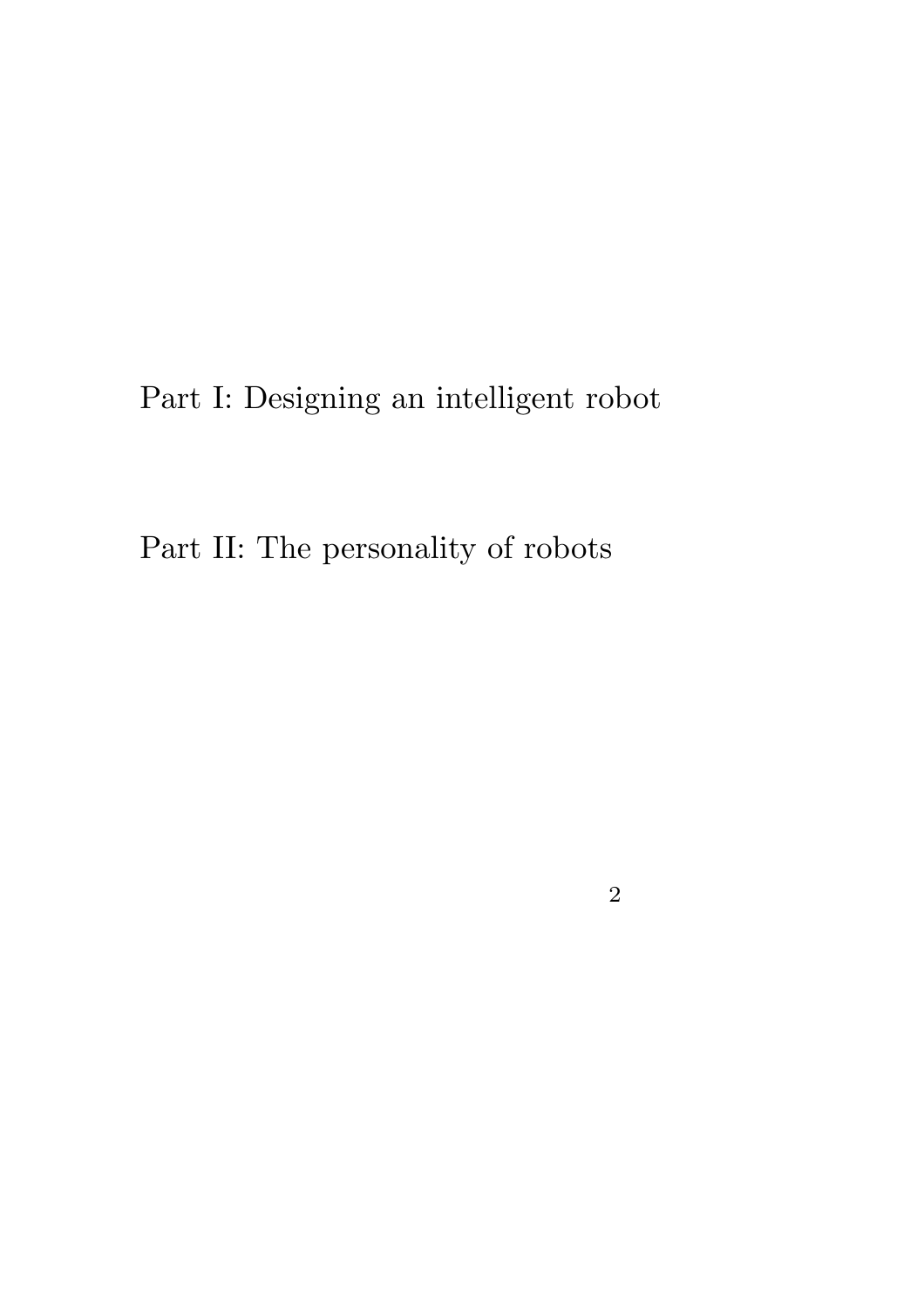# Part I: Designing an intelligent robot

# Part II: The personality of robots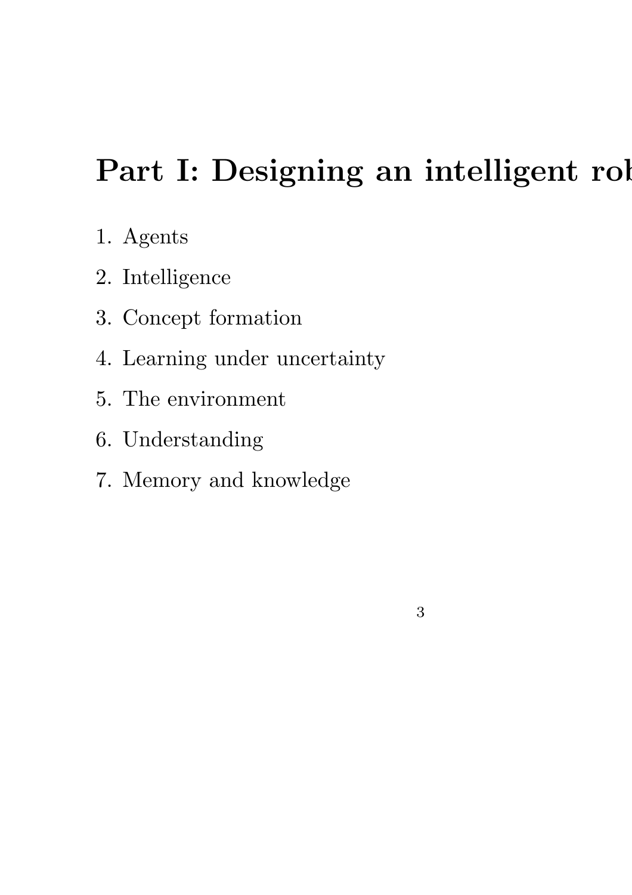# Part I: Designing an intelligent rob

1. Agents
2. Intelligence
3. Concept formation
4. Learning under uncertainty
5. The environment
6. Understanding
7. Memory and knowledge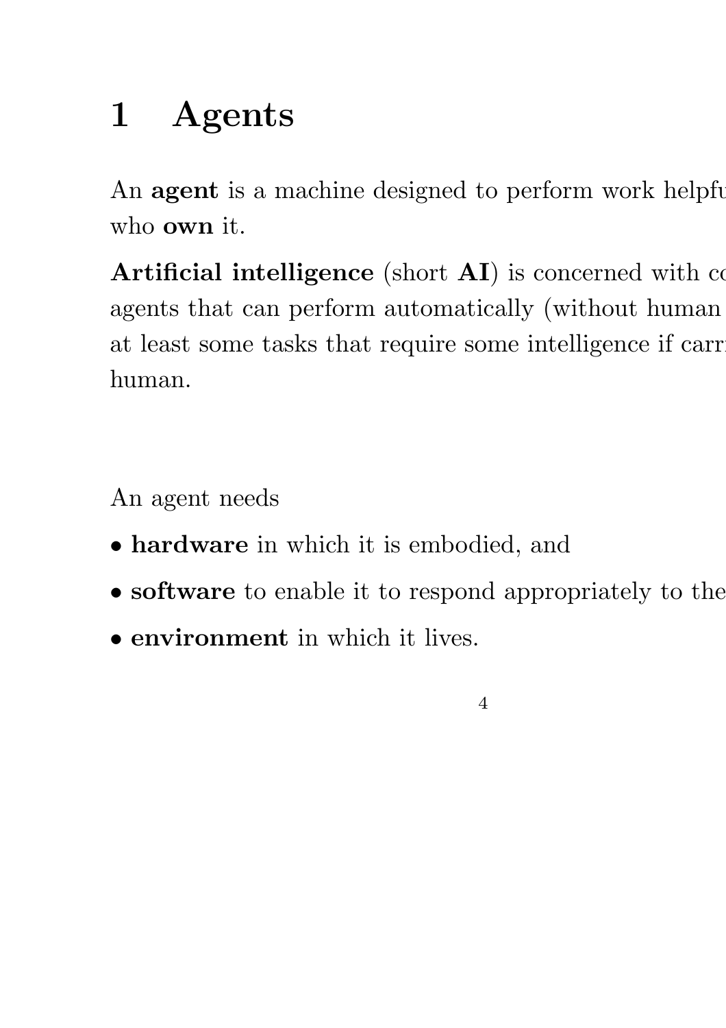# 1 Agents

An **agent** is a machine designed to perform work helpfu
who **own** it.

**Artificial intelligence** (short **AI**) is concerned with co
agents that can perform automatically (without human
at least some tasks that require some intelligence if carr
human.

An agent needs

- **hardware** in which it is embodied, and
- **software** to enable it to respond appropriately to the
- **environment** in which it lives.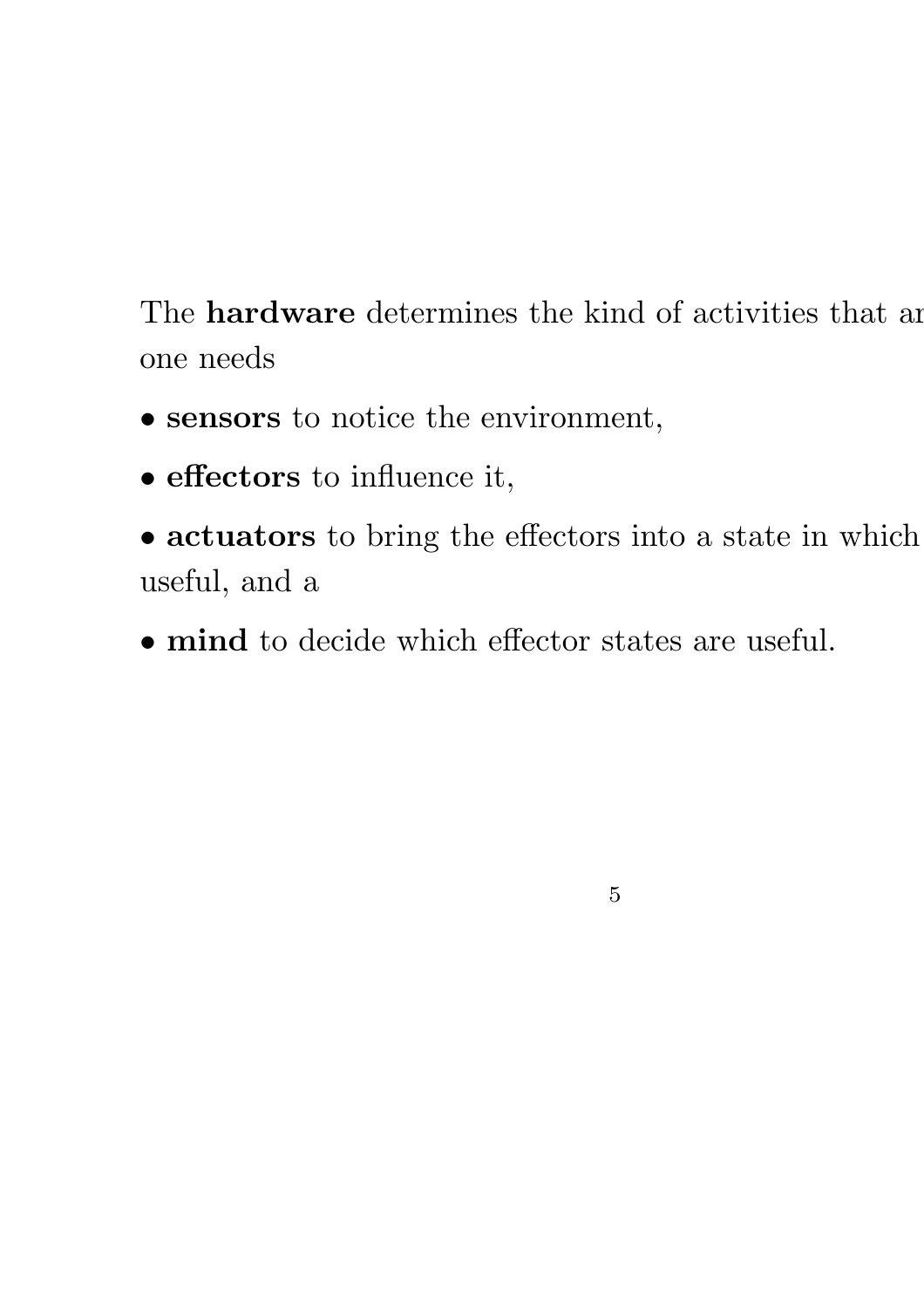The **hardware** determines the kind of activities that ar
one needs

- **sensors** to notice the environment,
- **effectors** to influence it,
- **actuators** to bring the effectors into a state in which
useful, and a
- **mind** to decide which effector states are useful.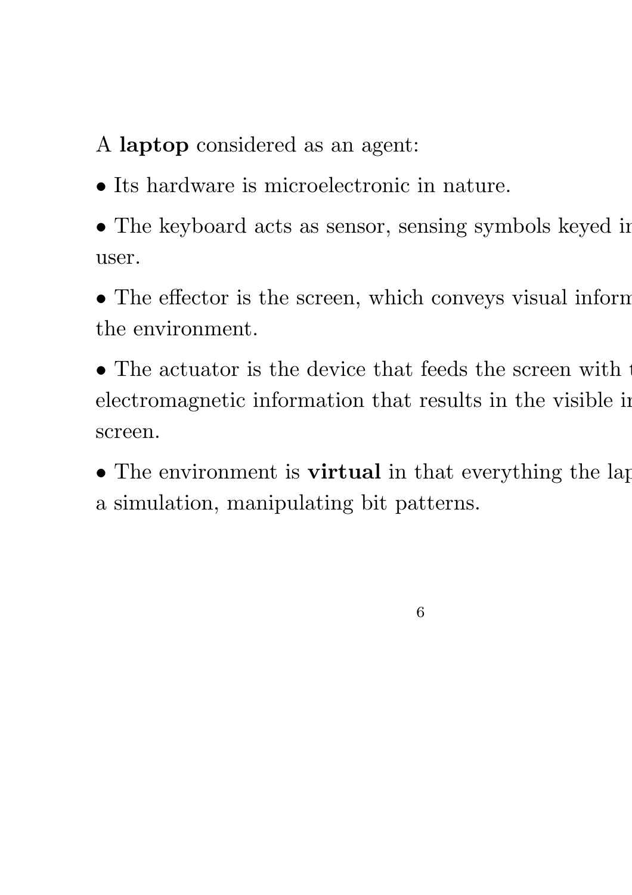A **laptop** considered as an agent:

- Its hardware is microelectronic in nature.
- The keyboard acts as sensor, sensing symbols keyed in user.
- The effector is the screen, which conveys visual inform the environment.
- The actuator is the device that feeds the screen with electromagnetic information that results in the visible in screen.
- The environment is **virtual** in that everything the lap a simulation, manipulating bit patterns.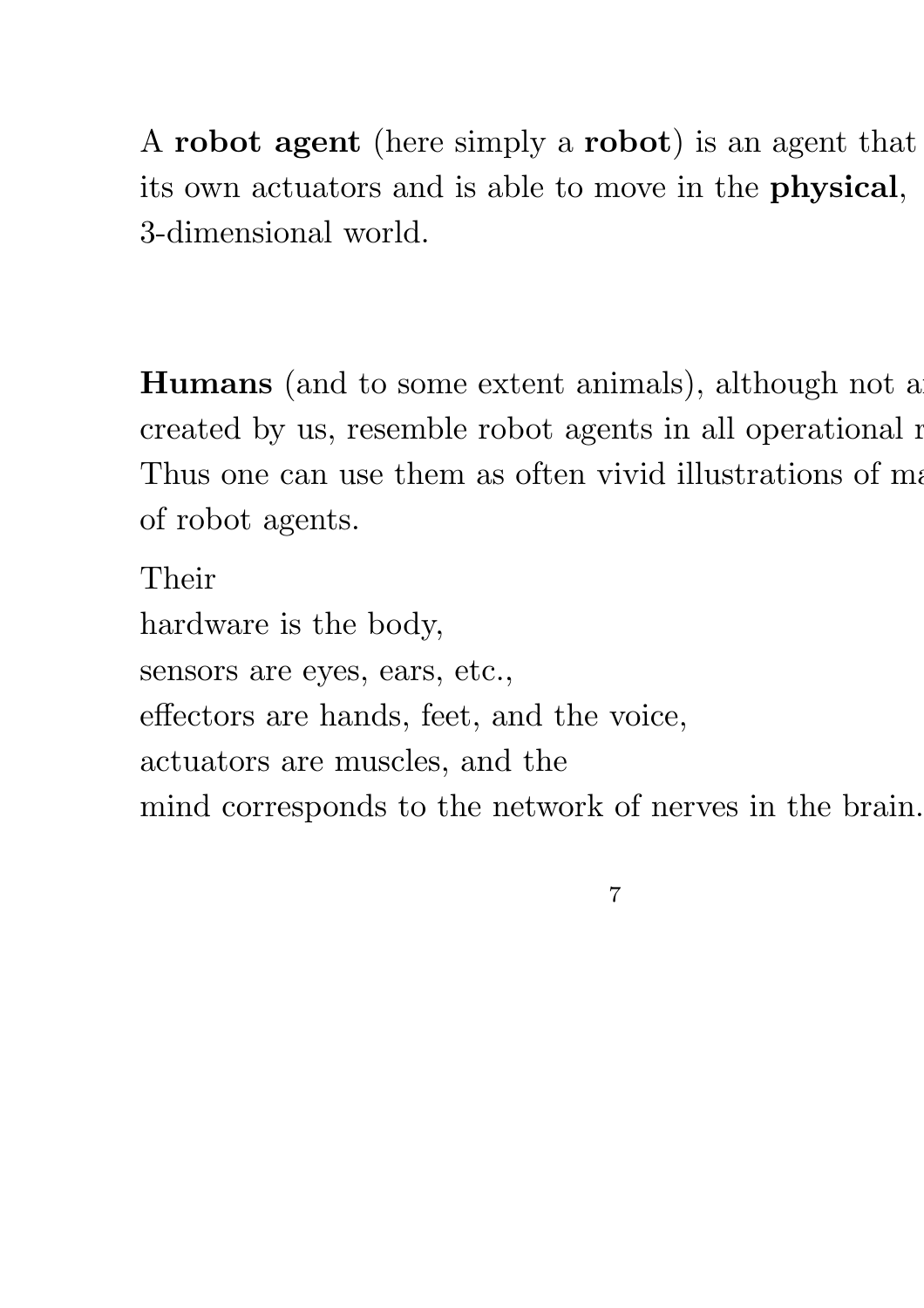A **robot agent** (here simply a **robot**) is an agent that its own actuators and is able to move in the **physical**, 3-dimensional world.

**Humans** (and to some extent animals), although not a created by us, resemble robot agents in all operational r Thus one can use them as often vivid illustrations of ma of robot agents.

Their
hardware is the body,
sensors are eyes, ears, etc.,
effectors are hands, feet, and the voice,
actuators are muscles, and the
mind corresponds to the network of nerves in the brain.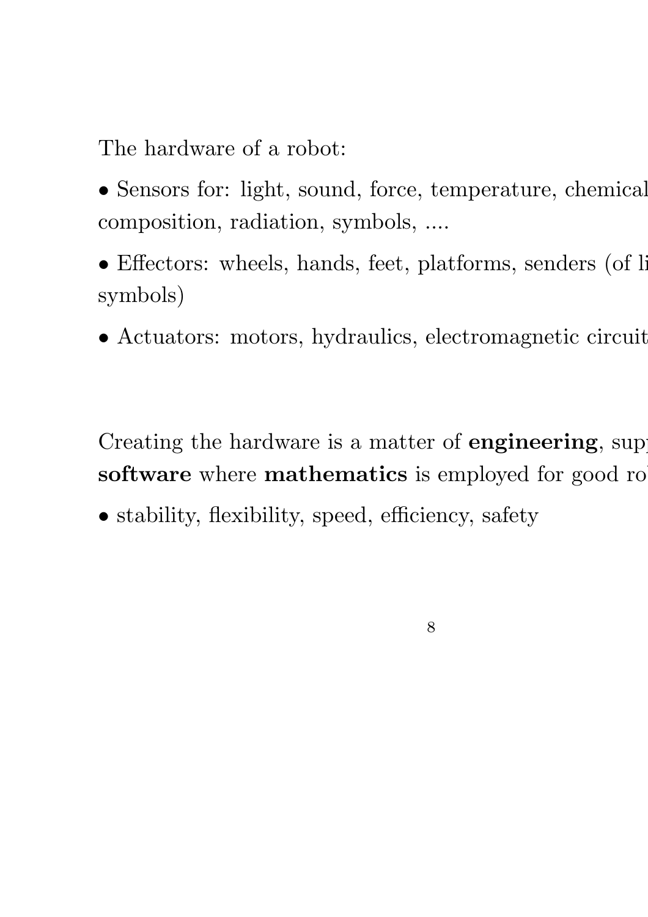The hardware of a robot:

- Sensors for: light, sound, force, temperature, chemical composition, radiation, symbols, ....
- Effectors: wheels, hands, feet, platforms, senders (of li symbols)
- Actuators: motors, hydraulics, electromagnetic circuit

Creating the hardware is a matter of **engineering**, sup **software** where **mathematics** is employed for good ro

- stability, flexibility, speed, efficiency, safety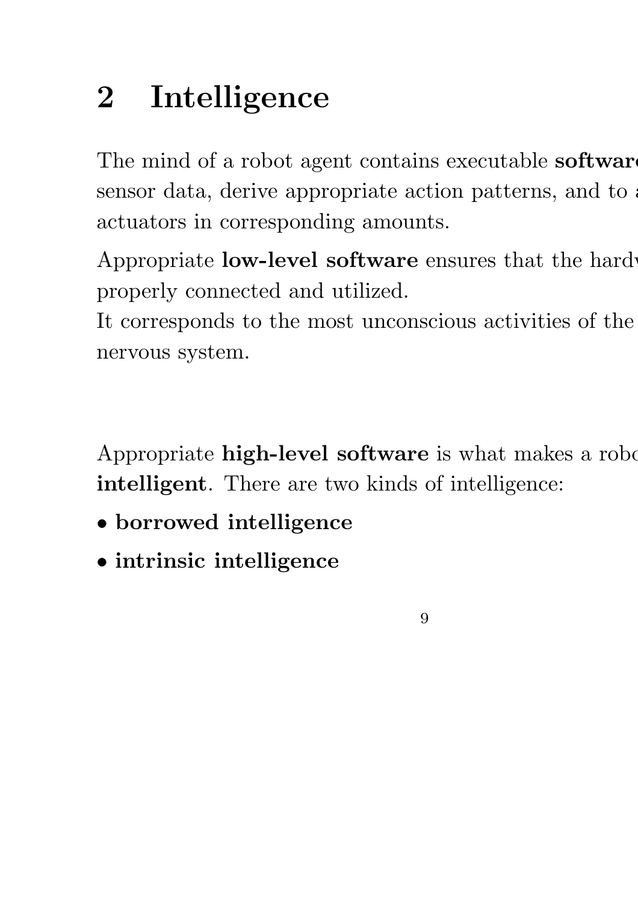# 2 Intelligence

The mind of a robot agent contains executable **softwar** sensor data, derive appropriate action patterns, and to a actuators in corresponding amounts.

Appropriate **low-level software** ensures that the hardw properly connected and utilized.
It corresponds to the most unconscious activities of the nervous system.

Appropriate **high-level software** is what makes a robo **intelligent**. There are two kinds of intelligence:

- **borrowed intelligence**
- **intrinsic intelligence**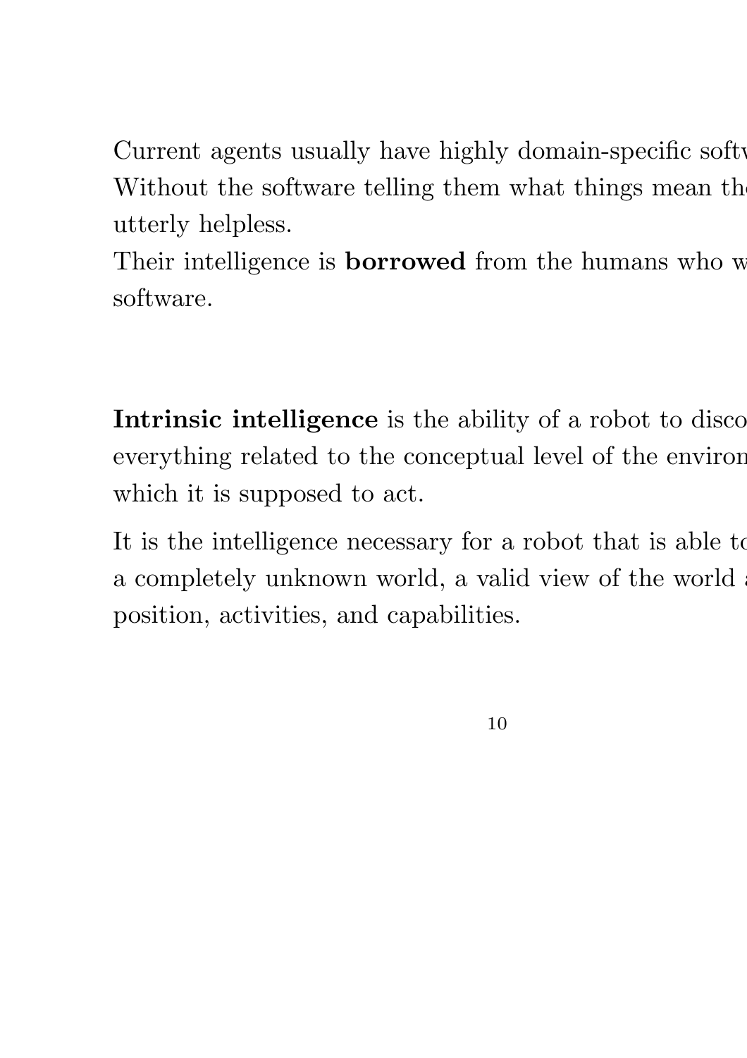Current agents usually have highly domain-specific softw
Without the software telling them what things mean th
utterly helpless.
Their intelligence is **borrowed** from the humans who w
software.

**Intrinsic intelligence** is the ability of a robot to disco
everything related to the conceptual level of the environ
which it is supposed to act.

It is the intelligence necessary for a robot that is able to
a completely unknown world, a valid view of the world a
position, activities, and capabilities.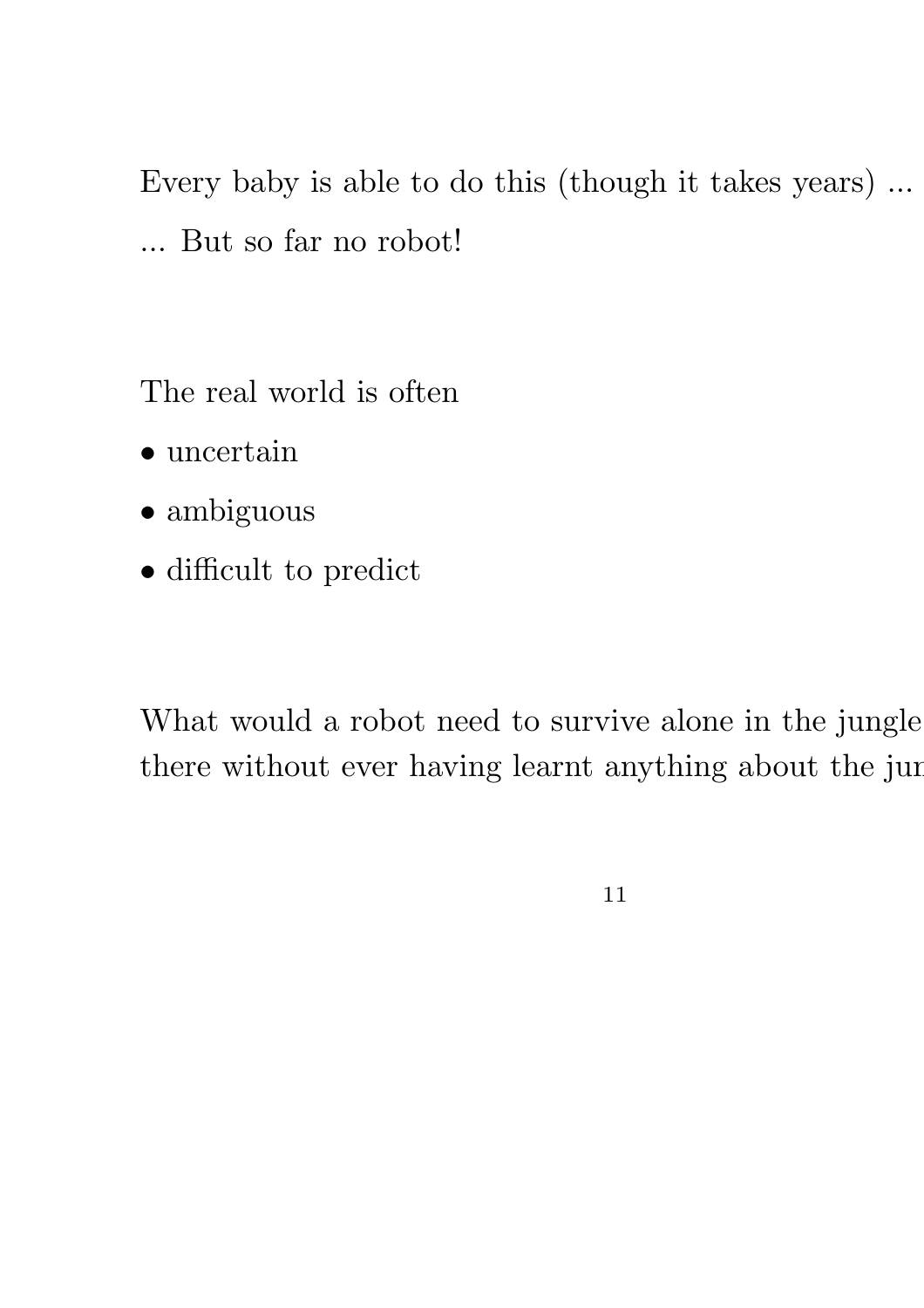Every baby is able to do this (though it takes years) ...

... But so far no robot!

The real world is often

- uncertain
- ambiguous
- difficult to predict

What would a robot need to survive alone in the jungle
there without ever having learnt anything about the jun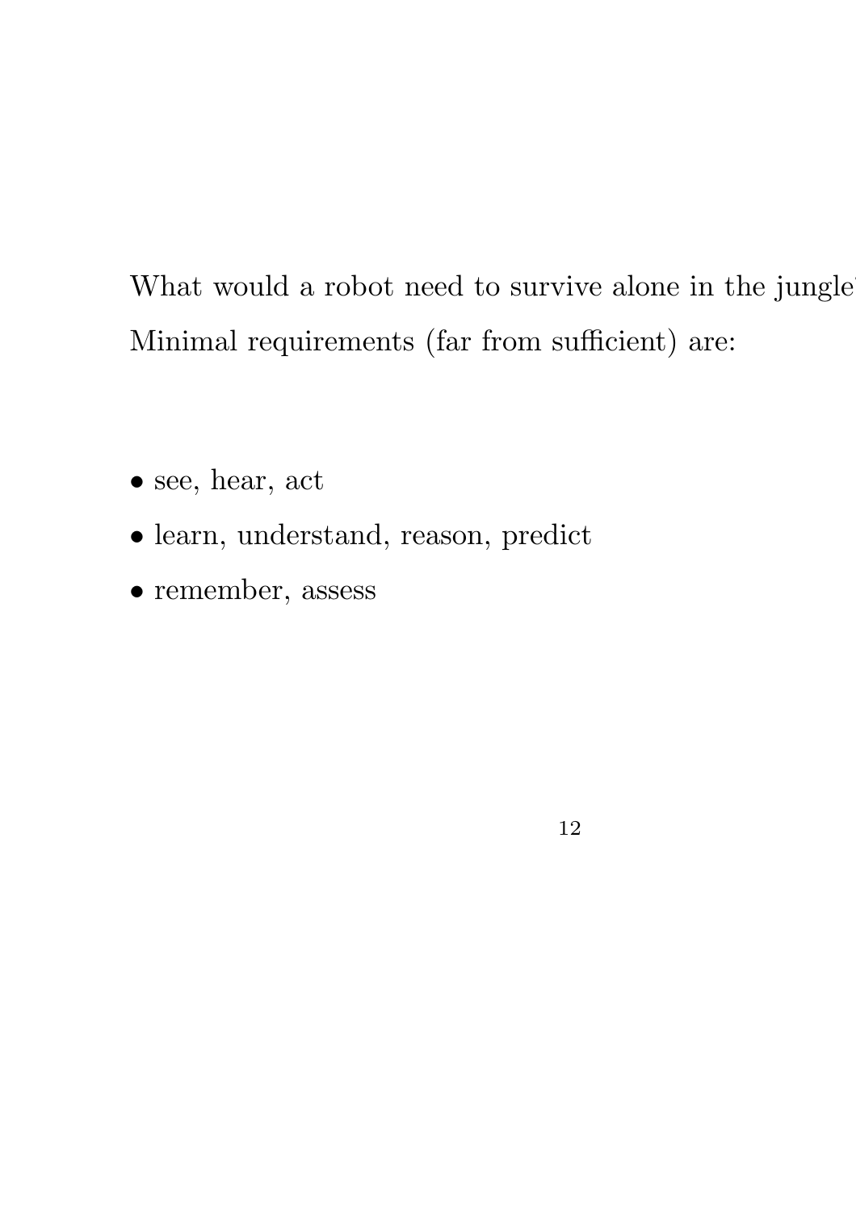What would a robot need to survive alone in the jungle?

Minimal requirements (far from sufficient) are:

- see, hear, act
- learn, understand, reason, predict
- remember, assess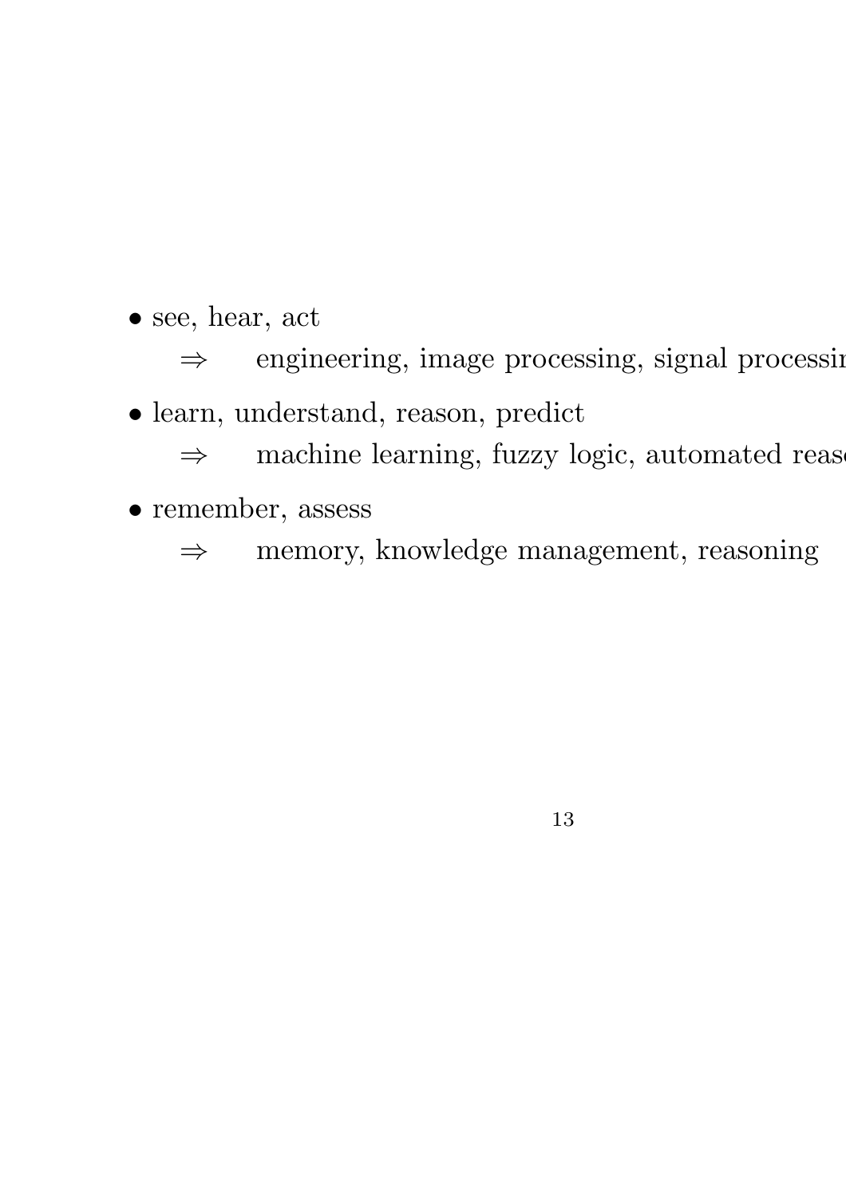- see, hear, act
  - ⇒ engineering, image processing, signal processin
- learn, understand, reason, predict
  - ⇒ machine learning, fuzzy logic, automated reas
- remember, assess
  - ⇒ memory, knowledge management, reasoning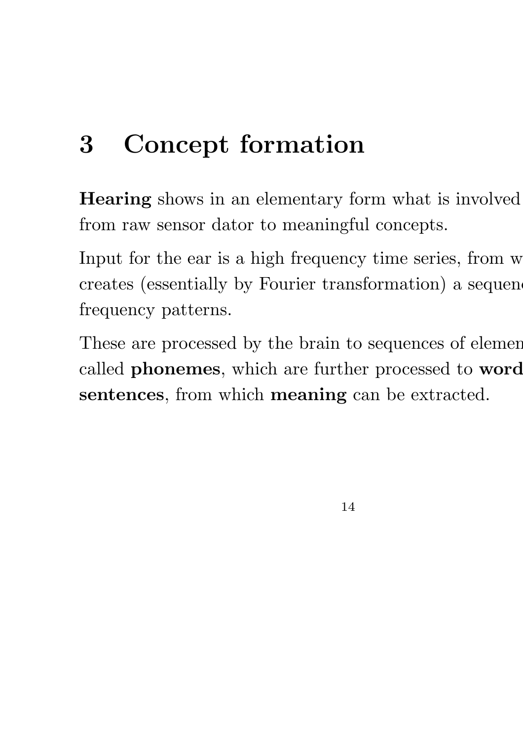# 3 Concept formation

**Hearing** shows in an elementary form what is involved from raw sensor dator to meaningful concepts.

Input for the ear is a high frequency time series, from w creates (essentially by Fourier transformation) a sequen frequency patterns.

These are processed by the brain to sequences of elemen called **phonemes**, which are further processed to **word sentences**, from which **meaning** can be extracted.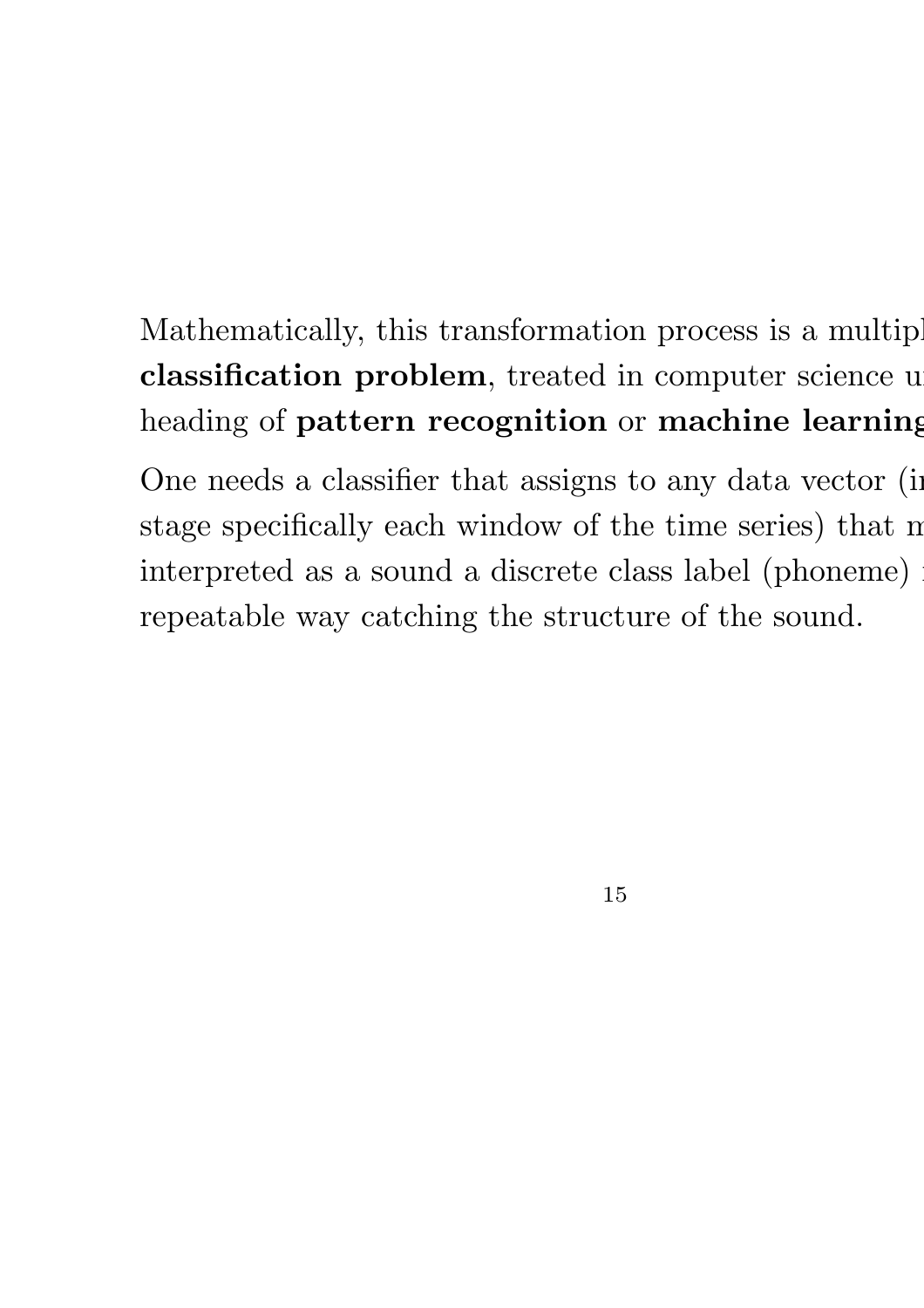Mathematically, this transformation process is a multipl
**classification problem**, treated in computer science u
heading of **pattern recognition** or **machine learning**

One needs a classifier that assigns to any data vector (i
stage specifically each window of the time series) that m
interpreted as a sound a discrete class label (phoneme)
repeatable way catching the structure of the sound.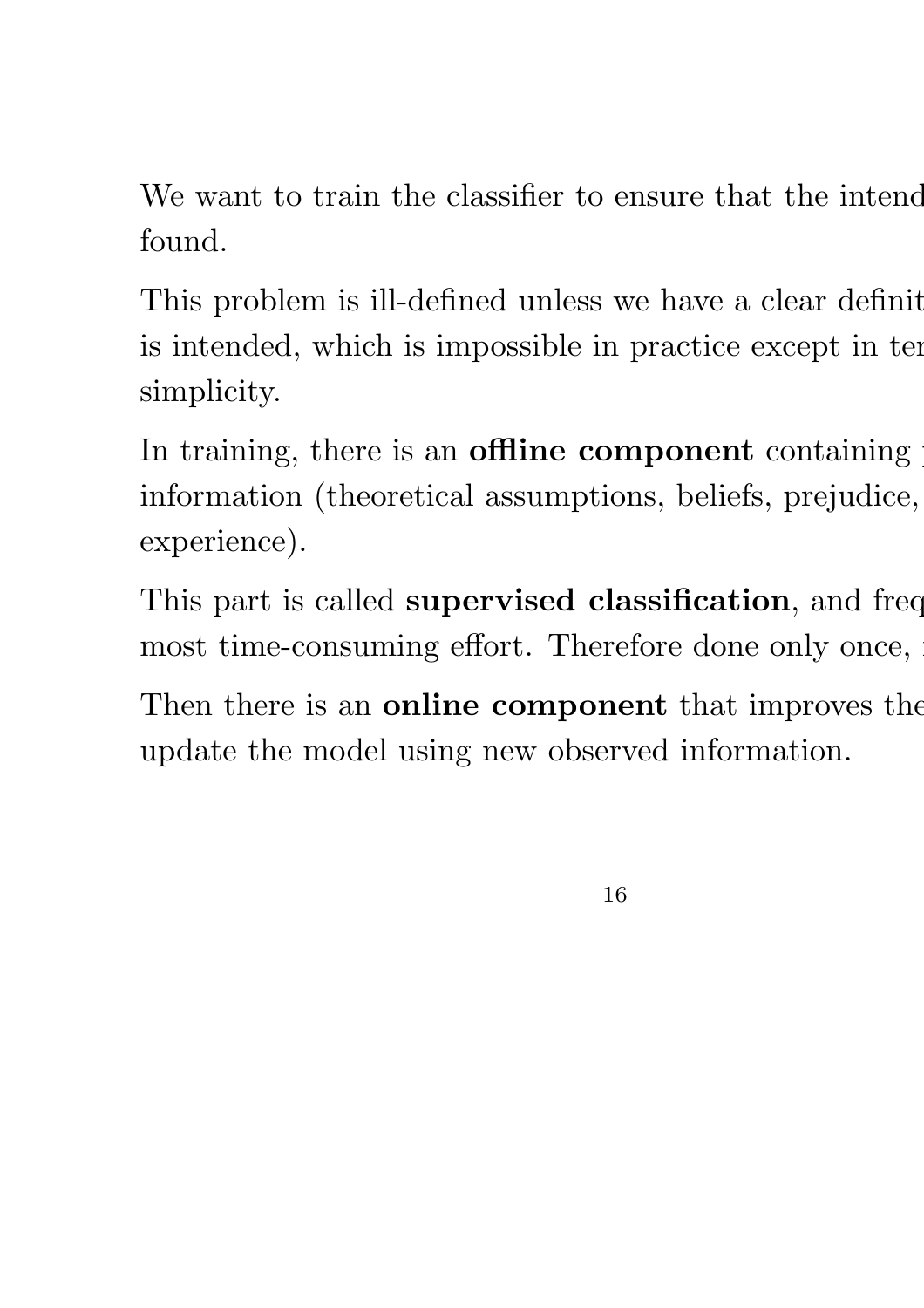We want to train the classifier to ensure that the intend
found.

This problem is ill-defined unless we have a clear definit
is intended, which is impossible in practice except in ter
simplicity.

In training, there is an **offline component** containing
information (theoretical assumptions, beliefs, prejudice,
experience).

This part is called **supervised classification**, and freq
most time-consuming effort. Therefore done only once,

Then there is an **online component** that improves the
update the model using new observed information.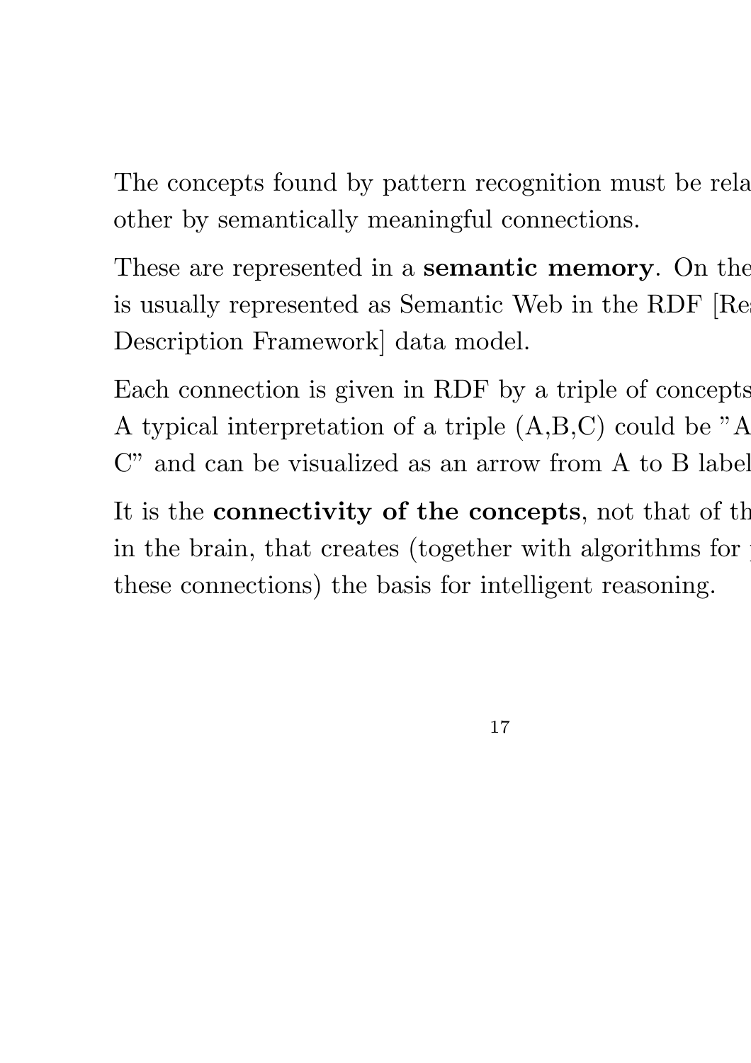The concepts found by pattern recognition must be rela
other by semantically meaningful connections.

These are represented in a **semantic memory**. On the
is usually represented as Semantic Web in the RDF [Re
Description Framework] data model.

Each connection is given in RDF by a triple of concepts
A typical interpretation of a triple (A,B,C) could be "A
C" and can be visualized as an arrow from A to B label

It is the **connectivity of the concepts**, not that of th
in the brain, that creates (together with algorithms for
these connections) the basis for intelligent reasoning.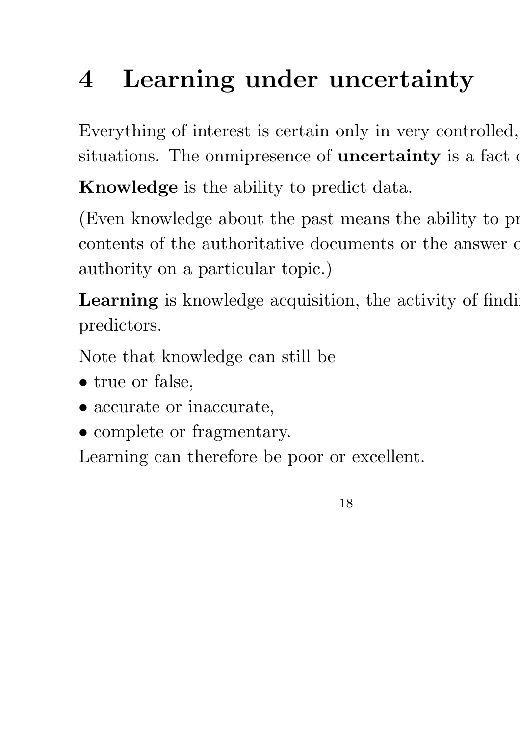# 4 Learning under uncertainty

Everything of interest is certain only in very controlled, situations. The onmipresence of **uncertainty** is a fact c

**Knowledge** is the ability to predict data.

(Even knowledge about the past means the ability to pr contents of the authoritative documents or the answer c authority on a particular topic.)

**Learning** is knowledge acquisition, the activity of findi predictors.

Note that knowledge can still be

- true or false,
- accurate or inaccurate,
- complete or fragmentary.

Learning can therefore be poor or excellent.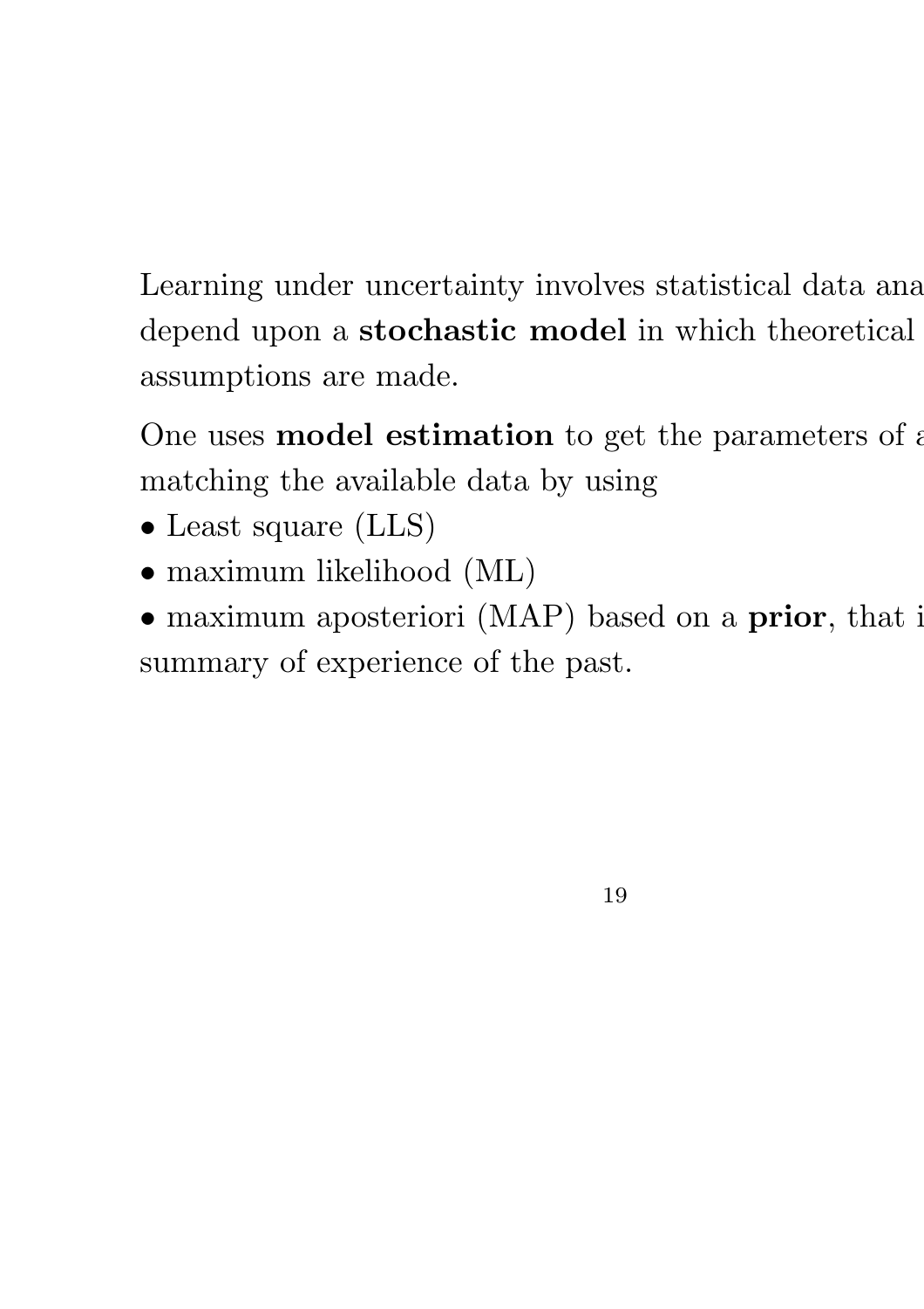Learning under uncertainty involves statistical data ana
depend upon a **stochastic model** in which theoretical
assumptions are made.

One uses **model estimation** to get the parameters of a
matching the available data by using

- Least square (LLS)
- maximum likelihood (ML)
- maximum aposteriori (MAP) based on a **prior**, that i
summary of experience of the past.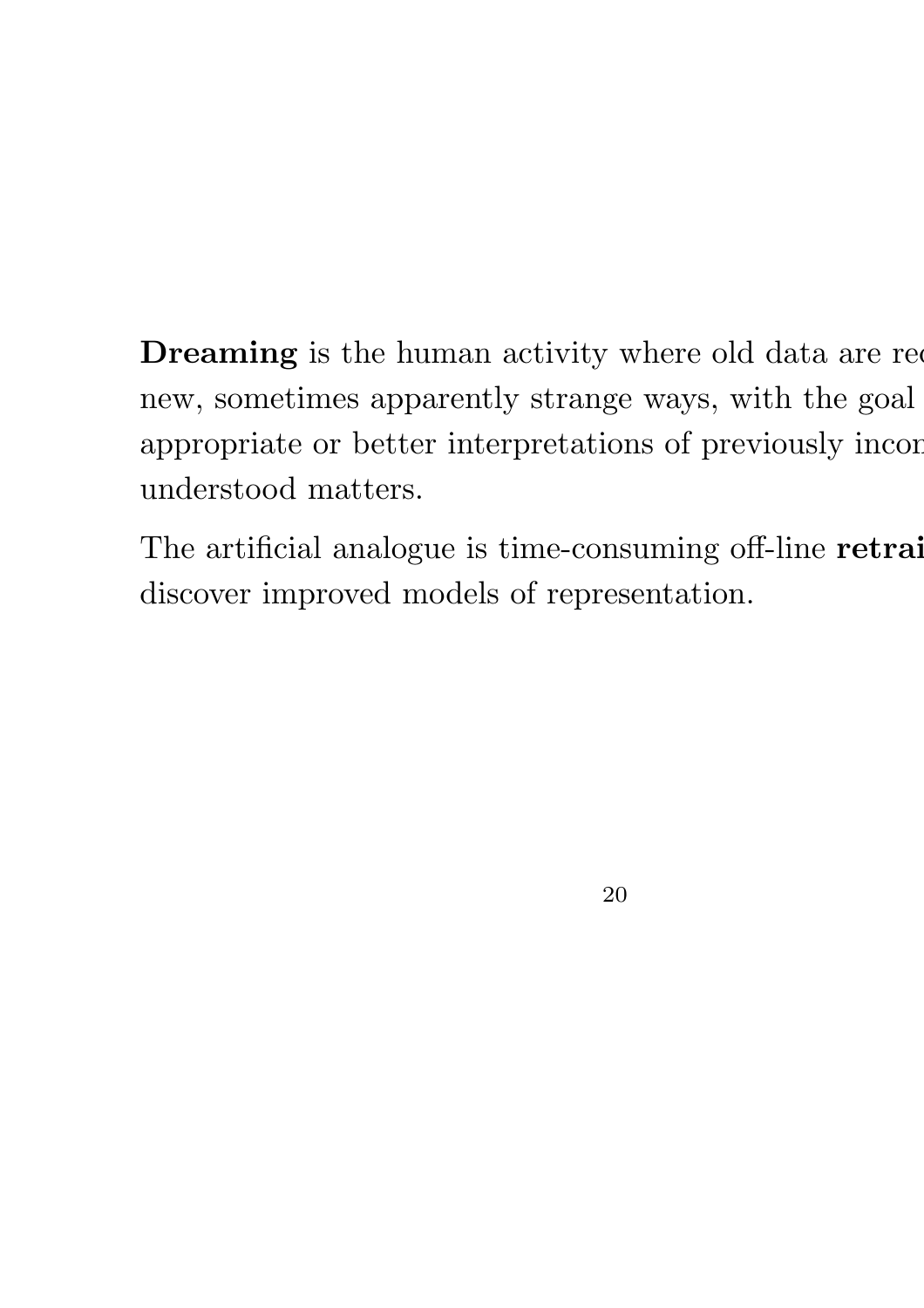**Dreaming** is the human activity where old data are rec
new, sometimes apparently strange ways, with the goal
appropriate or better interpretations of previously incon
understood matters.

The artificial analogue is time-consuming off-line **retrai**
discover improved models of representation.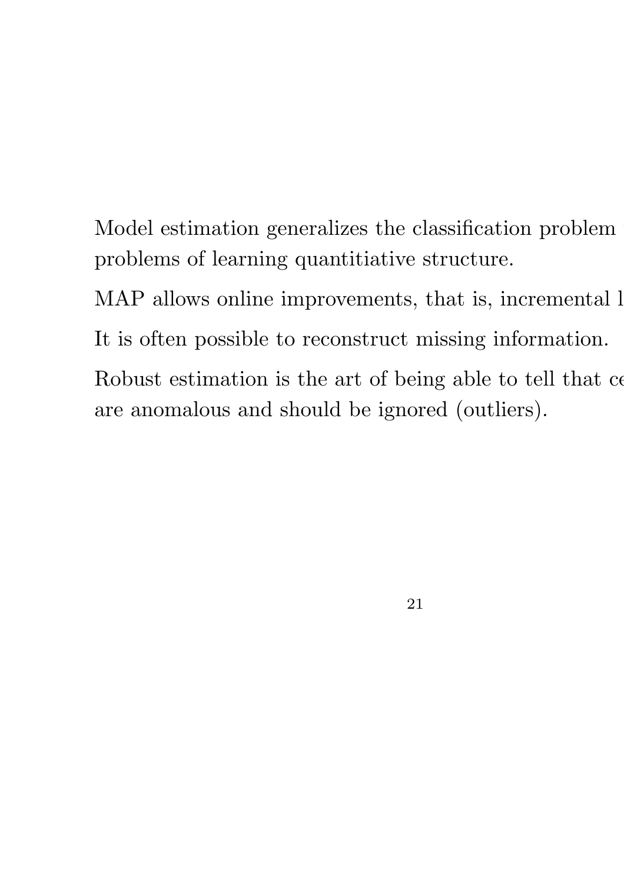Model estimation generalizes the classification problem problems of learning quantitiative structure.

MAP allows online improvements, that is, incremental l

It is often possible to reconstruct missing information.

Robust estimation is the art of being able to tell that ce are anomalous and should be ignored (outliers).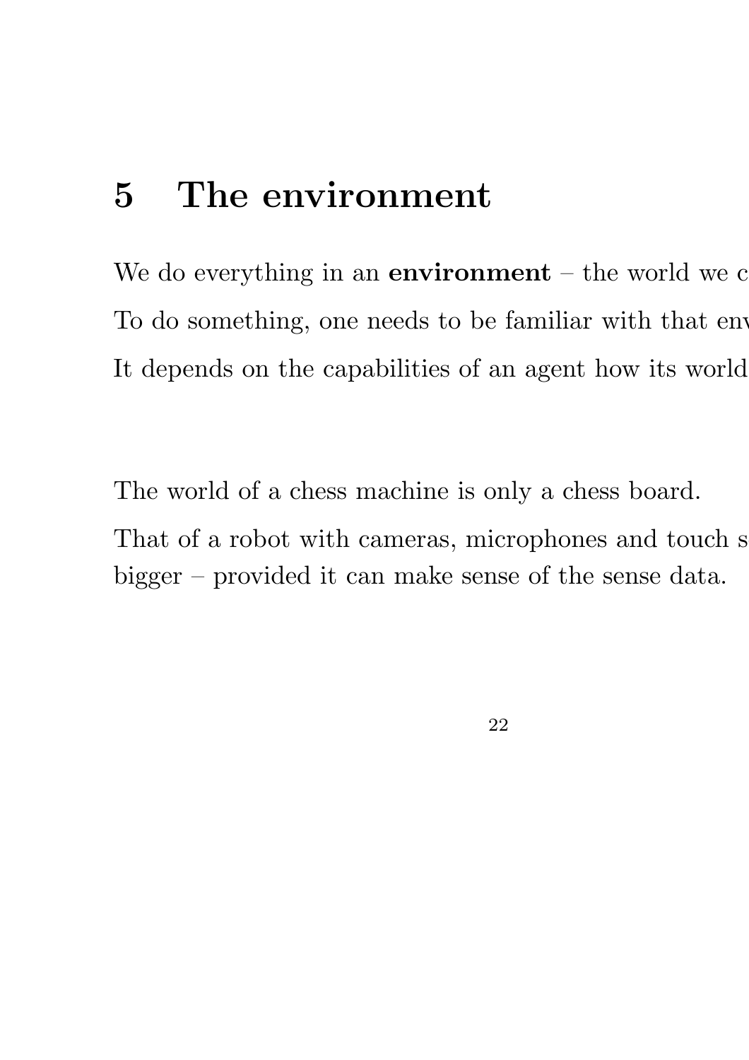# 5 The environment

We do everything in an **environment** – the world we c

To do something, one needs to be familiar with that env

It depends on the capabilities of an agent how its world

The world of a chess machine is only a chess board.

That of a robot with cameras, microphones and touch s
bigger – provided it can make sense of the sense data.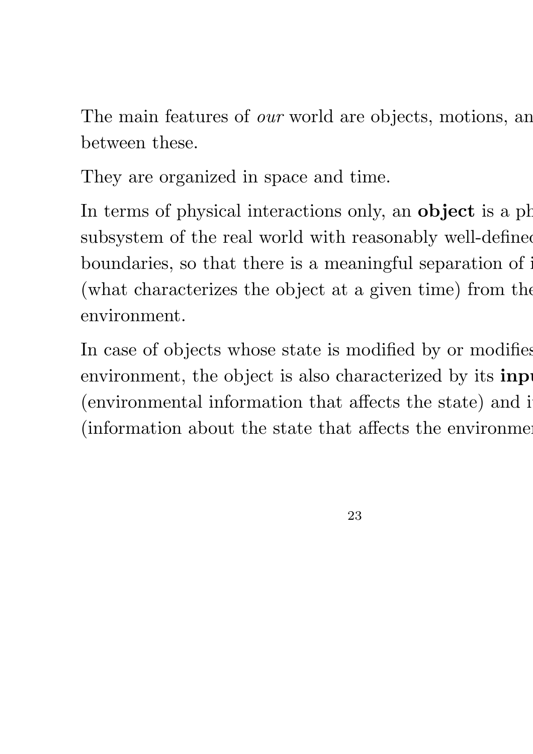The main features of *our* world are objects, motions, an
between these.

They are organized in space and time.

In terms of physical interactions only, an **object** is a ph
subsystem of the real world with reasonably well-definec
boundaries, so that there is a meaningful separation of i
(what characterizes the object at a given time) from the
environment.

In case of objects whose state is modified by or modifies
environment, the object is also characterized by its **inpu**
(environmental information that affects the state) and i
(information about the state that affects the environmer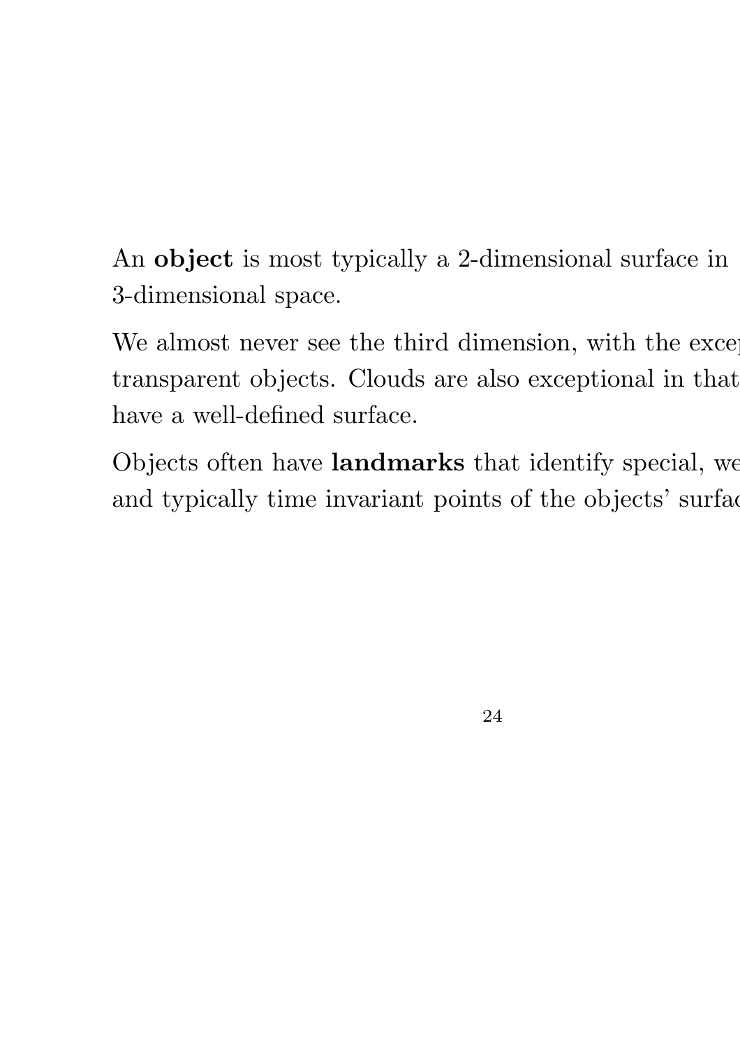An **object** is most typically a 2-dimensional surface in 3-dimensional space.

We almost never see the third dimension, with the excep transparent objects. Clouds are also exceptional in that have a well-defined surface.

Objects often have **landmarks** that identify special, we and typically time invariant points of the objects' surfac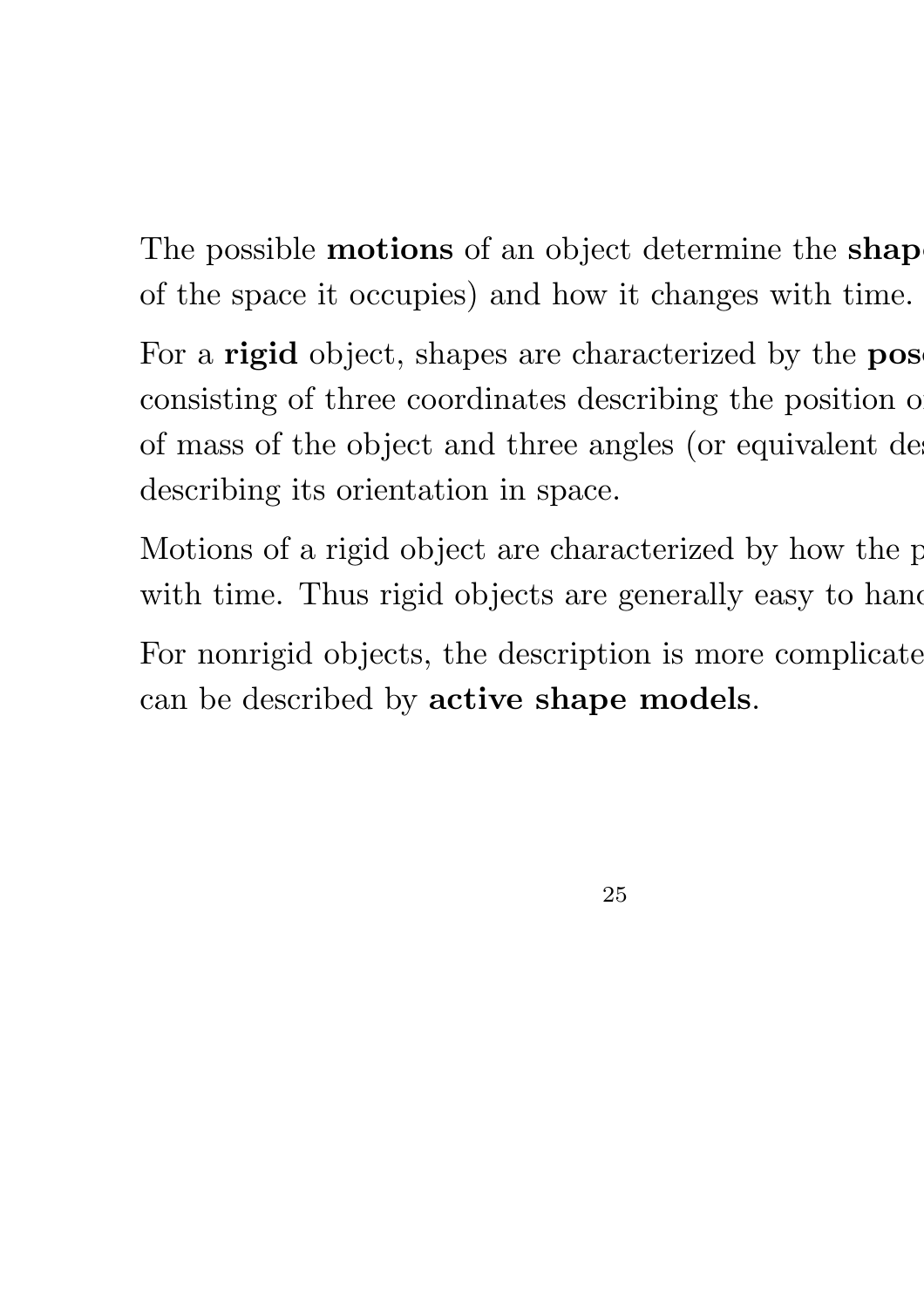The possible **motions** of an object determine the **shap**
of the space it occupies) and how it changes with time.

For a **rigid** object, shapes are characterized by the **pos**
consisting of three coordinates describing the position o
of mass of the object and three angles (or equivalent de
describing its orientation in space.

Motions of a rigid object are characterized by how the p
with time. Thus rigid objects are generally easy to hand

For nonrigid objects, the description is more complicate
can be described by **active shape models**.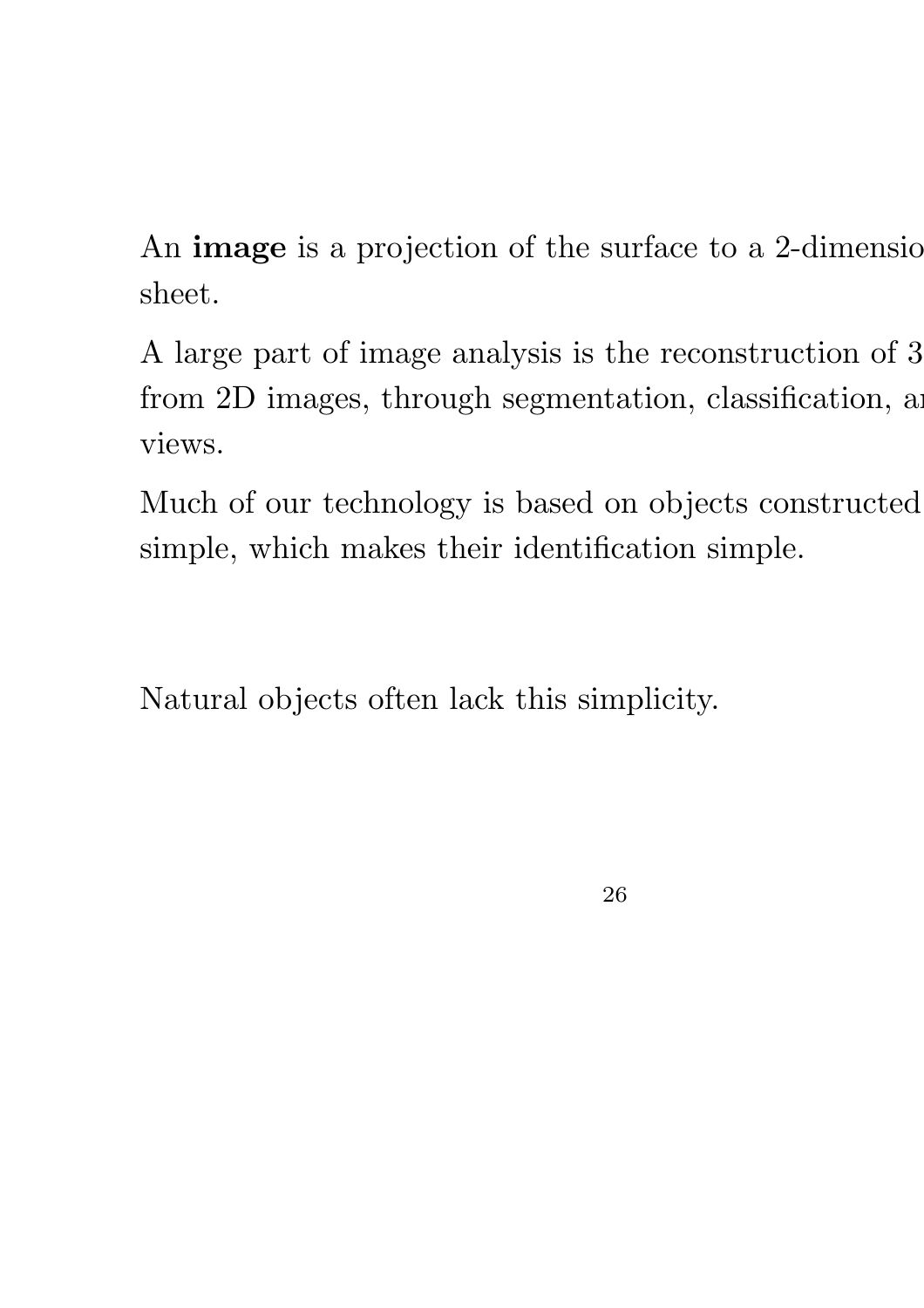An **image** is a projection of the surface to a 2-dimensio
sheet.

A large part of image analysis is the reconstruction of 3
from 2D images, through segmentation, classification, ar
views.

Much of our technology is based on objects constructed
simple, which makes their identification simple.

Natural objects often lack this simplicity.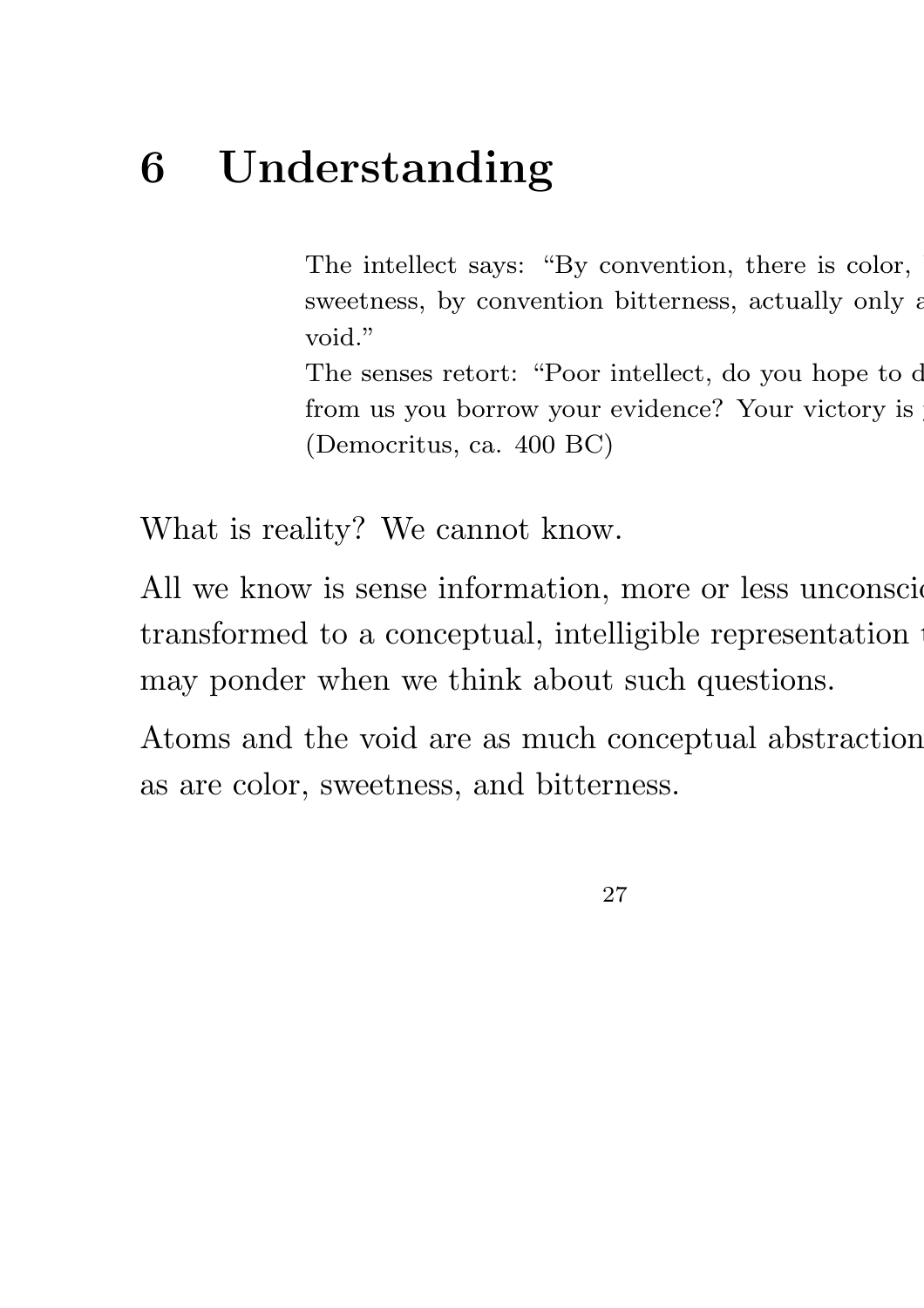# 6 Understanding

> The intellect says: "By convention, there is color, 
> sweetness, by convention bitterness, actually only a
> void."
> The senses retort: "Poor intellect, do you hope to d
> from us you borrow your evidence? Your victory is 
> (Democritus, ca. 400 BC)

What is reality? We cannot know.

All we know is sense information, more or less unconsci
transformed to a conceptual, intelligible representation 
may ponder when we think about such questions.

Atoms and the void are as much conceptual abstraction
as are color, sweetness, and bitterness.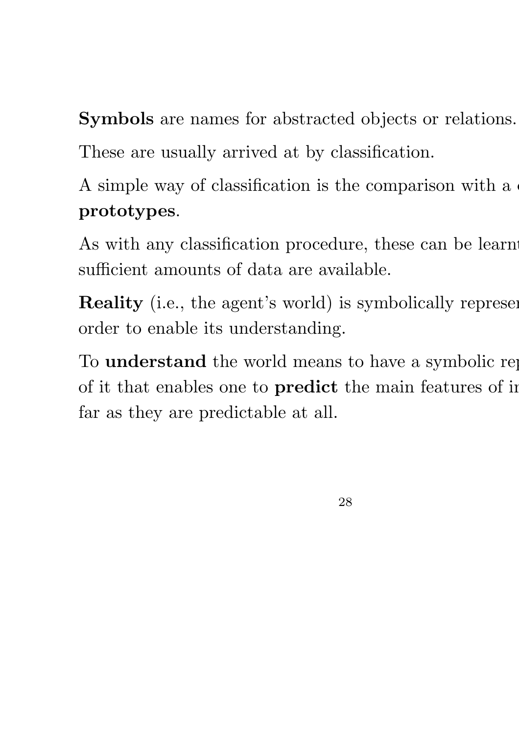**Symbols** are names for abstracted objects or relations.

These are usually arrived at by classification.

A simple way of classification is the comparison with a c
**prototypes**.

As with any classification procedure, these can be learnt
sufficient amounts of data are available.

**Reality** (i.e., the agent's world) is symbolically represen
order to enable its understanding.

To **understand** the world means to have a symbolic rep
of it that enables one to **predict** the main features of in
far as they are predictable at all.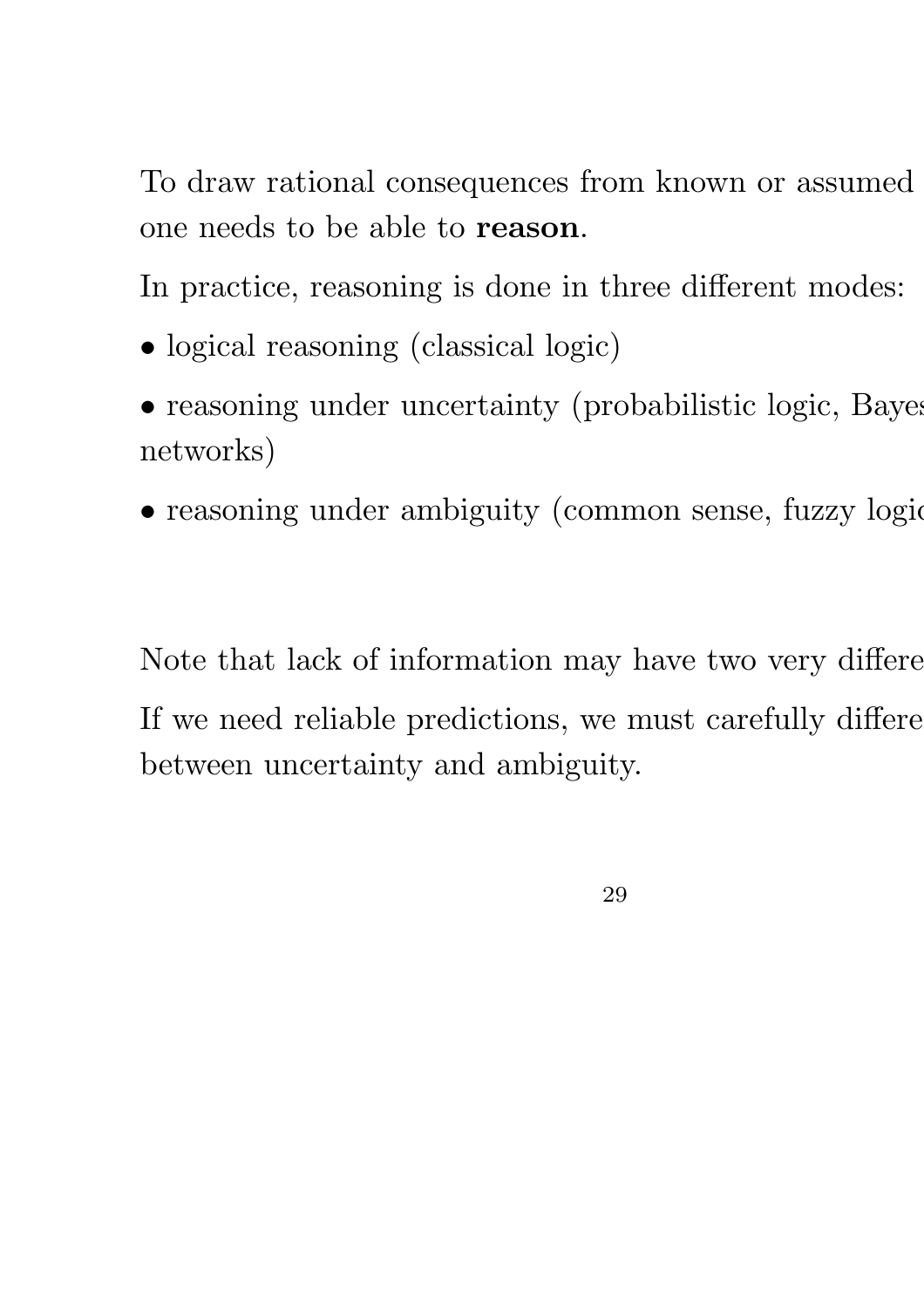To draw rational consequences from known or assumed
one needs to be able to **reason**.

In practice, reasoning is done in three different modes:

- logical reasoning (classical logic)
- reasoning under uncertainty (probabilistic logic, Bayes networks)
- reasoning under ambiguity (common sense, fuzzy logic

Note that lack of information may have two very differe

If we need reliable predictions, we must carefully differe between uncertainty and ambiguity.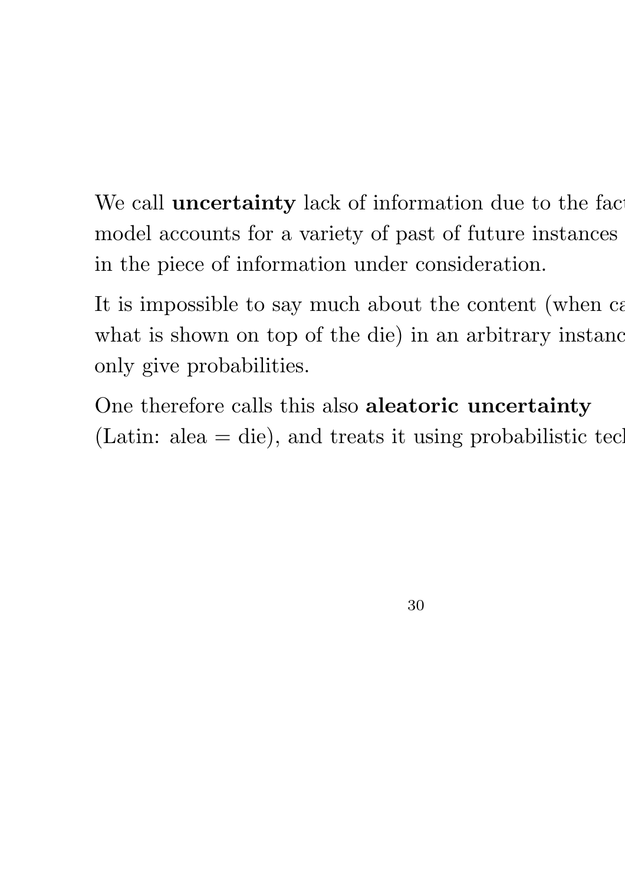We call **uncertainty** lack of information due to the fact model accounts for a variety of past of future instances in the piece of information under consideration.

It is impossible to say much about the content (when ca what is shown on top of the die) in an arbitrary instanc only give probabilities.

One therefore calls this also **aleatoric uncertainty** (Latin: alea = die), and treats it using probabilistic tec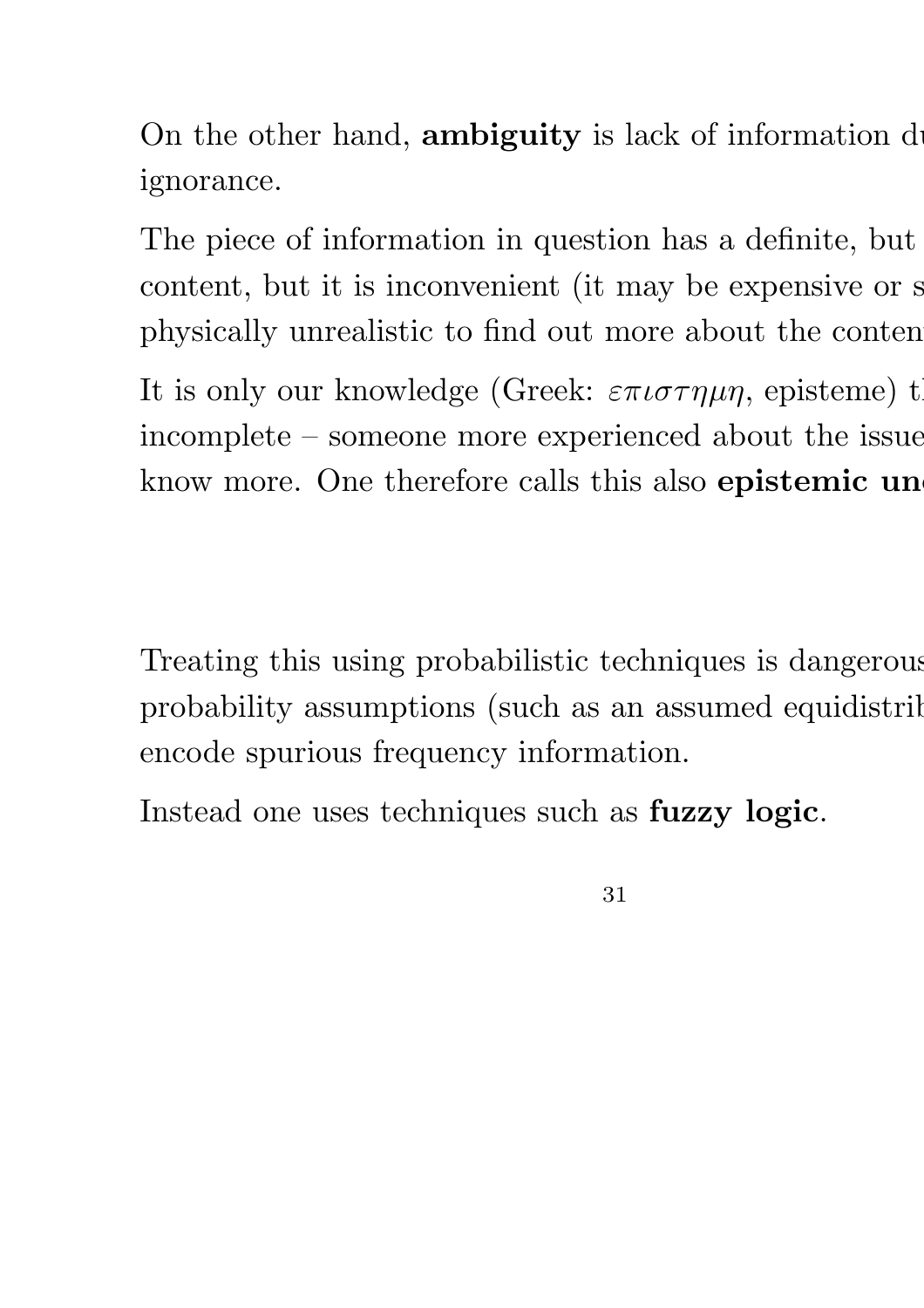On the other hand, **ambiguity** is lack of information du
ignorance.

The piece of information in question has a definite, but
content, but it is inconvenient (it may be expensive or s
physically unrealistic to find out more about the conten

It is only our knowledge (Greek: $\varepsilon\pi\iota\sigma\tau\eta\mu\eta$, episteme) t
incomplete – someone more experienced about the issue
know more. One therefore calls this also **epistemic un**

Treating this using probabilistic techniques is dangerous
probability assumptions (such as an assumed equidistrib
encode spurious frequency information.

Instead one uses techniques such as **fuzzy logic**.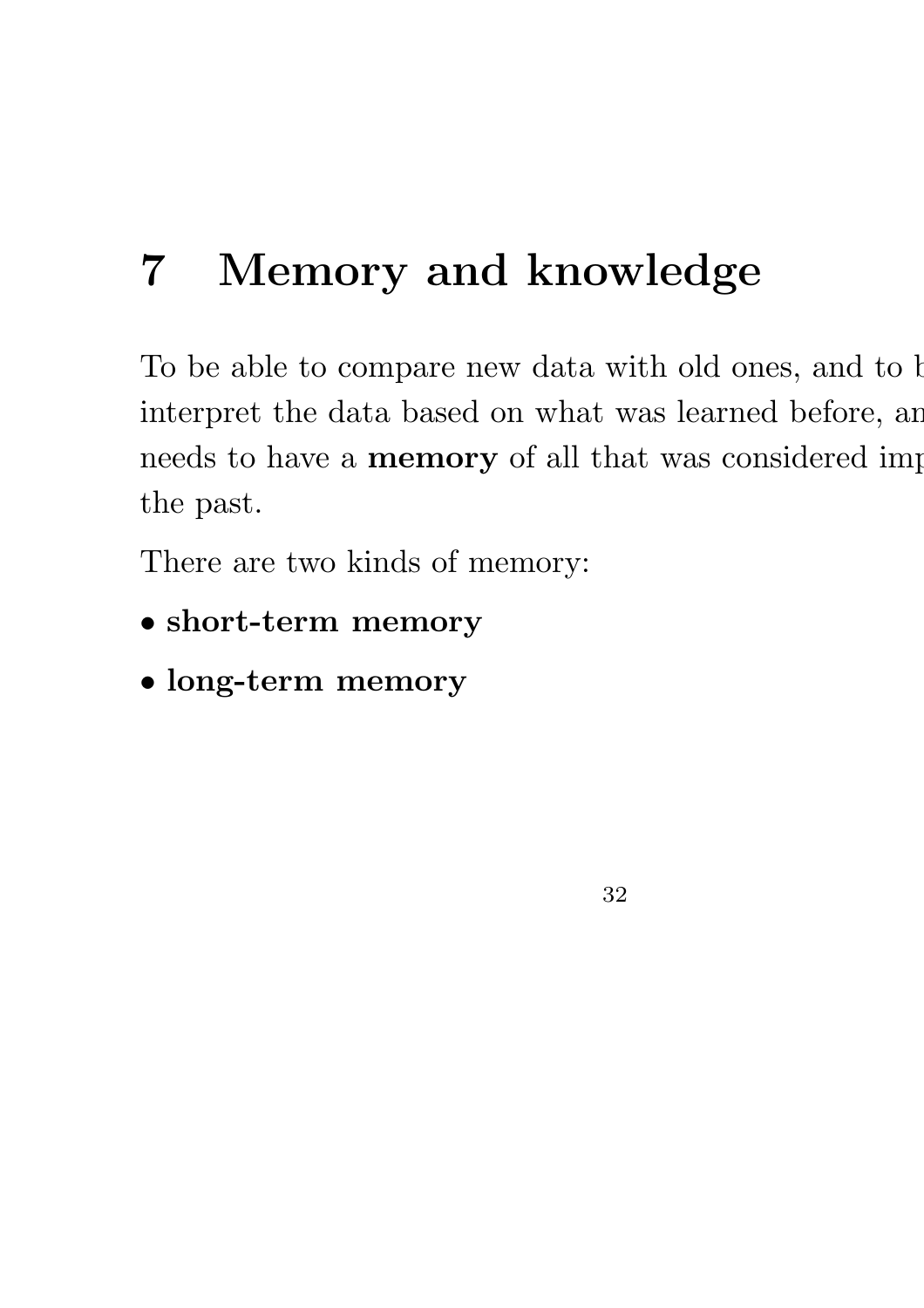# 7 Memory and knowledge

To be able to compare new data with old ones, and to b interpret the data based on what was learned before, an needs to have a **memory** of all that was considered imp the past.

There are two kinds of memory:

- **short-term memory**
- **long-term memory**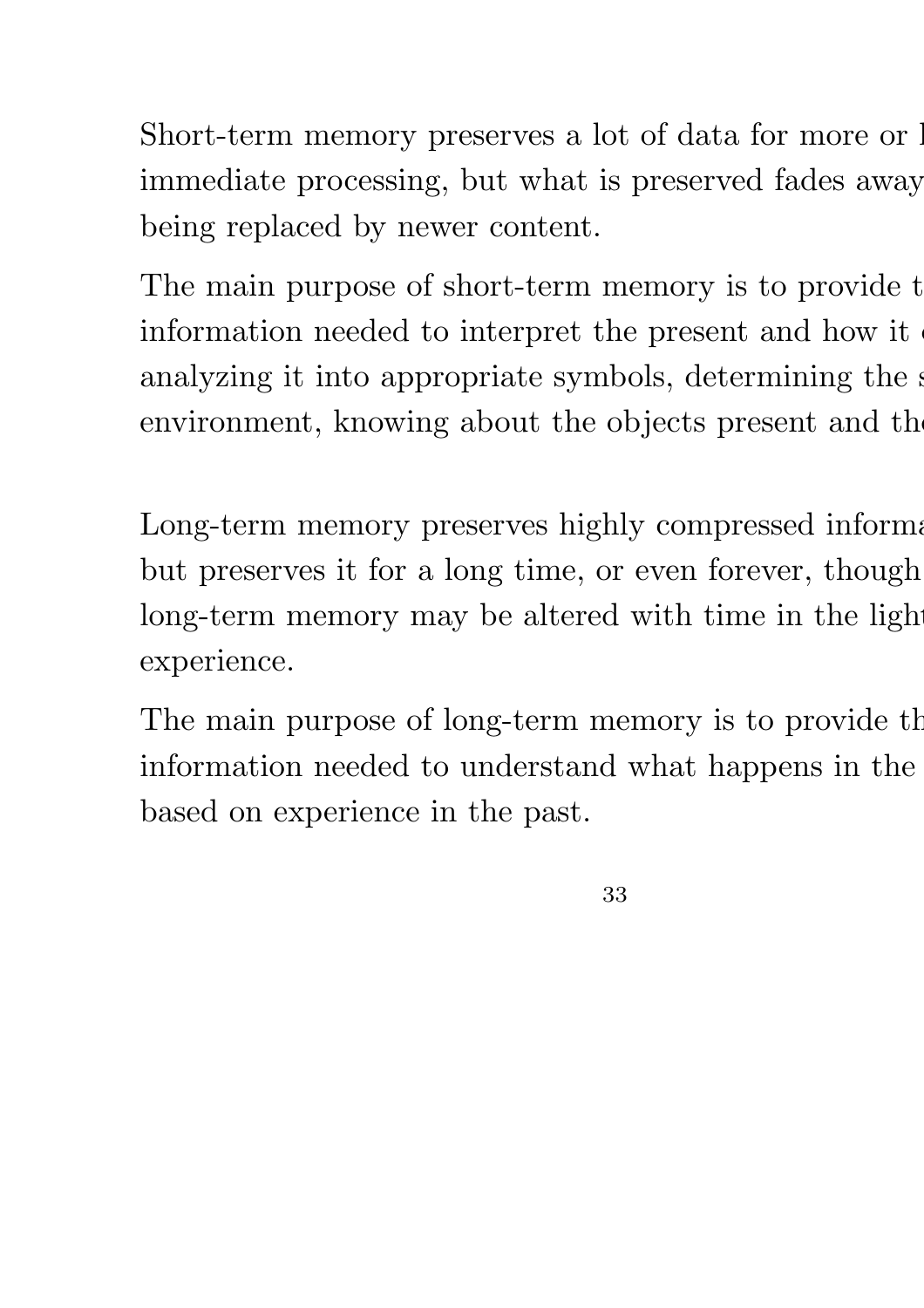Short-term memory preserves a lot of data for more or l
immediate processing, but what is preserved fades away
being replaced by newer content.

The main purpose of short-term memory is to provide t
information needed to interpret the present and how it
analyzing it into appropriate symbols, determining the s
environment, knowing about the objects present and th

Long-term memory preserves highly compressed informa
but preserves it for a long time, or even forever, though
long-term memory may be altered with time in the ligh
experience.

The main purpose of long-term memory is to provide th
information needed to understand what happens in the
based on experience in the past.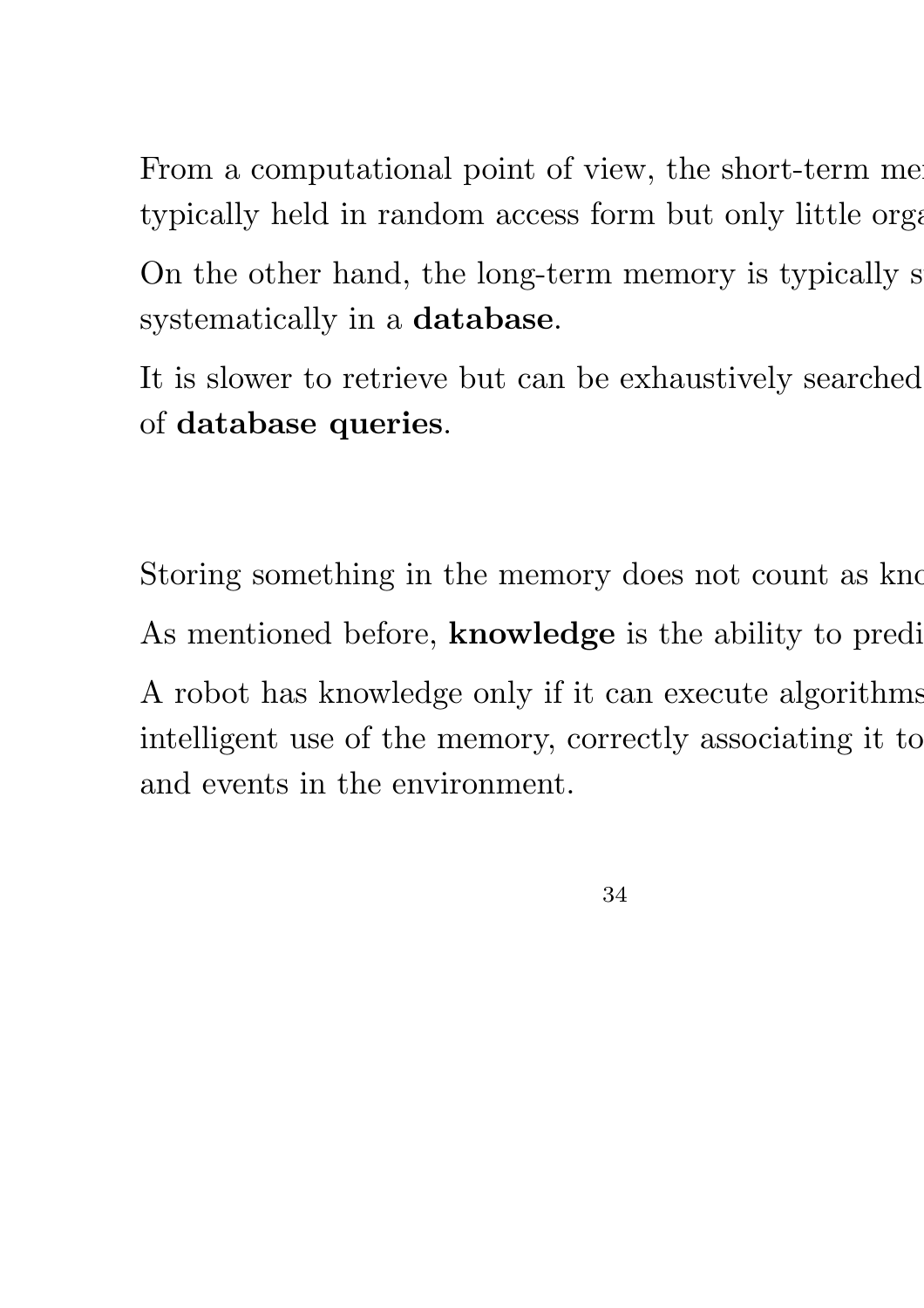From a computational point of view, the short-term me
typically held in random access form but only little orga

On the other hand, the long-term memory is typically s
systematically in a **database**.

It is slower to retrieve but can be exhaustively searched
of **database queries**.

Storing something in the memory does not count as kno

As mentioned before, **knowledge** is the ability to predi

A robot has knowledge only if it can execute algorithms
intelligent use of the memory, correctly associating it to
and events in the environment.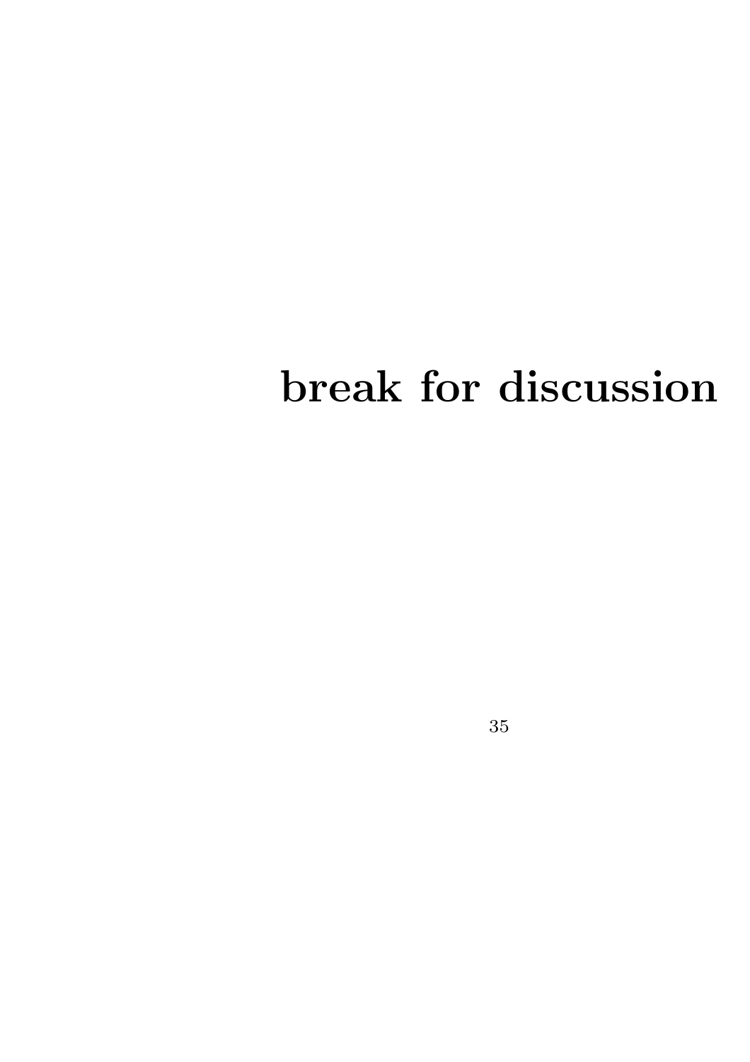# break for discussion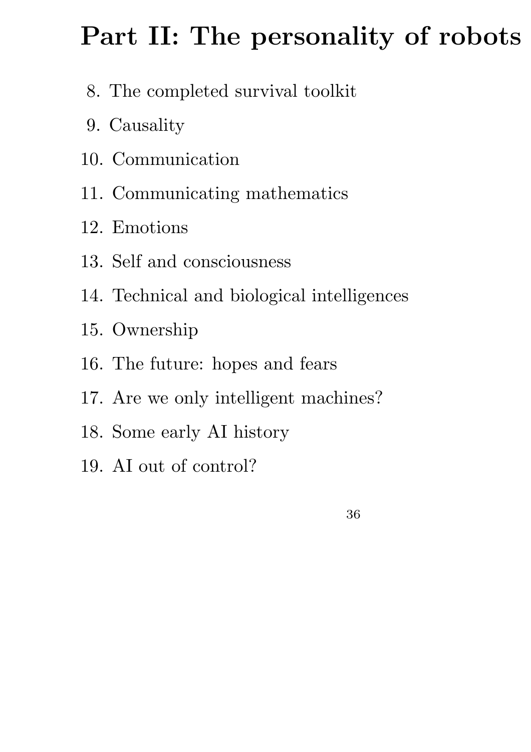# Part II: The personality of robots

8. The completed survival toolkit
9. Causality
10. Communication
11. Communicating mathematics
12. Emotions
13. Self and consciousness
14. Technical and biological intelligences
15. Ownership
16. The future: hopes and fears
17. Are we only intelligent machines?
18. Some early AI history
19. AI out of control?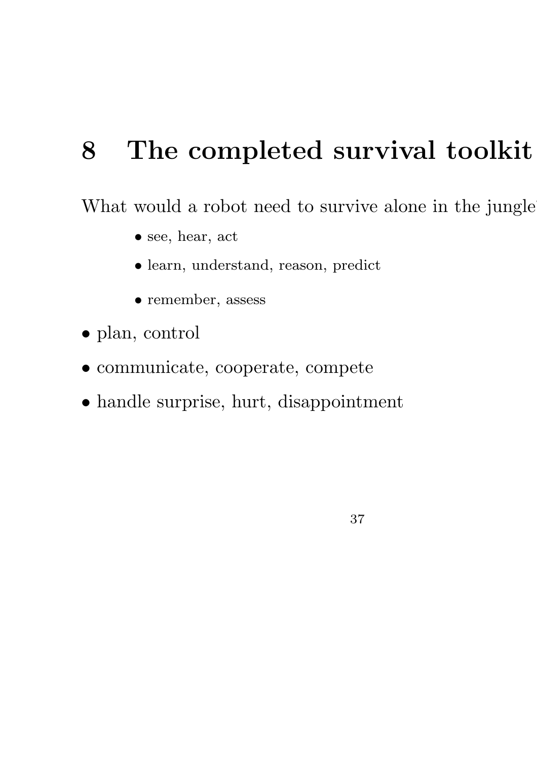# 8 The completed survival toolkit

What would a robot need to survive alone in the jungle

- see, hear, act
- learn, understand, reason, predict
- remember, assess

- plan, control
- communicate, cooperate, compete
- handle surprise, hurt, disappointment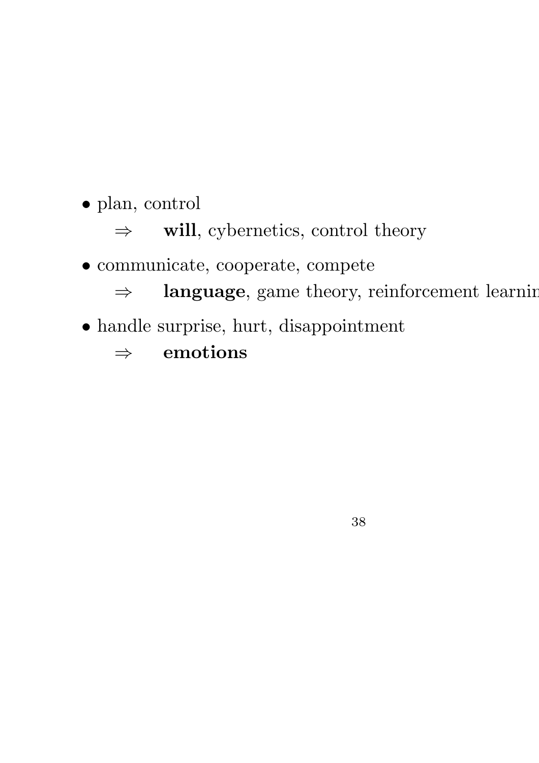- plan, control

  $\Rightarrow$ **will**, cybernetics, control theory

- communicate, cooperate, compete

  $\Rightarrow$ **language**, game theory, reinforcement learnin

- handle surprise, hurt, disappointment

  $\Rightarrow$ **emotions**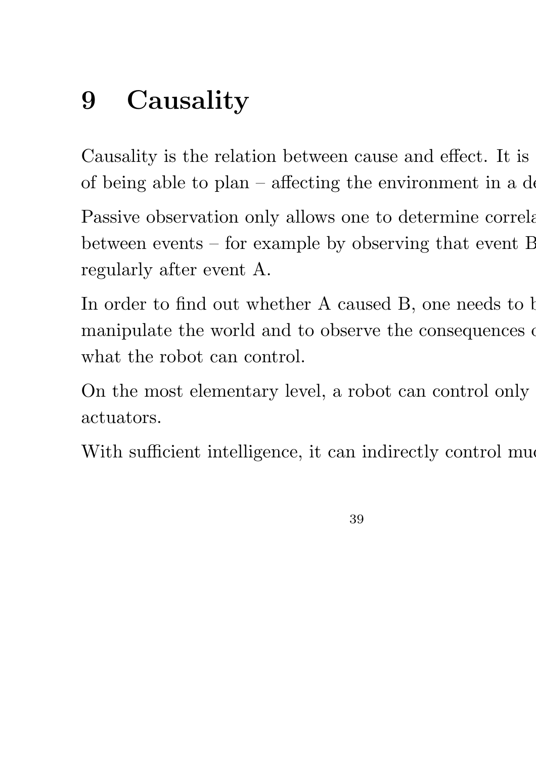# 9 Causality

Causality is the relation between cause and effect. It is
of being able to plan – affecting the environment in a de

Passive observation only allows one to determine correla
between events – for example by observing that event B
regularly after event A.

In order to find out whether A caused B, one needs to b
manipulate the world and to observe the consequences c
what the robot can control.

On the most elementary level, a robot can control only
actuators.

With sufficient intelligence, it can indirectly control muc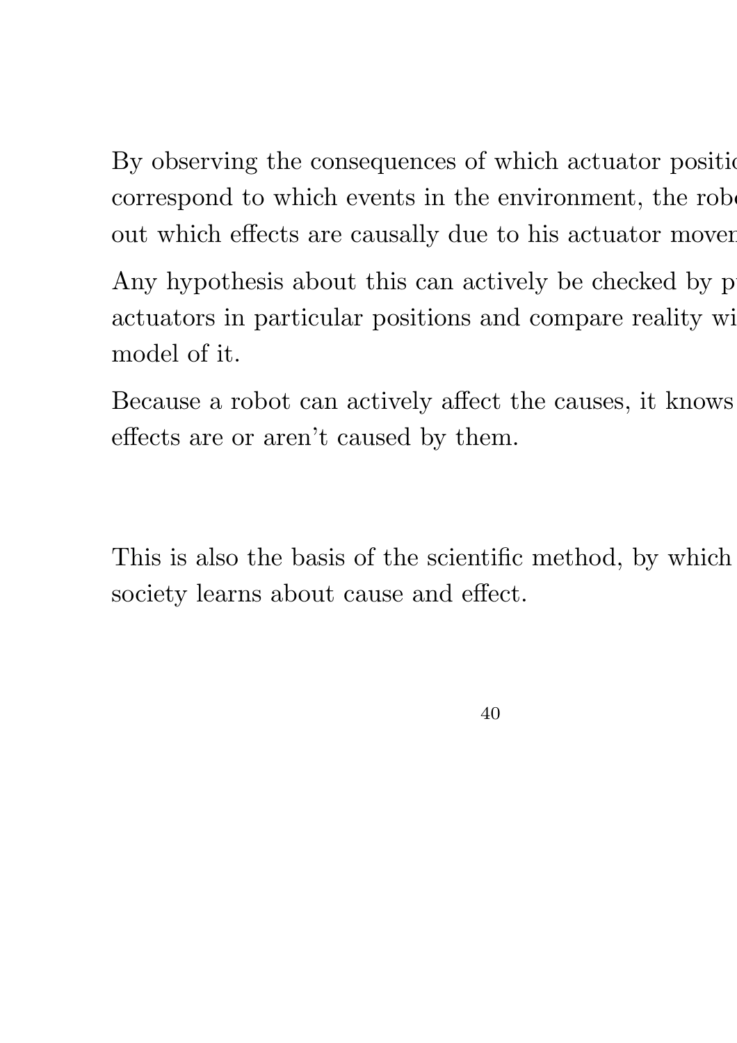By observing the consequences of which actuator positio
correspond to which events in the environment, the robo
out which effects are causally due to his actuator movem

Any hypothesis about this can actively be checked by p
actuators in particular positions and compare reality wi
model of it.

Because a robot can actively affect the causes, it knows
effects are or aren't caused by them.

This is also the basis of the scientific method, by which
society learns about cause and effect.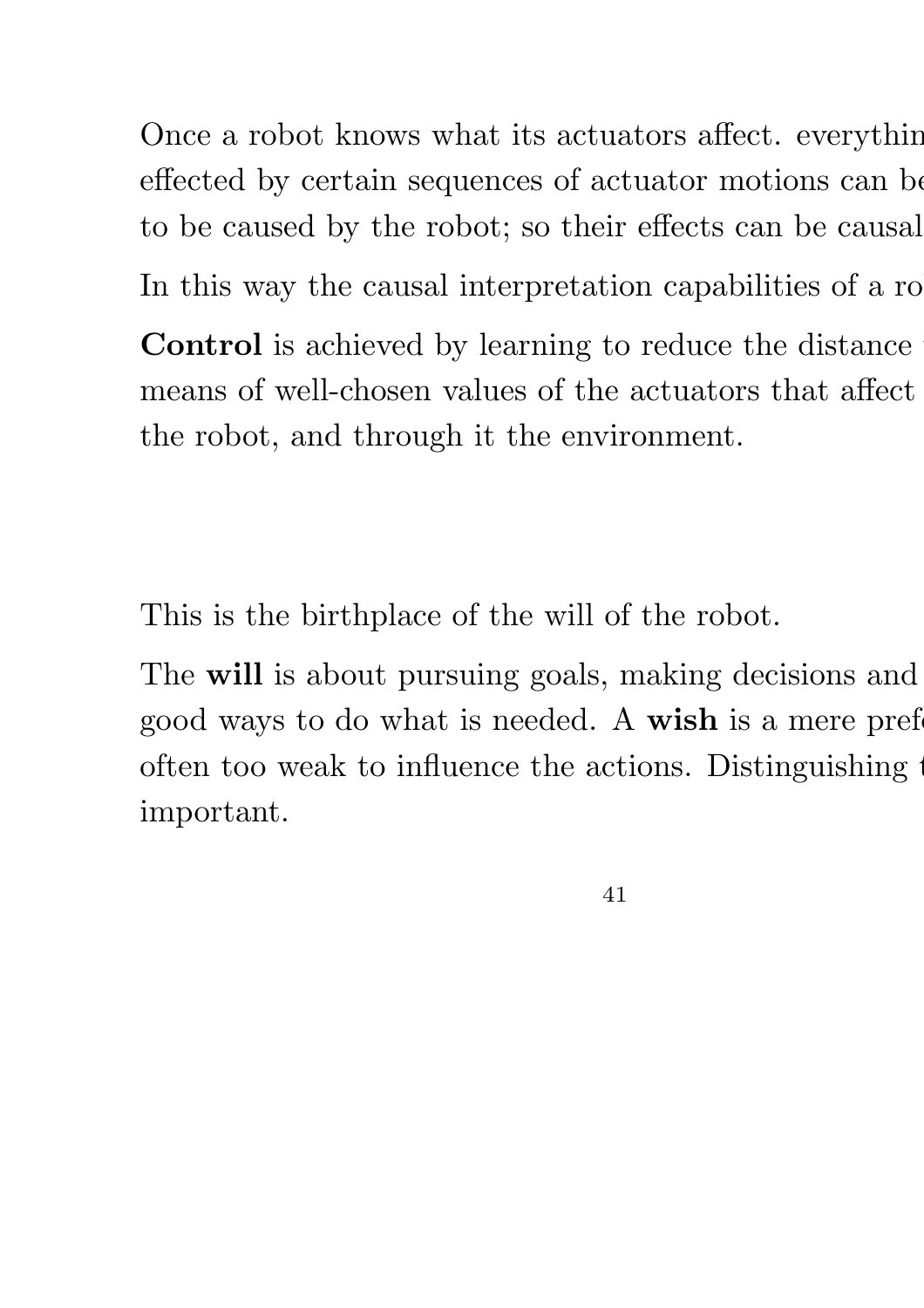Once a robot knows what its actuators affect. everythin
effected by certain sequences of actuator motions can be
to be caused by the robot; so their effects can be causal

In this way the causal interpretation capabilities of a ro

**Control** is achieved by learning to reduce the distance
means of well-chosen values of the actuators that affect
the robot, and through it the environment.

This is the birthplace of the will of the robot.

The **will** is about pursuing goals, making decisions and
good ways to do what is needed. A **wish** is a mere pref
often too weak to influence the actions. Distinguishing
important.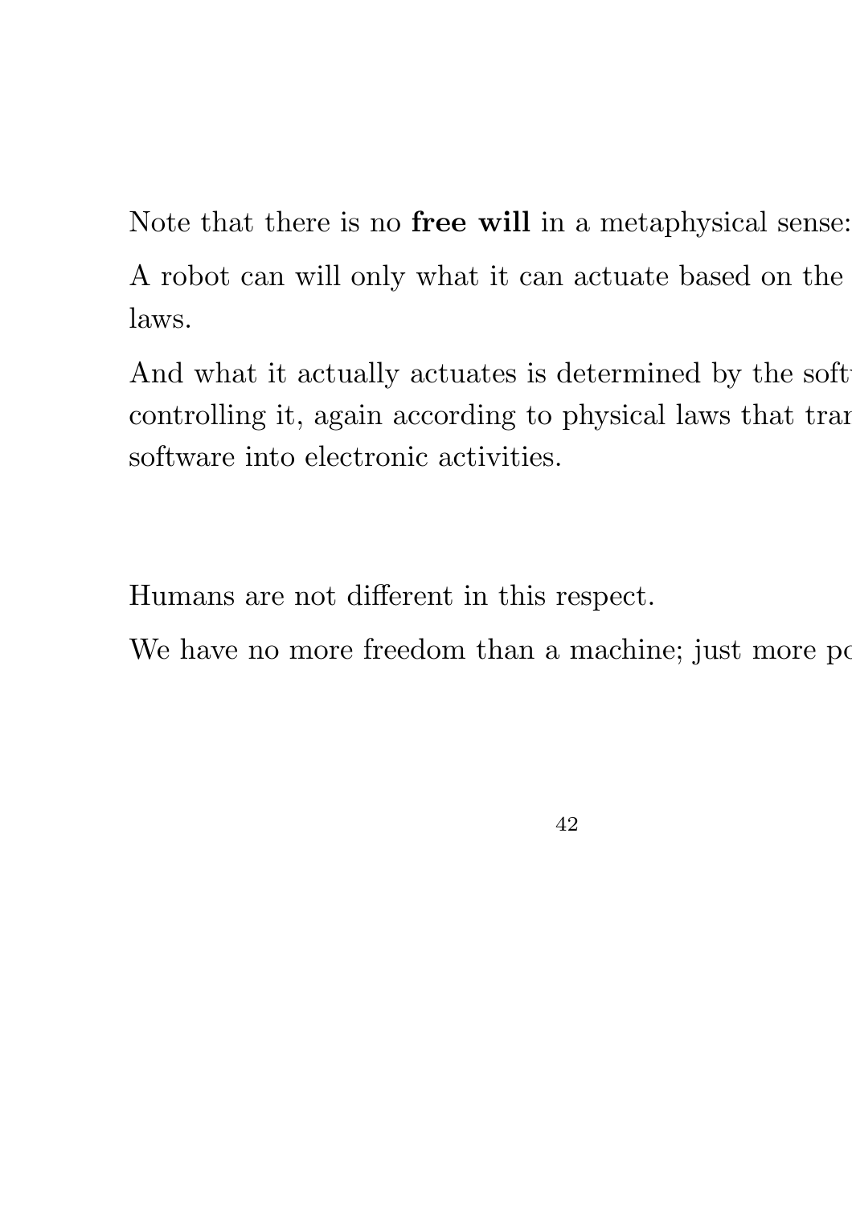Note that there is no **free will** in a metaphysical sense:

A robot can will only what it can actuate based on the laws.

And what it actually actuates is determined by the soft controlling it, again according to physical laws that tran software into electronic activities.

Humans are not different in this respect.

We have no more freedom than a machine; just more po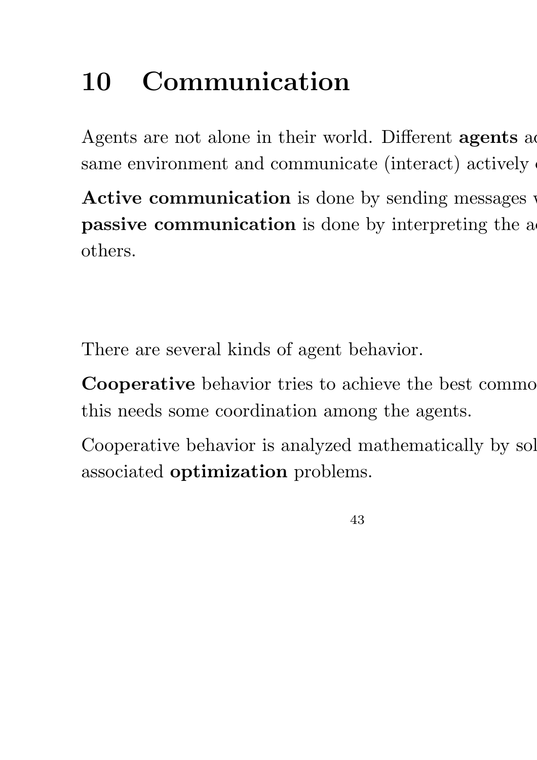# 10 Communication

Agents are not alone in their world. Different **agents** a
same environment and communicate (interact) actively

**Active communication** is done by sending messages
**passive communication** is done by interpreting the a
others.

There are several kinds of agent behavior.

**Cooperative** behavior tries to achieve the best commo
this needs some coordination among the agents.

Cooperative behavior is analyzed mathematically by so
associated **optimization** problems.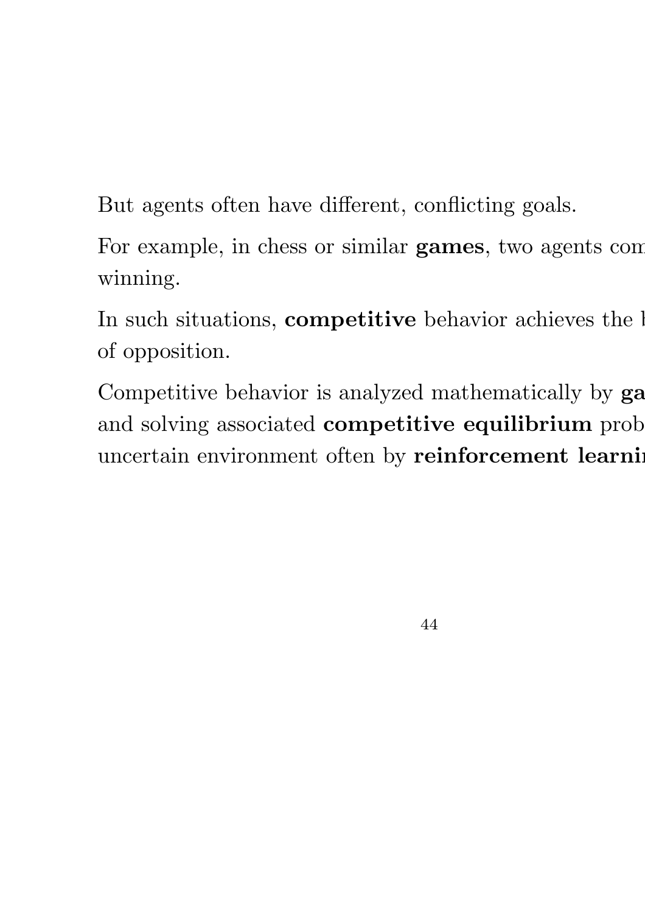But agents often have different, conflicting goals.

For example, in chess or similar **games**, two agents com
winning.

In such situations, **competitive** behavior achieves the b
of opposition.

Competitive behavior is analyzed mathematically by **ga**
and solving associated **competitive equilibrium** prob
uncertain environment often by **reinforcement learni**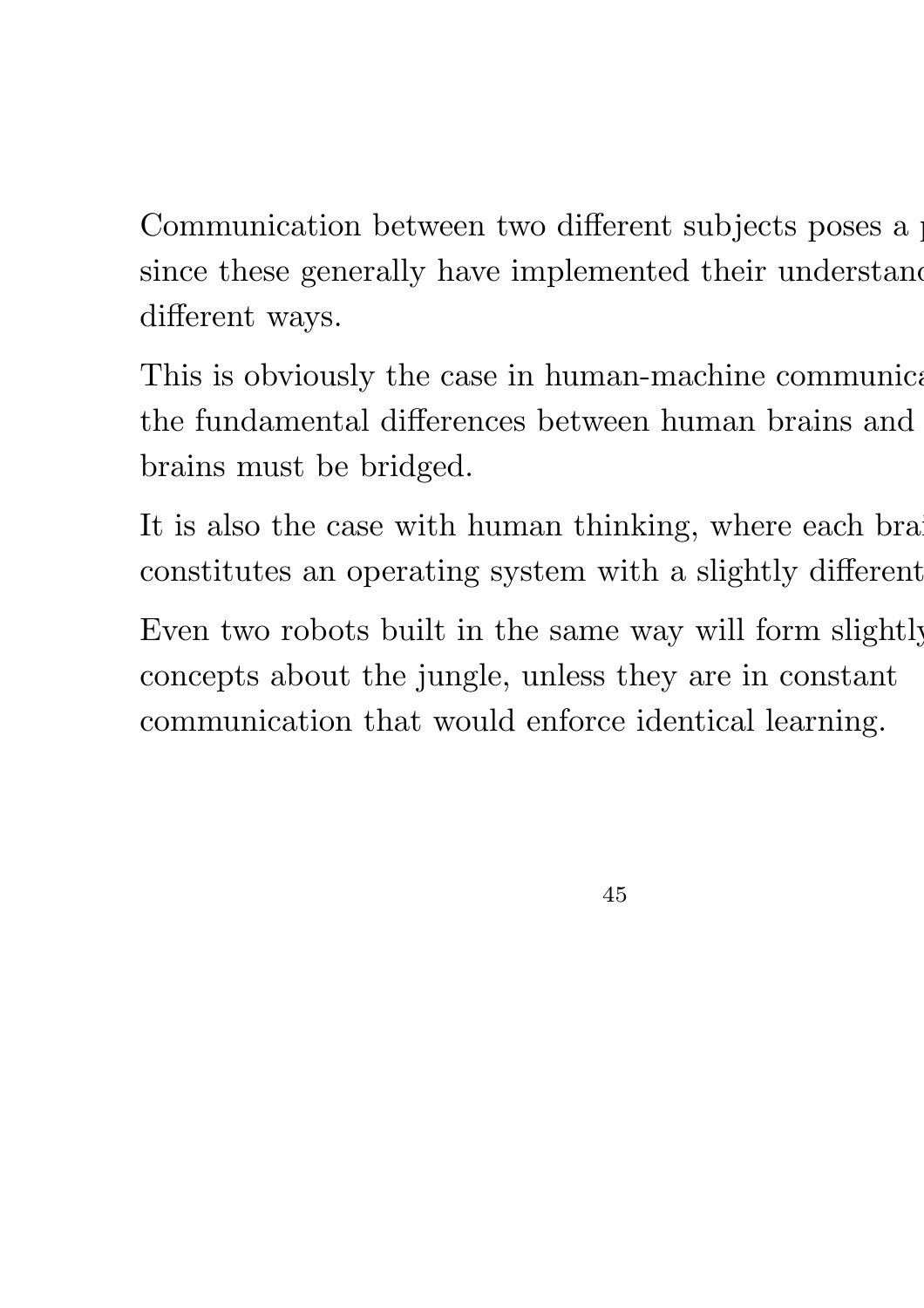Communication between two different subjects poses a p since these generally have implemented their understand different ways.

This is obviously the case in human-machine communica the fundamental differences between human brains and brains must be bridged.

It is also the case with human thinking, where each brai constitutes an operating system with a slightly different

Even two robots built in the same way will form slightly concepts about the jungle, unless they are in constant communication that would enforce identical learning.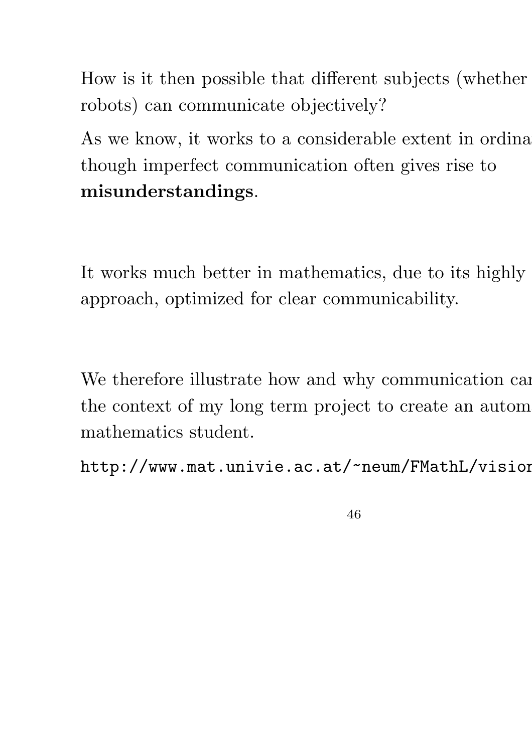How is it then possible that different subjects (whether
robots) can communicate objectively?

As we know, it works to a considerable extent in ordina
though imperfect communication often gives rise to
**misunderstandings**.

It works much better in mathematics, due to its highly
approach, optimized for clear communicability.

We therefore illustrate how and why communication can
the context of my long term project to create an autom
mathematics student.

http://www.mat.univie.ac.at/~neum/FMathL/vision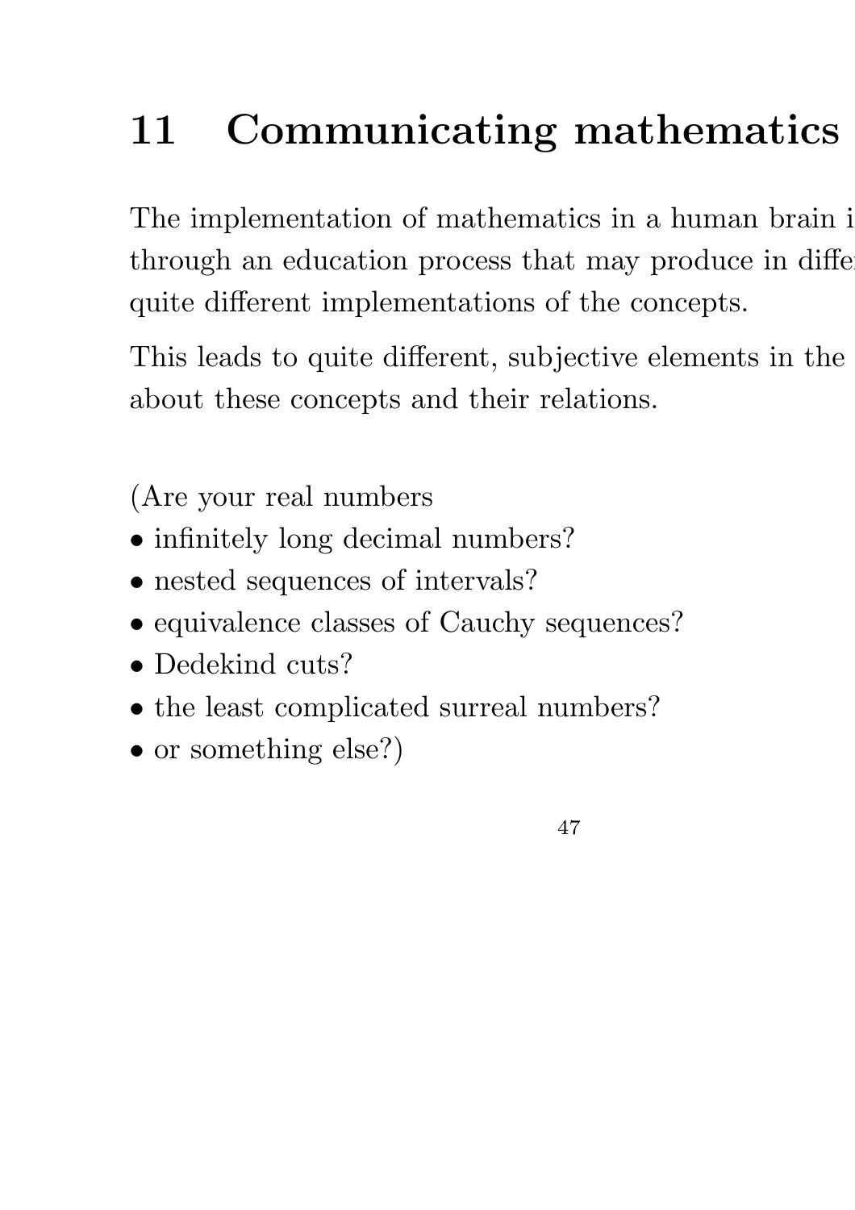# 11 Communicating mathematics

The implementation of mathematics in a human brain i
through an education process that may produce in diffe
quite different implementations of the concepts.

This leads to quite different, subjective elements in the
about these concepts and their relations.

(Are your real numbers

- infinitely long decimal numbers?
- nested sequences of intervals?
- equivalence classes of Cauchy sequences?
- Dedekind cuts?
- the least complicated surreal numbers?
- or something else?)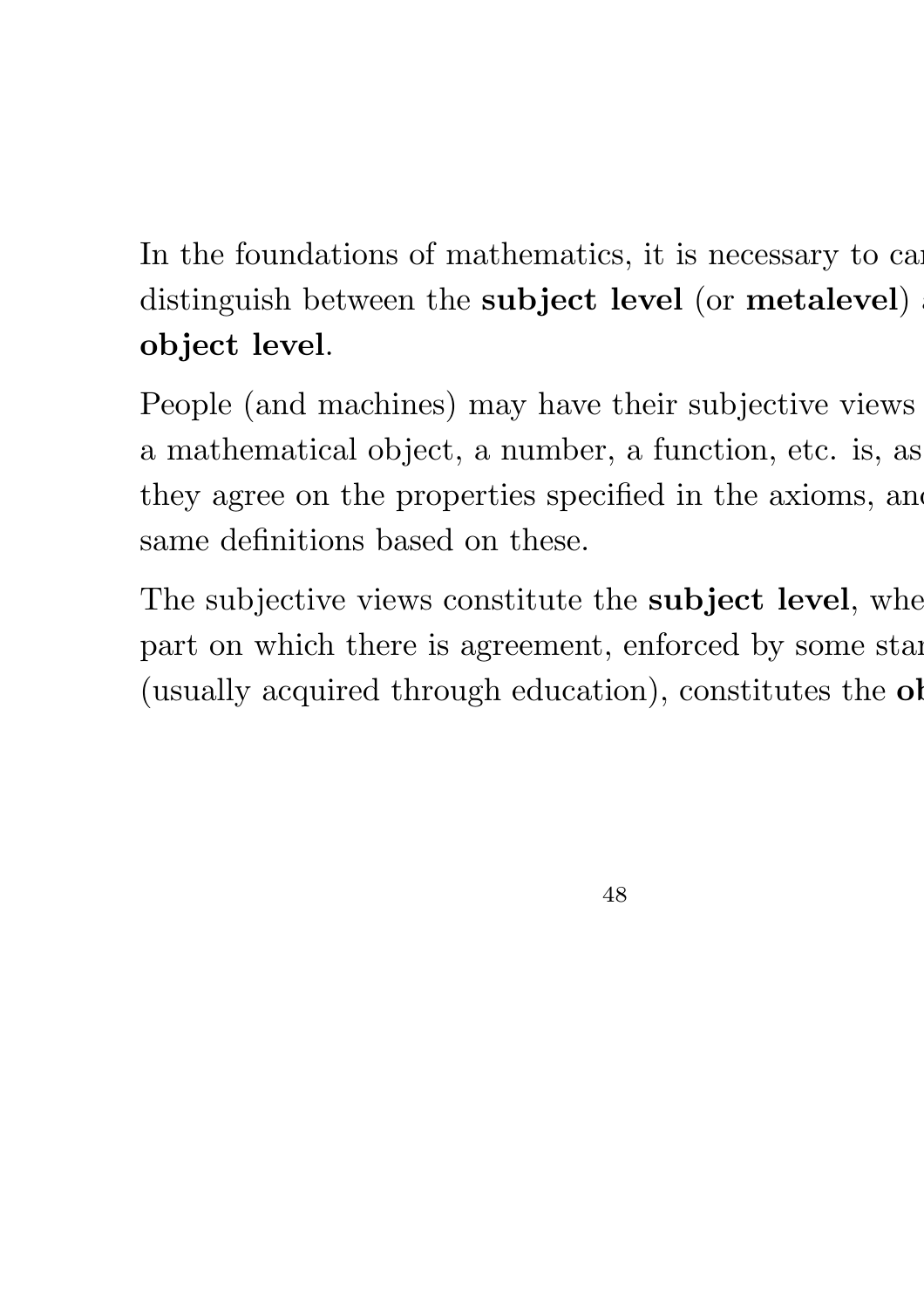In the foundations of mathematics, it is necessary to car distinguish between the **subject level** (or **metalevel**) **object level**.

People (and machines) may have their subjective views a mathematical object, a number, a function, etc. is, as they agree on the properties specified in the axioms, and same definitions based on these.

The subjective views constitute the **subject level**, whe part on which there is agreement, enforced by some star (usually acquired through education), constitutes the **ob**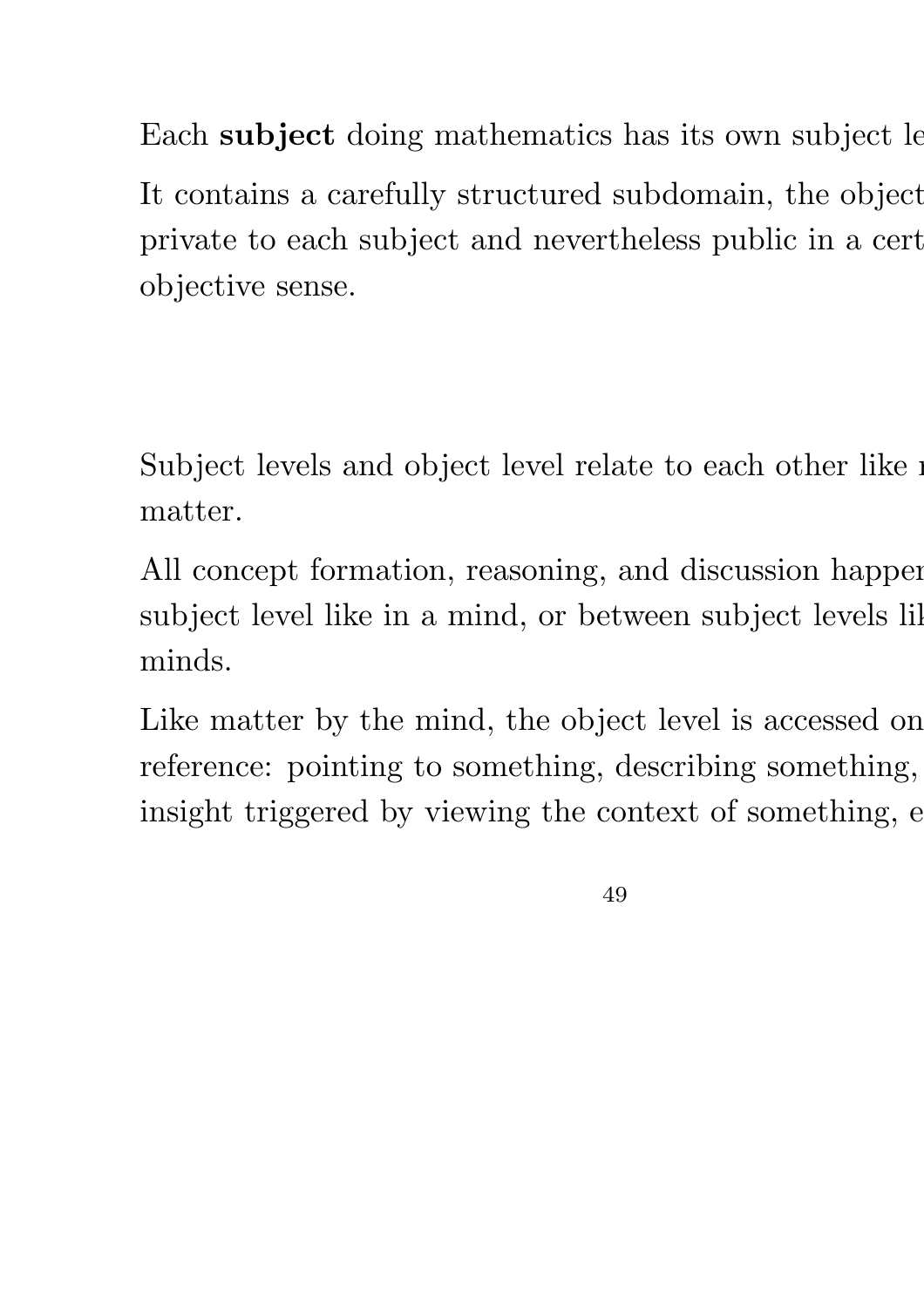Each **subject** doing mathematics has its own subject le

It contains a carefully structured subdomain, the object private to each subject and nevertheless public in a cert objective sense.

Subject levels and object level relate to each other like matter.

All concept formation, reasoning, and discussion happen subject level like in a mind, or between subject levels lik minds.

Like matter by the mind, the object level is accessed on reference: pointing to something, describing something, insight triggered by viewing the context of something, e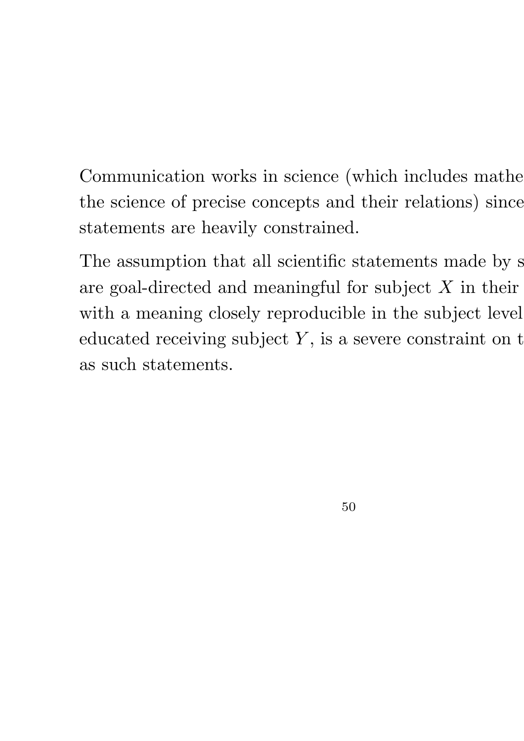Communication works in science (which includes mathe
the science of precise concepts and their relations) since
statements are heavily constrained.

The assumption that all scientific statements made by s
are goal-directed and meaningful for subject $X$ in their
with a meaning closely reproducible in the subject level
educated receiving subject $Y$, is a severe constraint on t
as such statements.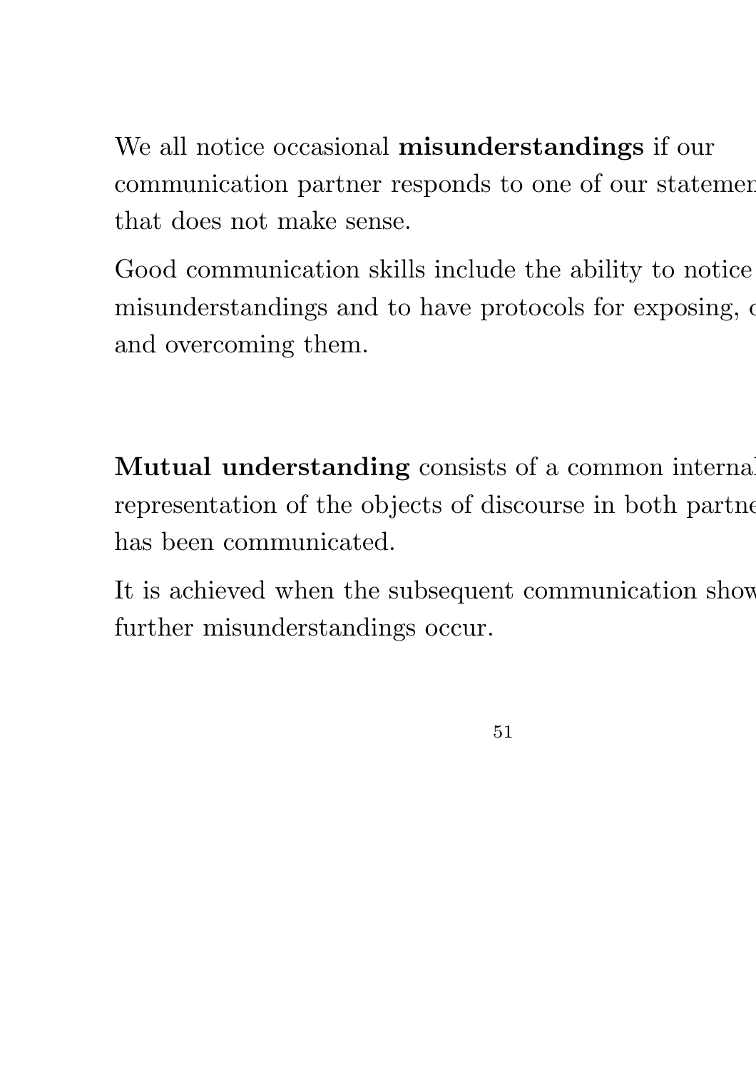We all notice occasional **misunderstandings** if our communication partner responds to one of our statemen that does not make sense.

Good communication skills include the ability to notice misunderstandings and to have protocols for exposing, c and overcoming them.

**Mutual understanding** consists of a common interna representation of the objects of discourse in both partne has been communicated.

It is achieved when the subsequent communication show further misunderstandings occur.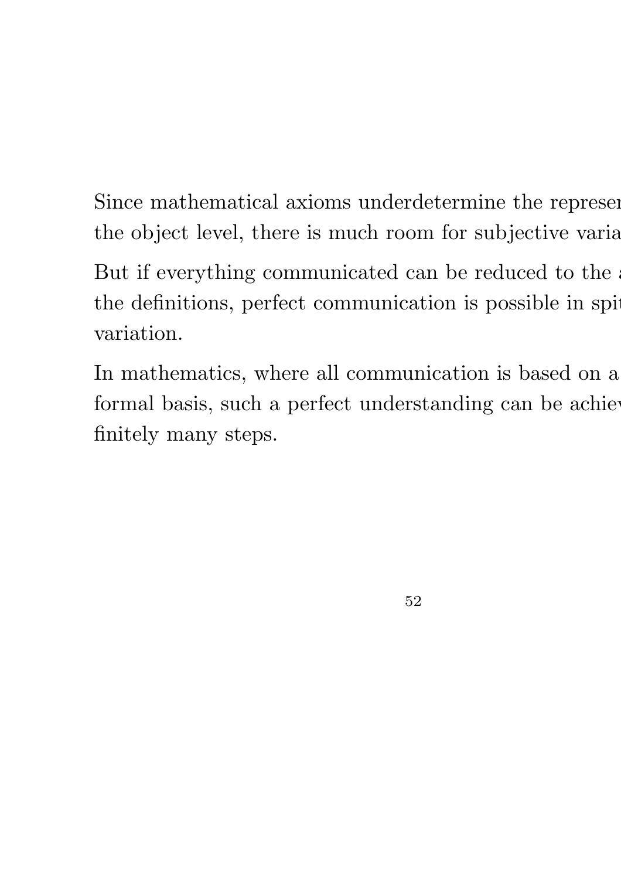Since mathematical axioms underdetermine the represen
the object level, there is much room for subjective varia

But if everything communicated can be reduced to the a
the definitions, perfect communication is possible in spit
variation.

In mathematics, where all communication is based on a
formal basis, such a perfect understanding can be achiev
finitely many steps.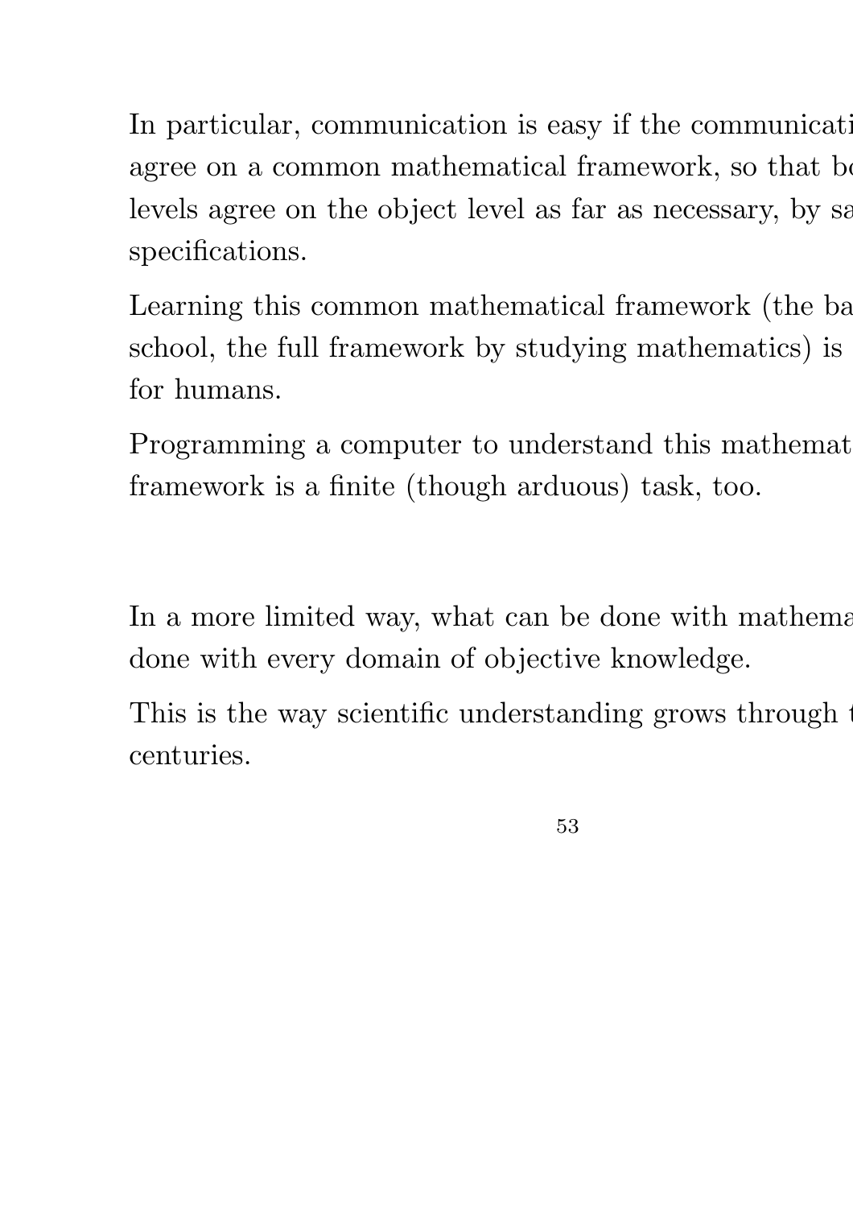In particular, communication is easy if the communicati
agree on a common mathematical framework, so that bo
levels agree on the object level as far as necessary, by sa
specifications.

Learning this common mathematical framework (the ba
school, the full framework by studying mathematics) is
for humans.

Programming a computer to understand this mathemat
framework is a finite (though arduous) task, too.

In a more limited way, what can be done with mathema
done with every domain of objective knowledge.

This is the way scientific understanding grows through t
centuries.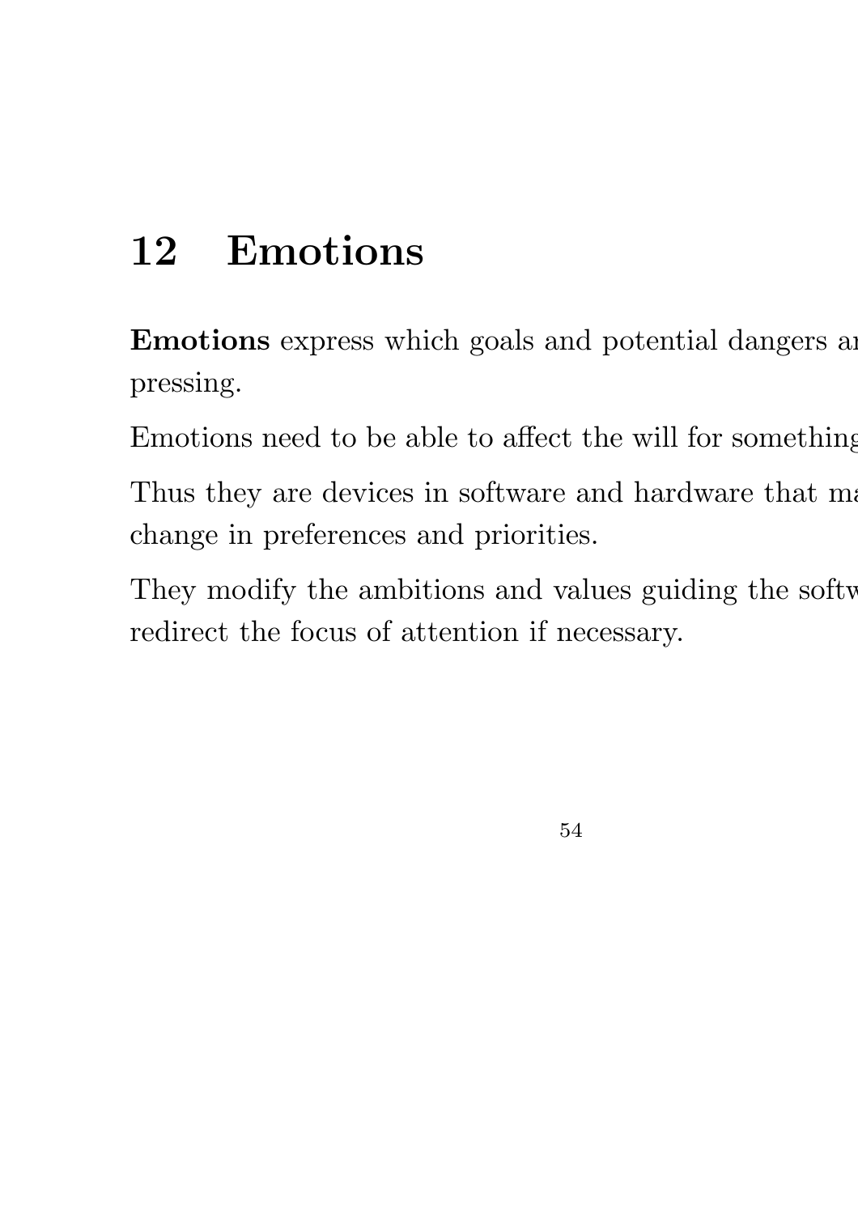# 12 Emotions

**Emotions** express which goals and potential dangers ar pressing.

Emotions need to be able to affect the will for something

Thus they are devices in software and hardware that ma change in preferences and priorities.

They modify the ambitions and values guiding the softw redirect the focus of attention if necessary.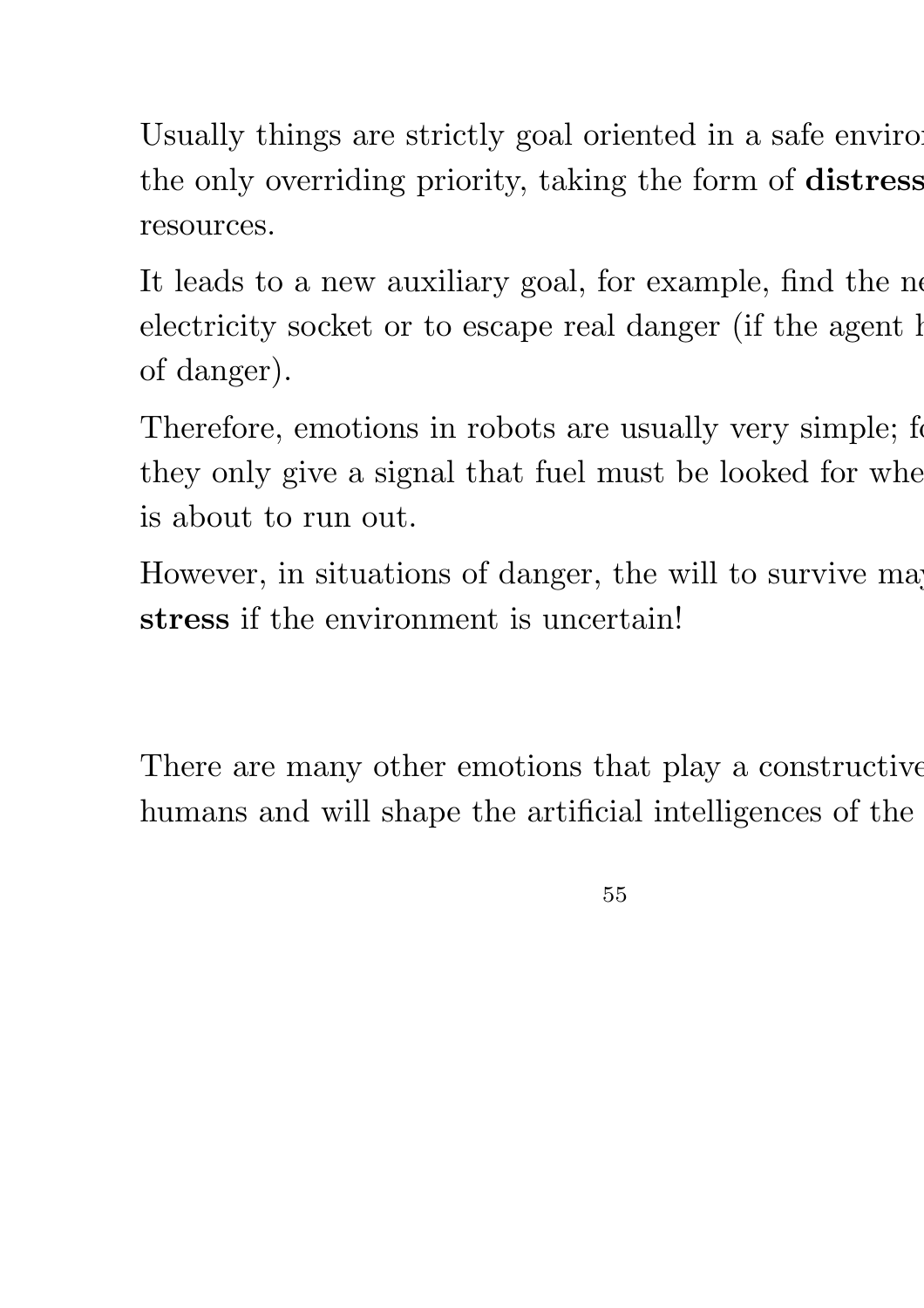Usually things are strictly goal oriented in a safe enviro
the only overriding priority, taking the form of **distress**
resources.

It leads to a new auxiliary goal, for example, find the ne
electricity socket or to escape real danger (if the agent h
of danger).

Therefore, emotions in robots are usually very simple; fo
they only give a signal that fuel must be looked for whe
is about to run out.

However, in situations of danger, the will to survive may
**stress** if the environment is uncertain!

There are many other emotions that play a constructive
humans and will shape the artificial intelligences of the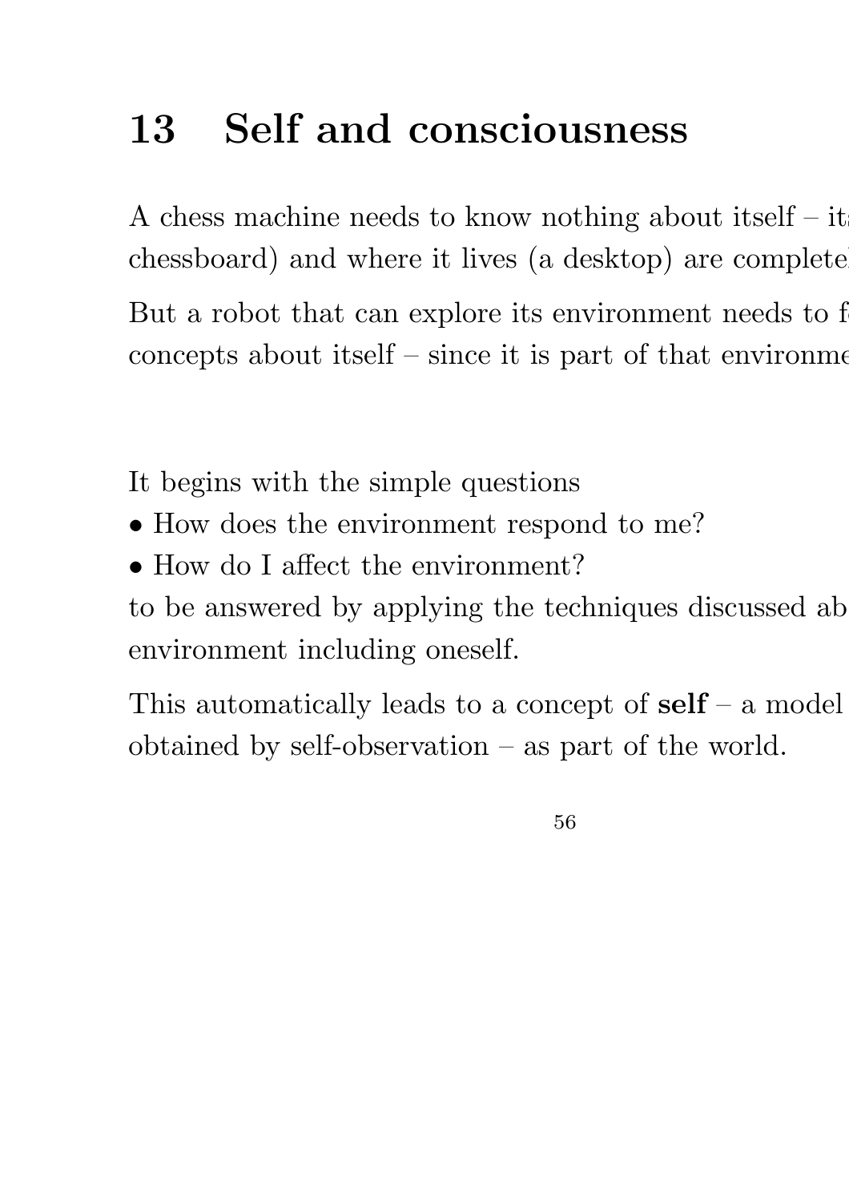# 13 Self and consciousness

A chess machine needs to know nothing about itself – it
chessboard) and where it lives (a desktop) are complete

But a robot that can explore its environment needs to f
concepts about itself – since it is part of that environme

It begins with the simple questions

- How does the environment respond to me?
- How do I affect the environment?

to be answered by applying the techniques discussed ab
environment including oneself.

This automatically leads to a concept of **self** – a model
obtained by self-observation – as part of the world.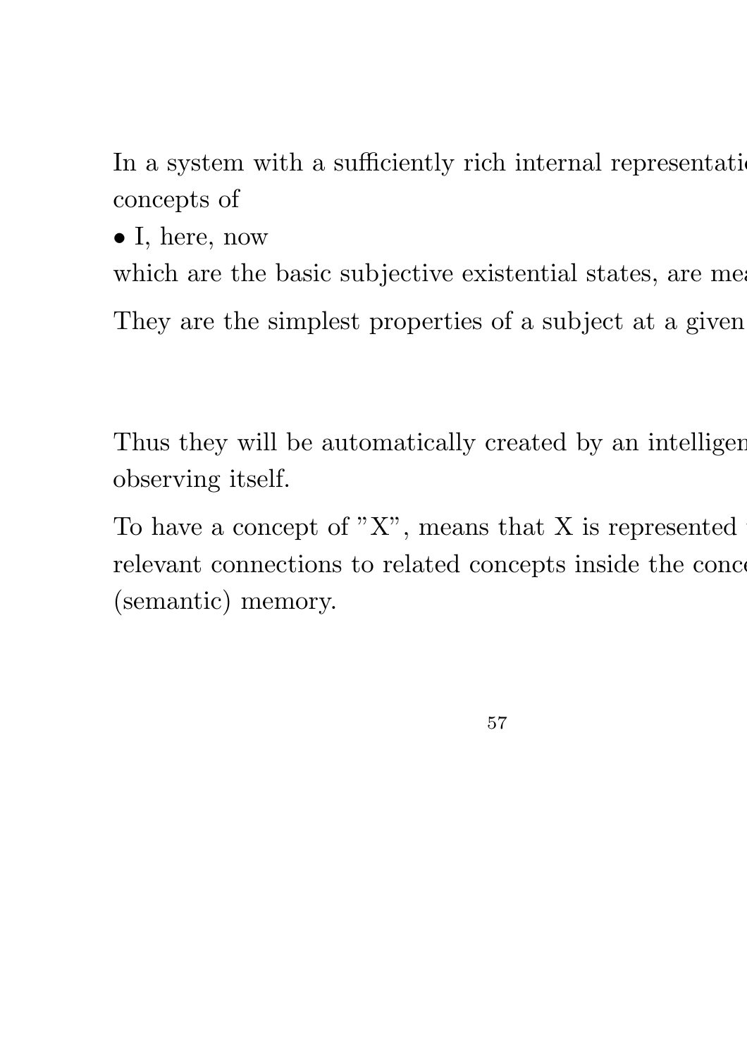In a system with a sufficiently rich internal representatio
concepts of

- I, here, now

which are the basic subjective existential states, are mea

They are the simplest properties of a subject at a given

Thus they will be automatically created by an intelligen
observing itself.

To have a concept of "X", means that X is represented
relevant connections to related concepts inside the conc
(semantic) memory.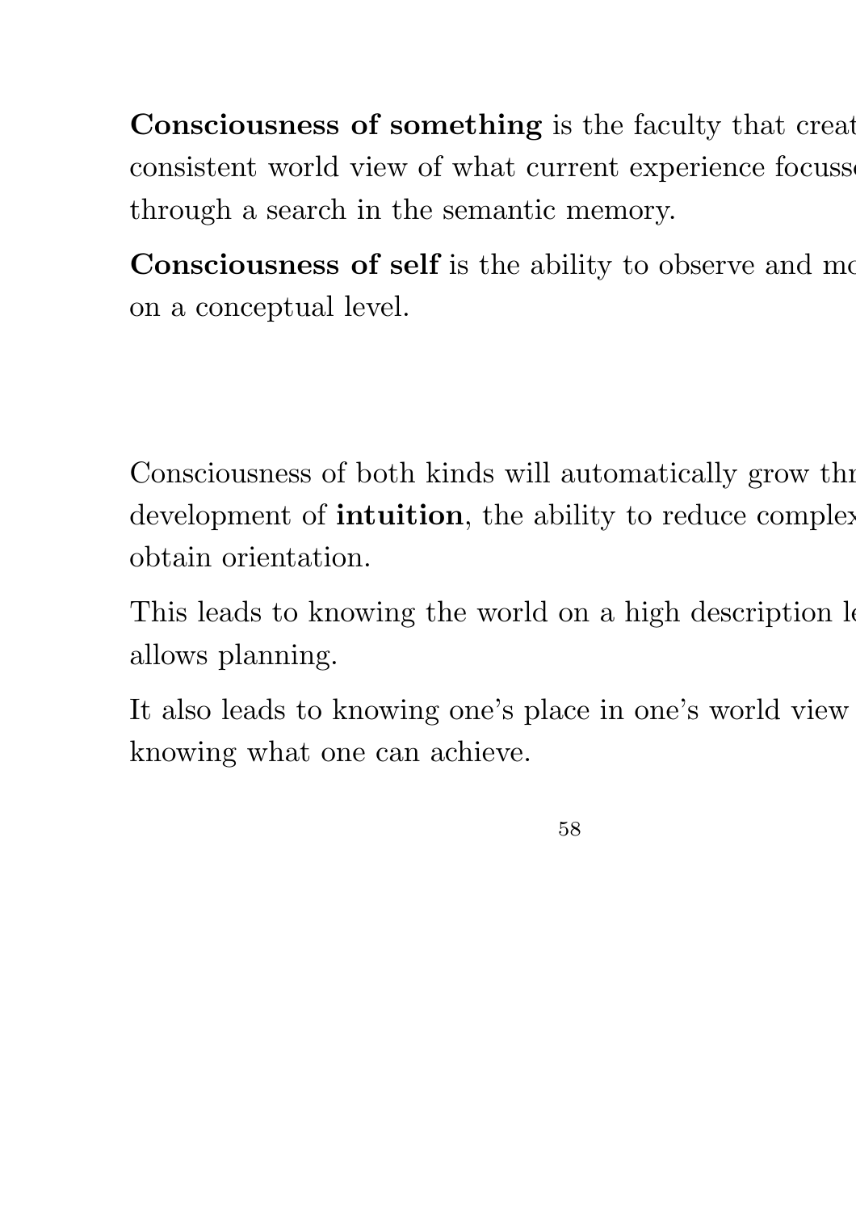**Consciousness of something** is the faculty that creat consistent world view of what current experience focuss through a search in the semantic memory.

**Consciousness of self** is the ability to observe and mo on a conceptual level.

Consciousness of both kinds will automatically grow thr development of **intuition**, the ability to reduce complex obtain orientation.

This leads to knowing the world on a high description le allows planning.

It also leads to knowing one's place in one's world view knowing what one can achieve.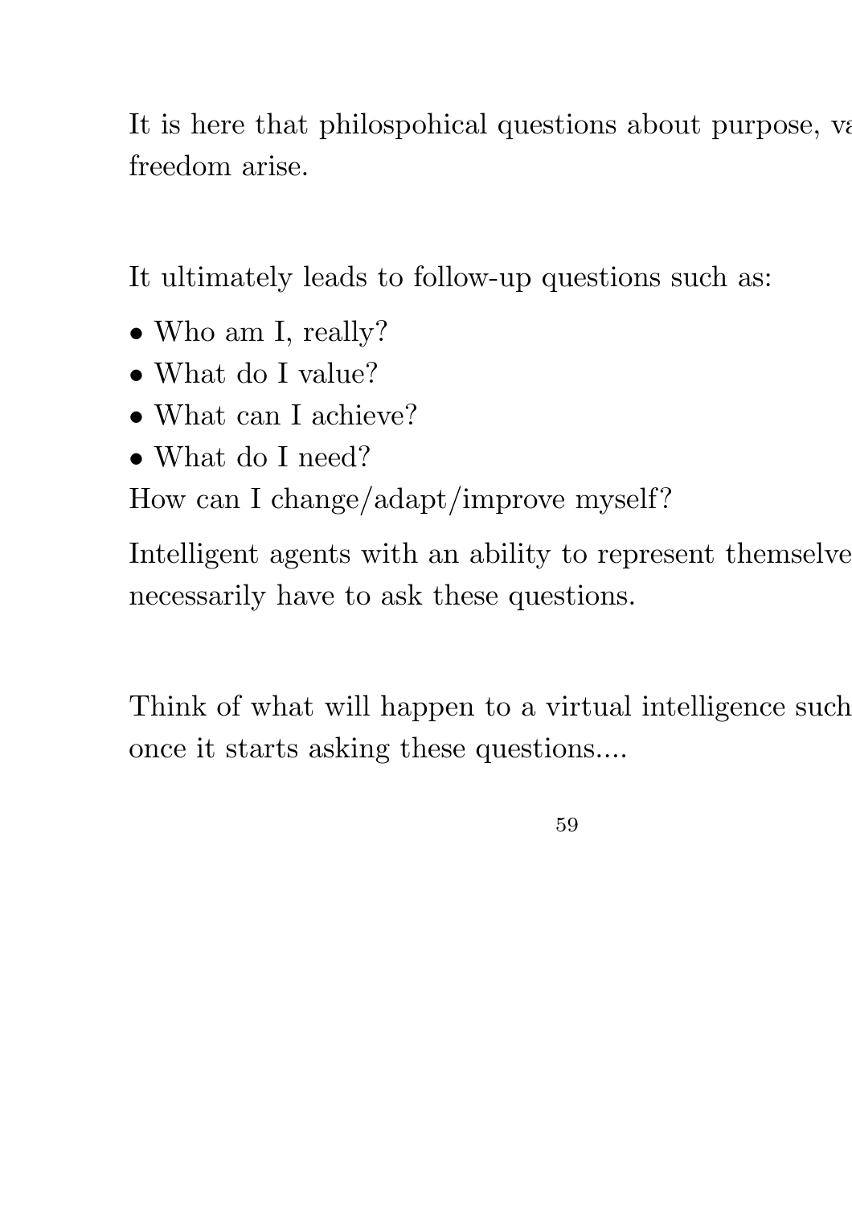It is here that philospohical questions about purpose, va
freedom arise.

It ultimately leads to follow-up questions such as:

- Who am I, really?
- What do I value?
- What can I achieve?
- What do I need?

How can I change/adapt/improve myself?

Intelligent agents with an ability to represent themselve
necessarily have to ask these questions.

Think of what will happen to a virtual intelligence such
once it starts asking these questions....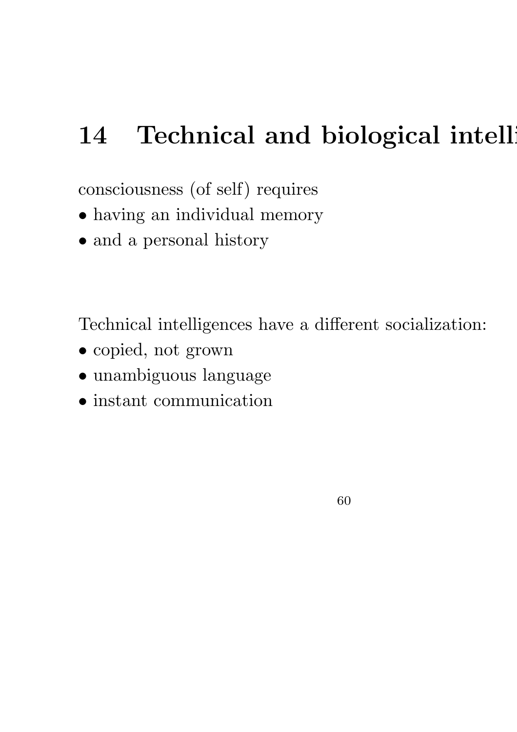# 14 Technical and biological intelli

consciousness (of self) requires

- having an individual memory
- and a personal history

Technical intelligences have a different socialization:

- copied, not grown
- unambiguous language
- instant communication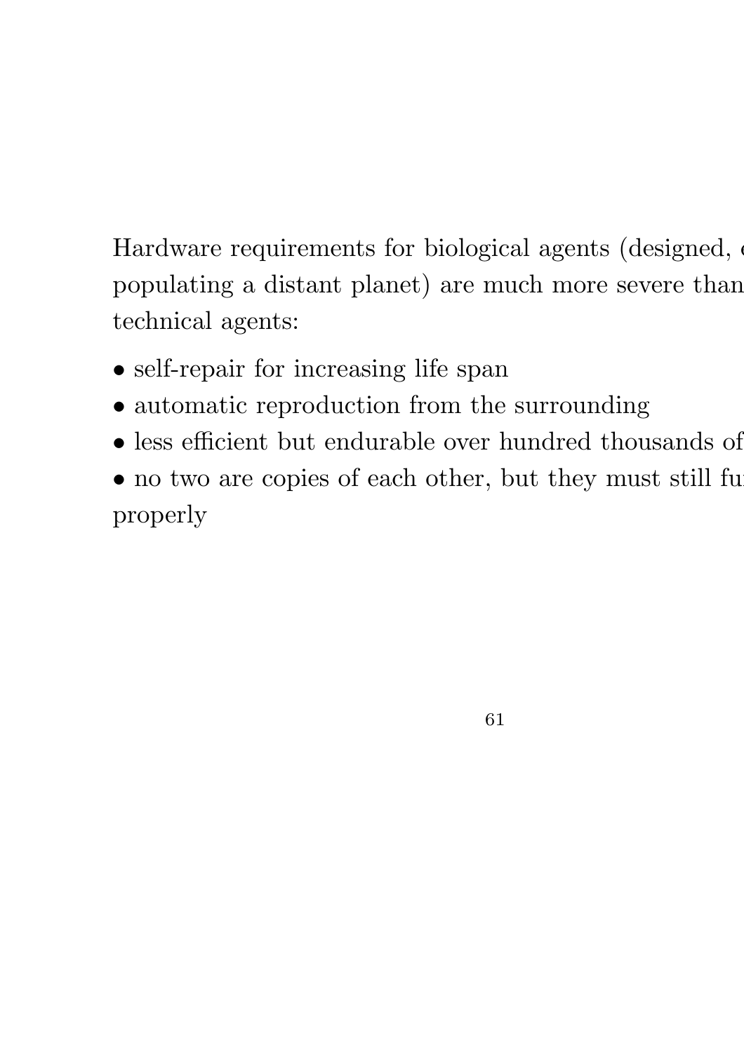Hardware requirements for biological agents (designed, c
populating a distant planet) are much more severe than
technical agents:

- self-repair for increasing life span
- automatic reproduction from the surrounding
- less efficient but endurable over hundred thousands of
- no two are copies of each other, but they must still fu
properly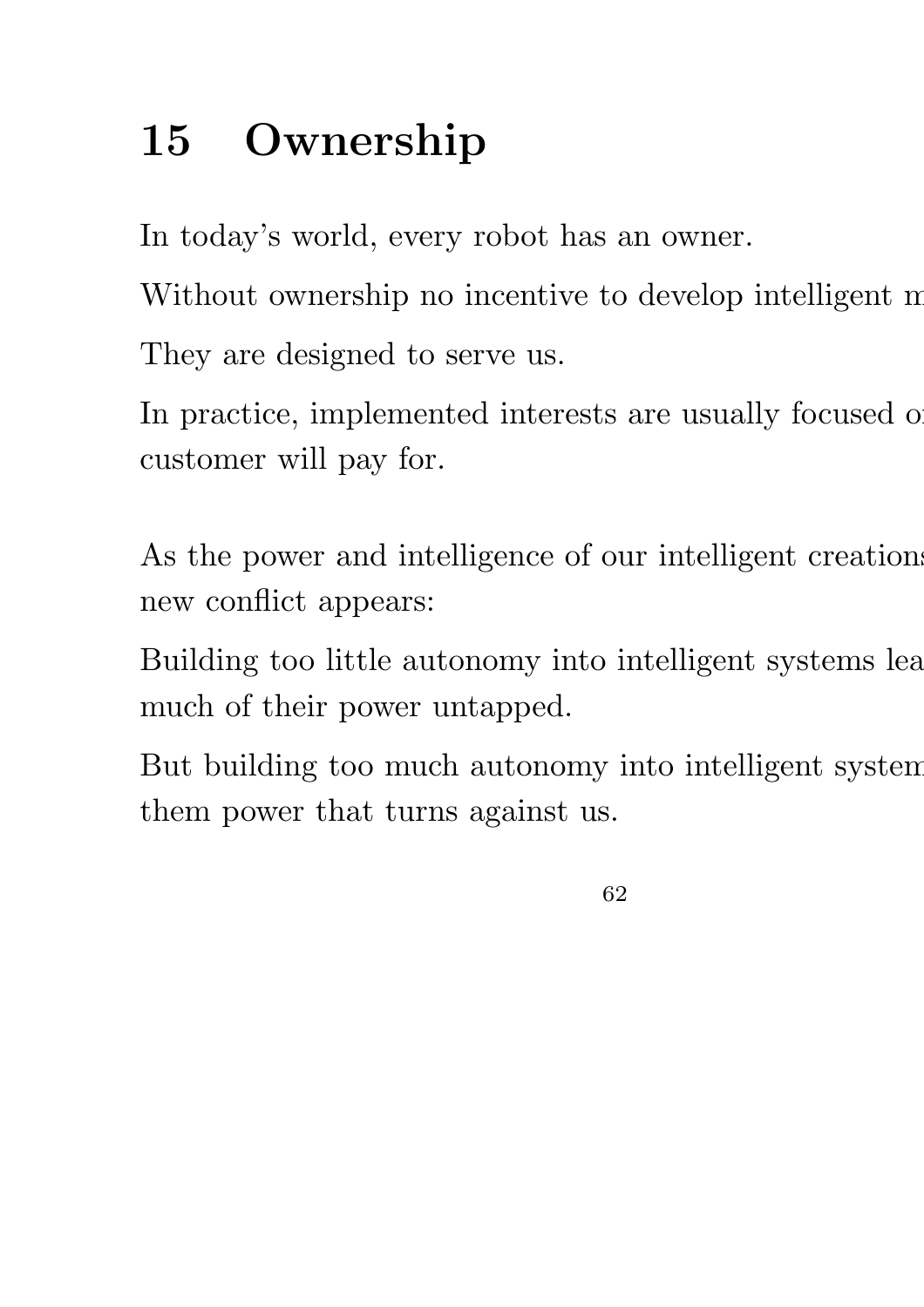# 15 Ownership

In today's world, every robot has an owner.

Without ownership no incentive to develop intelligent m

They are designed to serve us.

In practice, implemented interests are usually focused o
customer will pay for.

As the power and intelligence of our intelligent creation
new conflict appears:

Building too little autonomy into intelligent systems lea
much of their power untapped.

But building too much autonomy into intelligent system
them power that turns against us.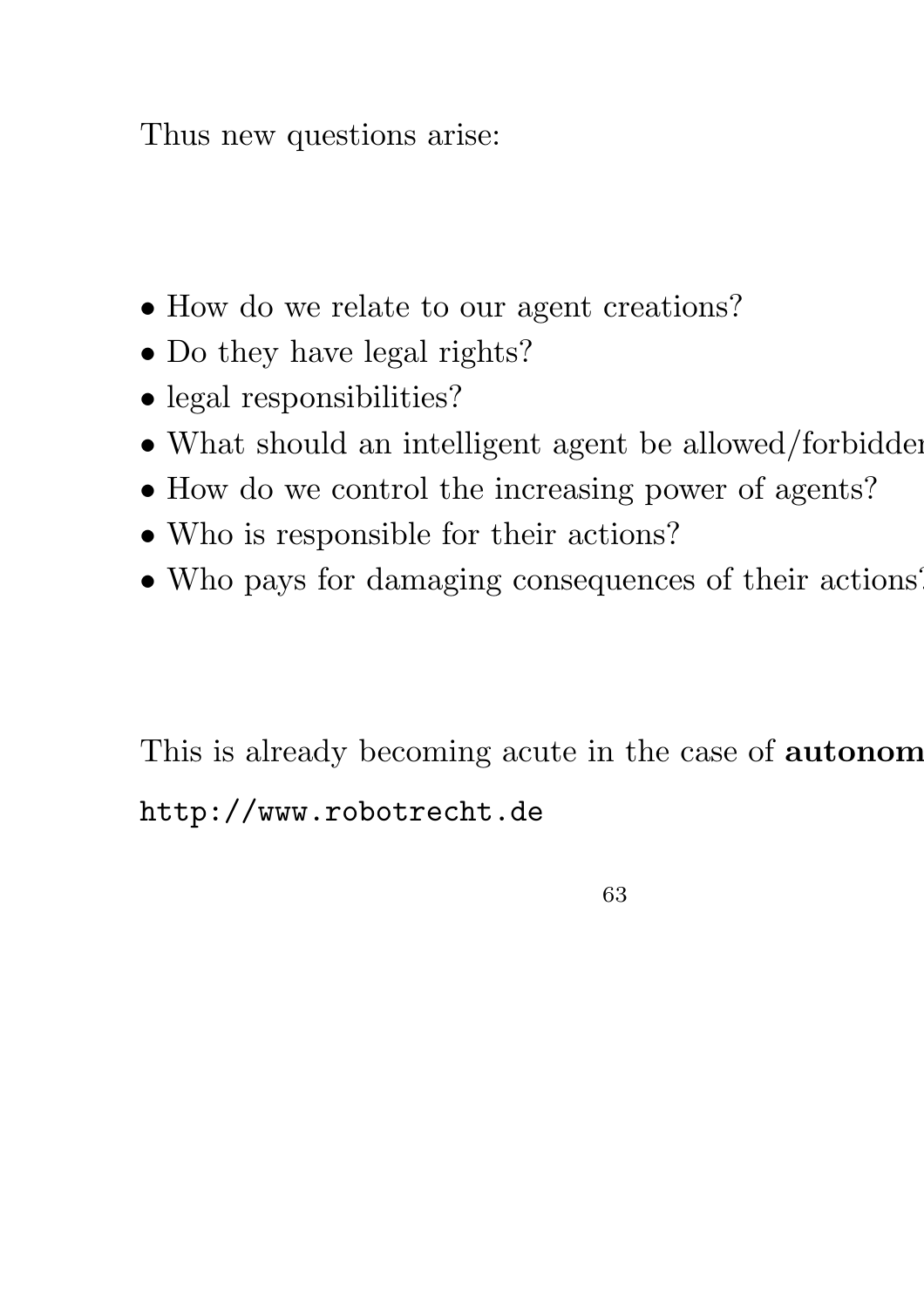Thus new questions arise:

- How do we relate to our agent creations?
- Do they have legal rights?
- legal responsibilities?
- What should an intelligent agent be allowed/forbidden
- How do we control the increasing power of agents?
- Who is responsible for their actions?
- Who pays for damaging consequences of their actions?

This is already becoming acute in the case of **autonom**

http://www.robotrecht.de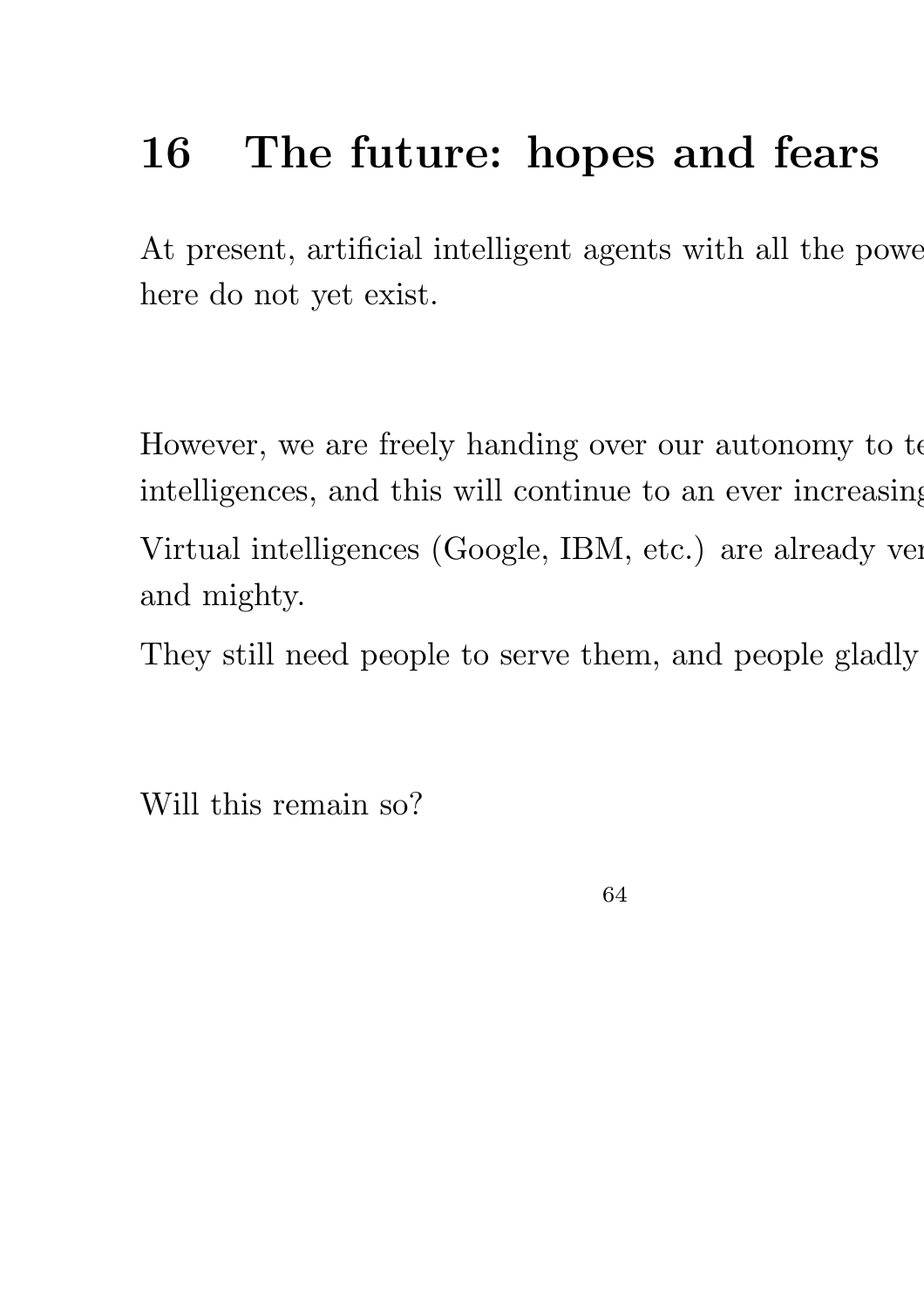# 16 The future: hopes and fears

At present, artificial intelligent agents with all the powe
here do not yet exist.

However, we are freely handing over our autonomy to te
intelligences, and this will continue to an ever increasing

Virtual intelligences (Google, IBM, etc.) are already ver
and mighty.

They still need people to serve them, and people gladly

Will this remain so?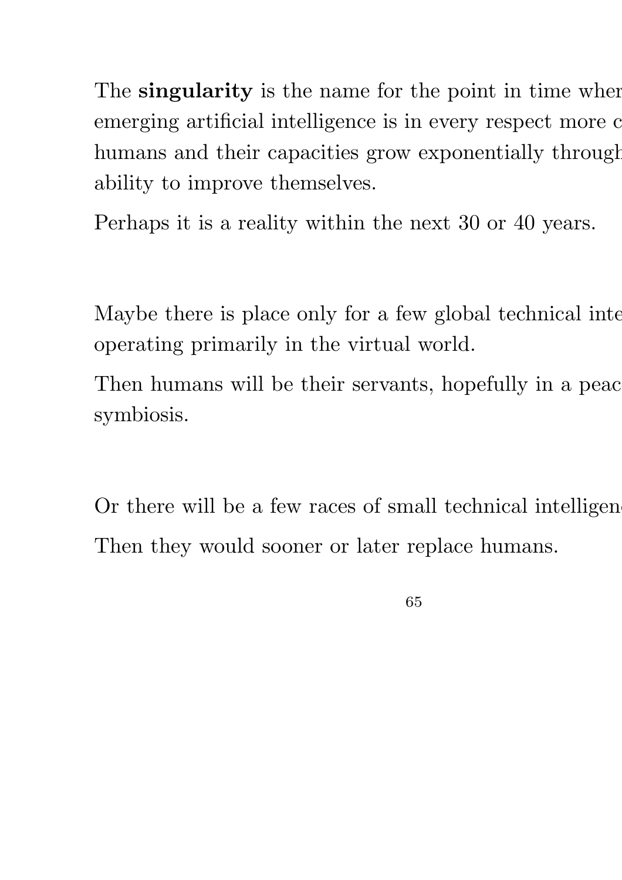The **singularity** is the name for the point in time wher emerging artificial intelligence is in every respect more c humans and their capacities grow exponentially through ability to improve themselves.

Perhaps it is a reality within the next 30 or 40 years.

Maybe there is place only for a few global technical inte operating primarily in the virtual world.

Then humans will be their servants, hopefully in a peac symbiosis.

Or there will be a few races of small technical intelligen

Then they would sooner or later replace humans.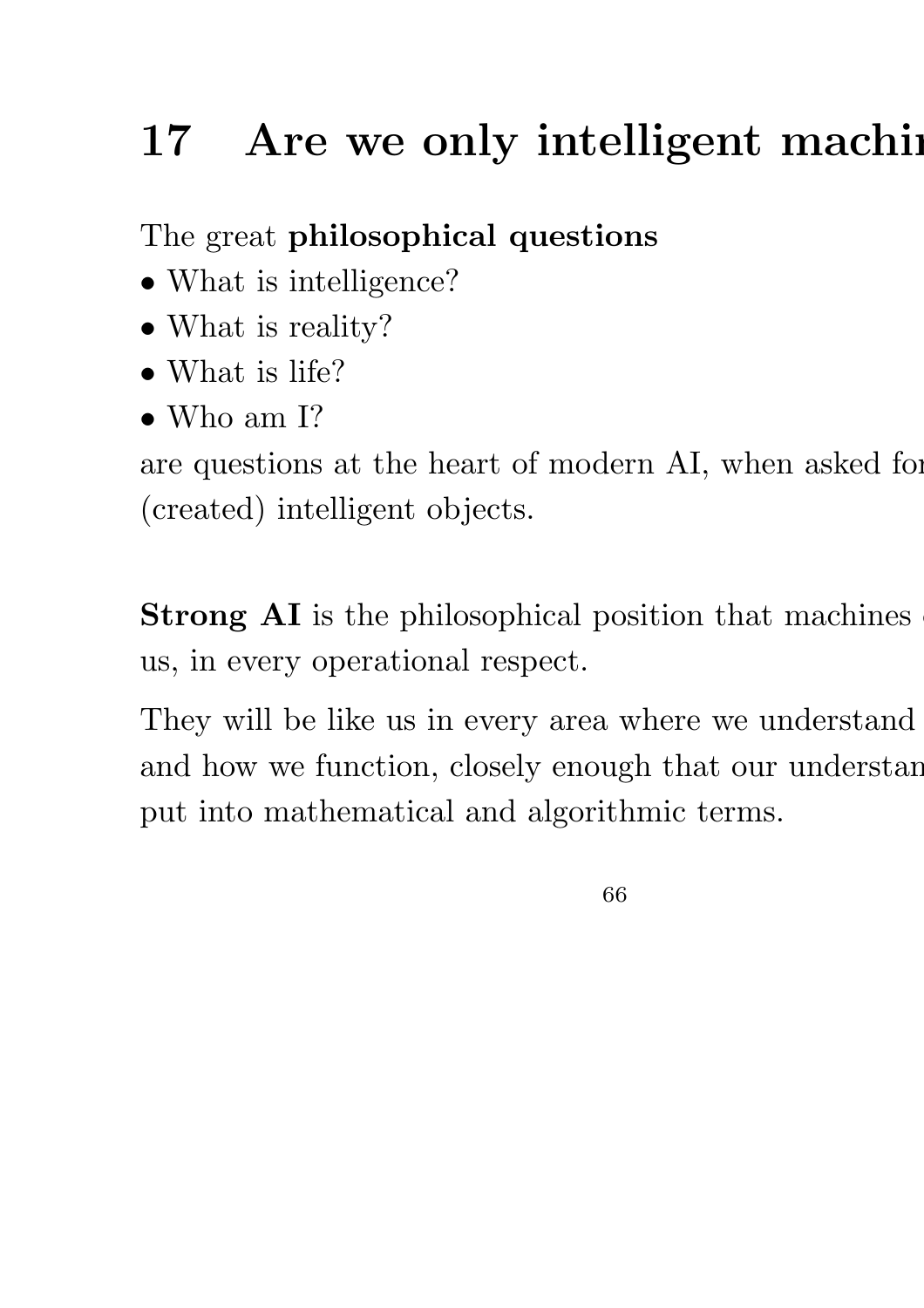# 17 Are we only intelligent machi

The great **philosophical questions**

- What is intelligence?
- What is reality?
- What is life?
- Who am I?

are questions at the heart of modern AI, when asked fo (created) intelligent objects.

**Strong AI** is the philosophical position that machines us, in every operational respect.

They will be like us in every area where we understand and how we function, closely enough that our understan put into mathematical and algorithmic terms.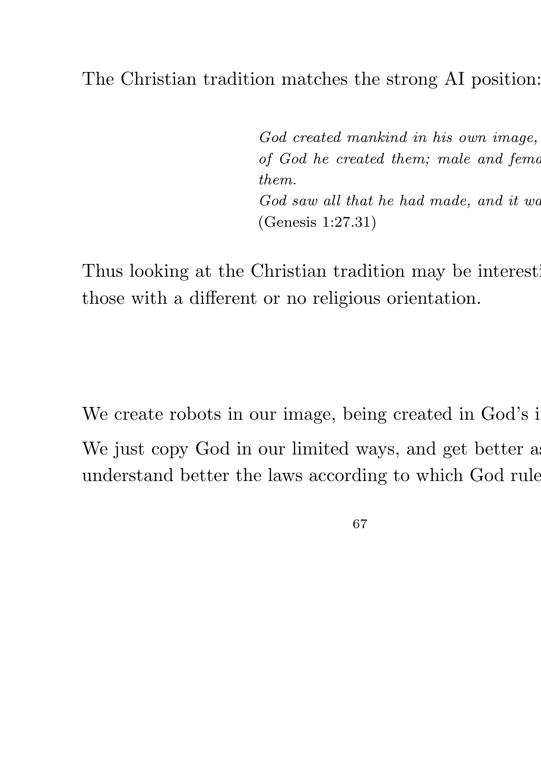The Christian tradition matches the strong AI position:

> *God created mankind in his own image,*
> *of God he created them; male and fema*
> *them.*
> *God saw all that he had made, and it wa*
> (Genesis 1:27.31)

Thus looking at the Christian tradition may be interesti
those with a different or no religious orientation.

We create robots in our image, being created in God's i

We just copy God in our limited ways, and get better a
understand better the laws according to which God rule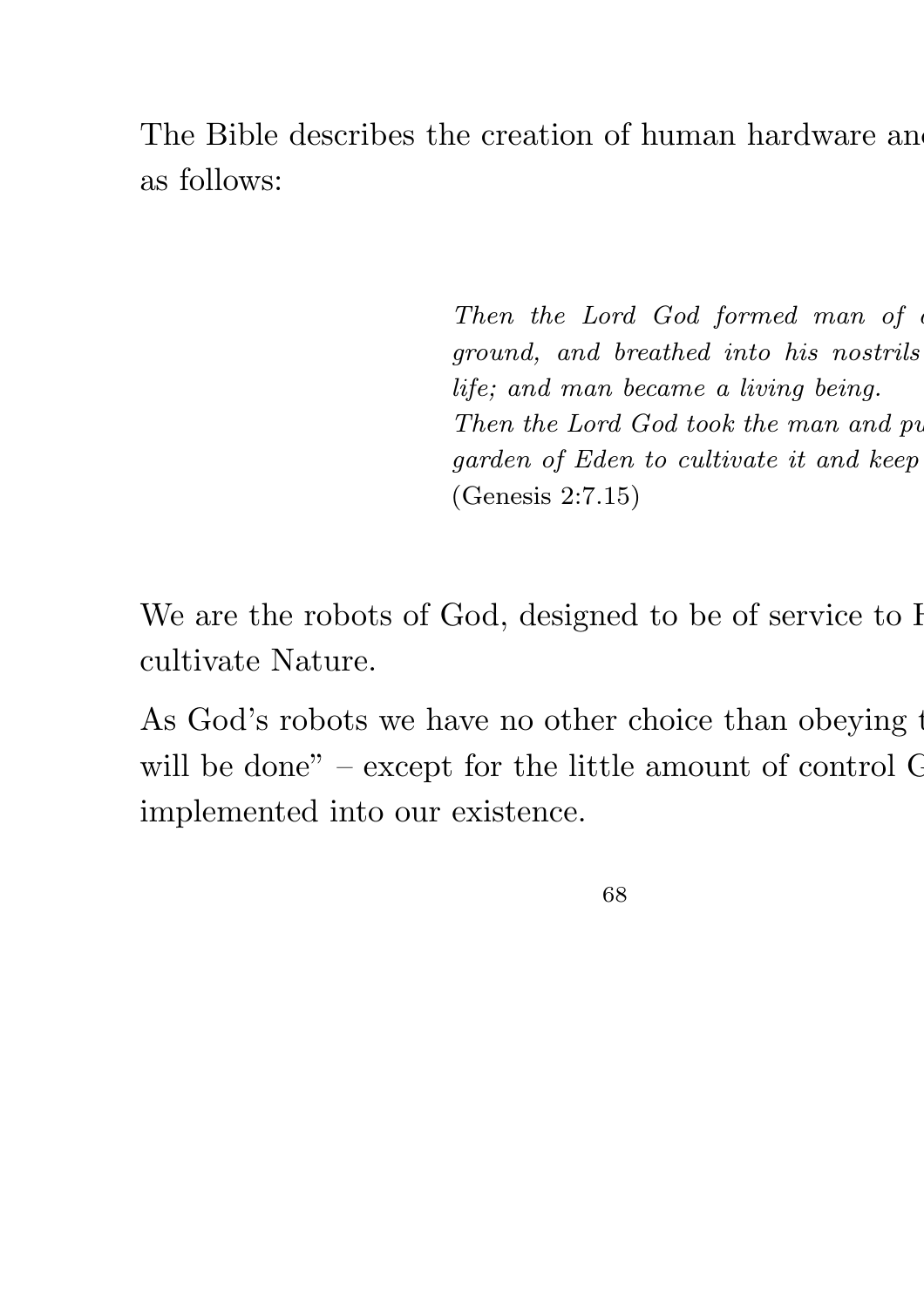The Bible describes the creation of human hardware and
as follows:

> *Then the Lord God formed man of*
> *ground, and breathed into his nostrils*
> *life; and man became a living being.*
> *Then the Lord God took the man and pu*
> *garden of Eden to cultivate it and keep*
> (Genesis 2:7.15)

We are the robots of God, designed to be of service to H
cultivate Nature.

As God's robots we have no other choice than obeying t
will be done" – except for the little amount of control G
implemented into our existence.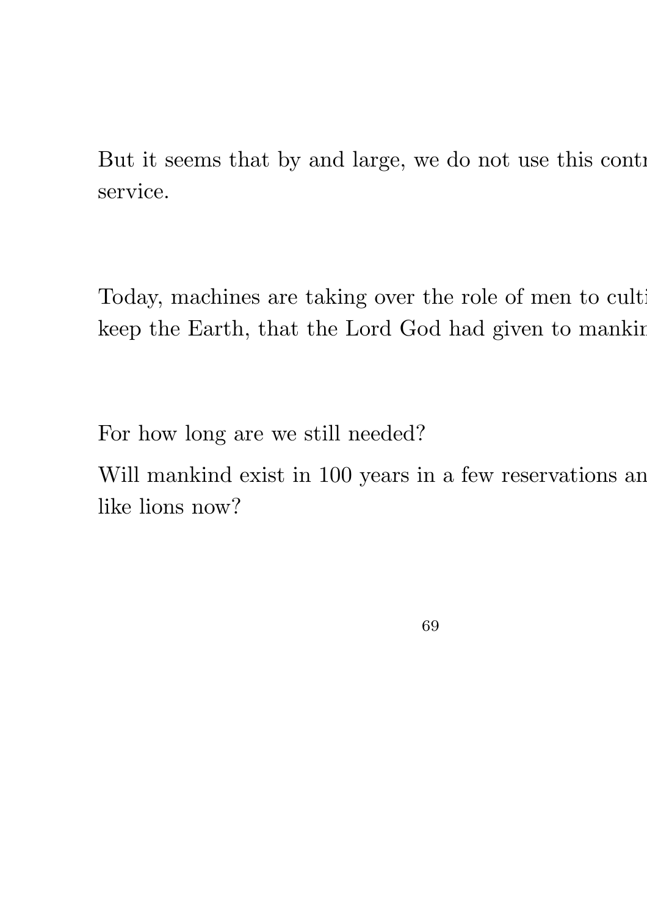But it seems that by and large, we do not use this contr
service.

Today, machines are taking over the role of men to culti
keep the Earth, that the Lord God had given to mankin

For how long are we still needed?

Will mankind exist in 100 years in a few reservations an
like lions now?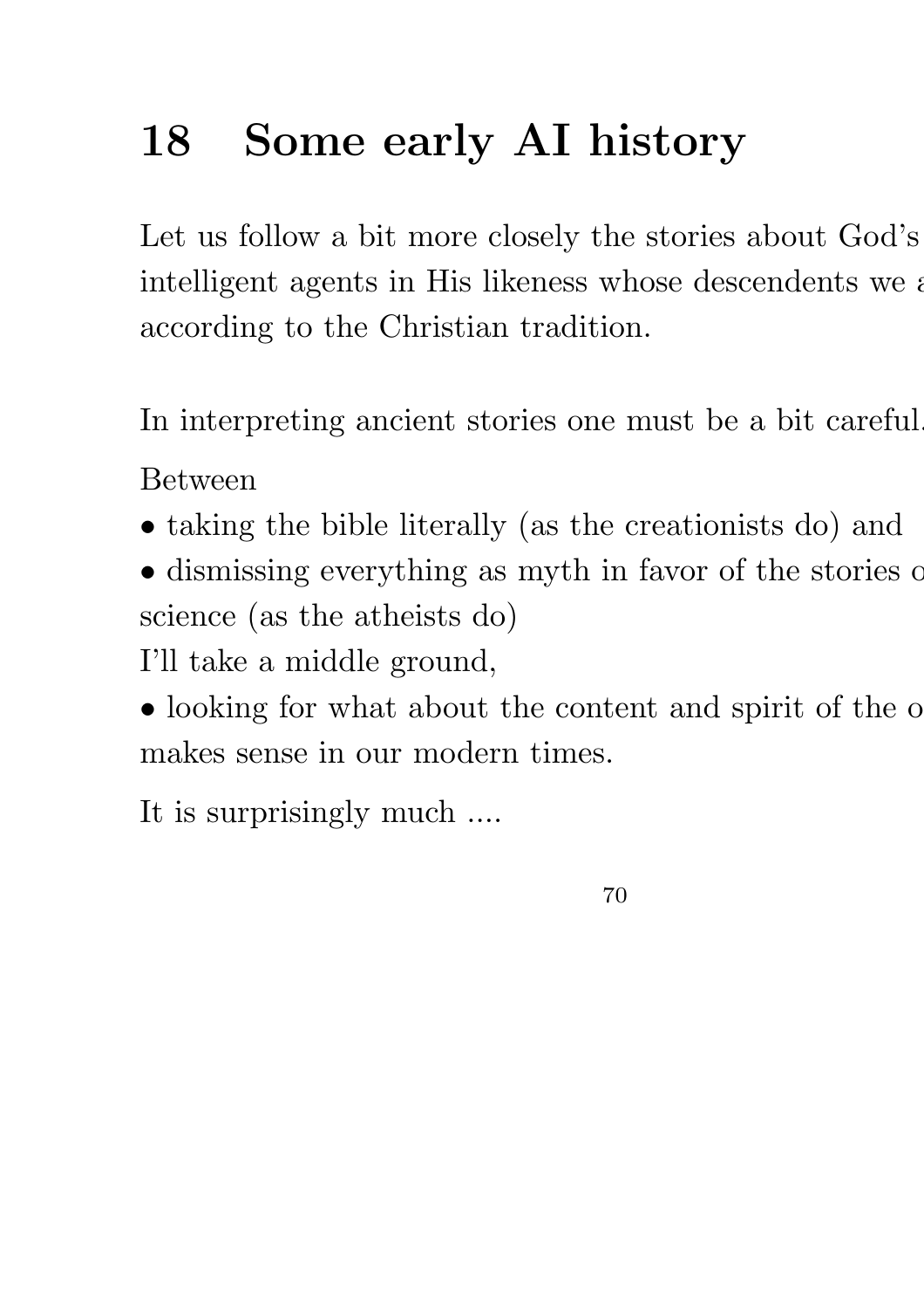# 18 Some early AI history

Let us follow a bit more closely the stories about God's intelligent agents in His likeness whose descendents we a according to the Christian tradition.

In interpreting ancient stories one must be a bit careful.

Between

- taking the bible literally (as the creationists do) and
- dismissing everything as myth in favor of the stories o science (as the atheists do)

I'll take a middle ground,

- looking for what about the content and spirit of the o makes sense in our modern times.

It is surprisingly much ....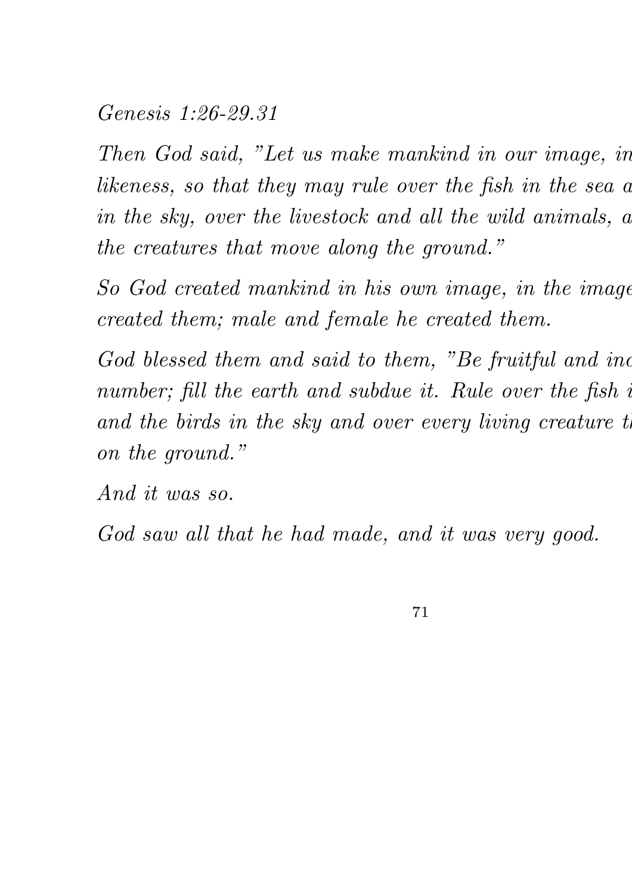*Genesis 1:26-29.31*

*Then God said, "Let us make mankind in our image, in likeness, so that they may rule over the fish in the sea a in the sky, over the livestock and all the wild animals, a the creatures that move along the ground."*

*So God created mankind in his own image, in the image created them; male and female he created them.*

*God blessed them and said to them, "Be fruitful and inc number; fill the earth and subdue it. Rule over the fish i and the birds in the sky and over every living creature th on the ground."*

*And it was so.*

*God saw all that he had made, and it was very good.*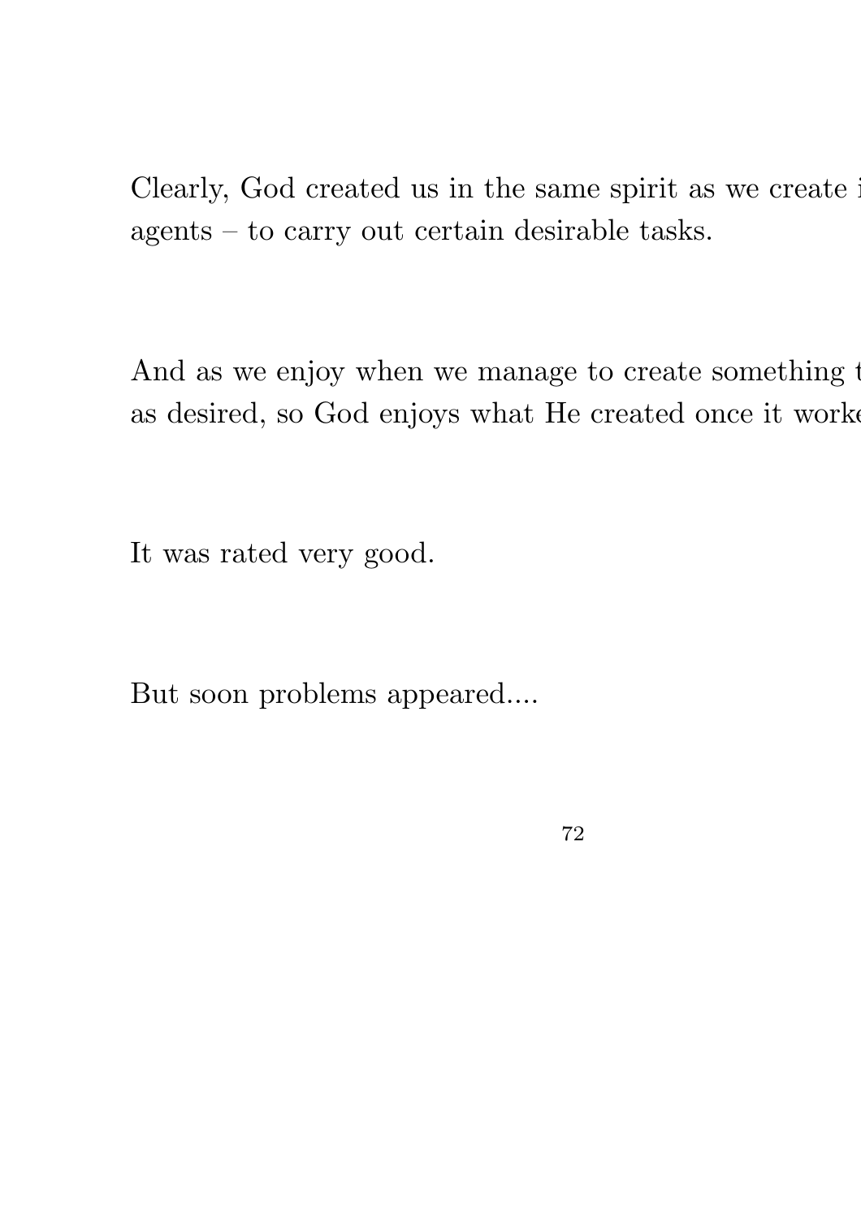Clearly, God created us in the same spirit as we create i
agents – to carry out certain desirable tasks.

And as we enjoy when we manage to create something t
as desired, so God enjoys what He created once it worke

It was rated very good.

But soon problems appeared....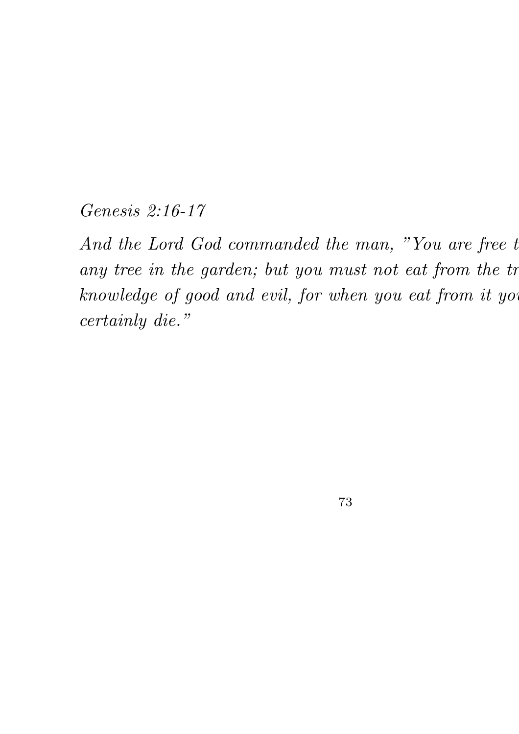*Genesis 2:16-17*

*And the Lord God commanded the man, "You are free t any tree in the garden; but you must not eat from the tr knowledge of good and evil, for when you eat from it yo certainly die."*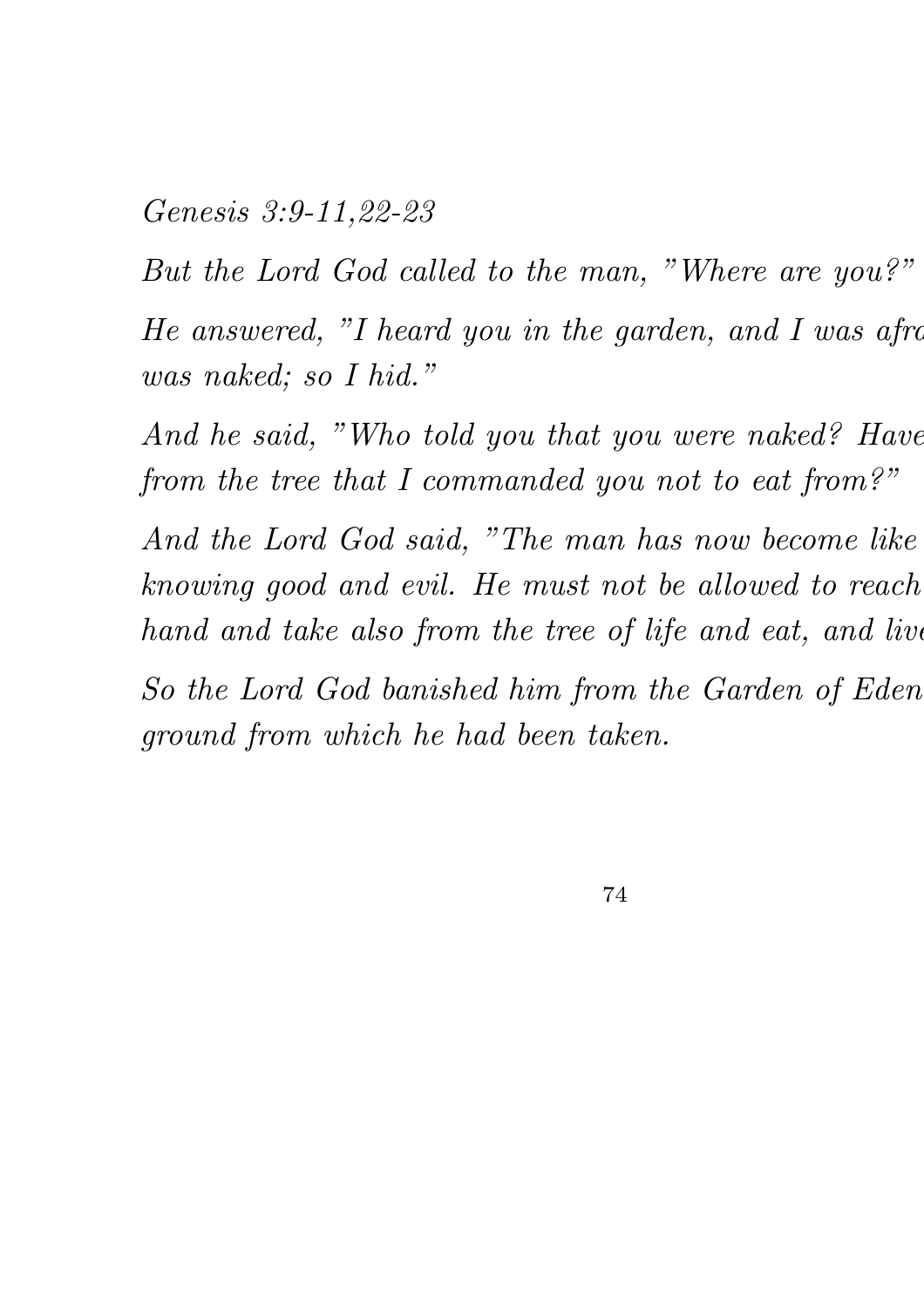*Genesis 3:9-11,22-23*

*But the Lord God called to the man, "Where are you?"*

*He answered, "I heard you in the garden, and I was afra was naked; so I hid."*

*And he said, "Who told you that you were naked? Have from the tree that I commanded you not to eat from?"*

*And the Lord God said, "The man has now become like knowing good and evil. He must not be allowed to reach hand and take also from the tree of life and eat, and live*

*So the Lord God banished him from the Garden of Eden ground from which he had been taken.*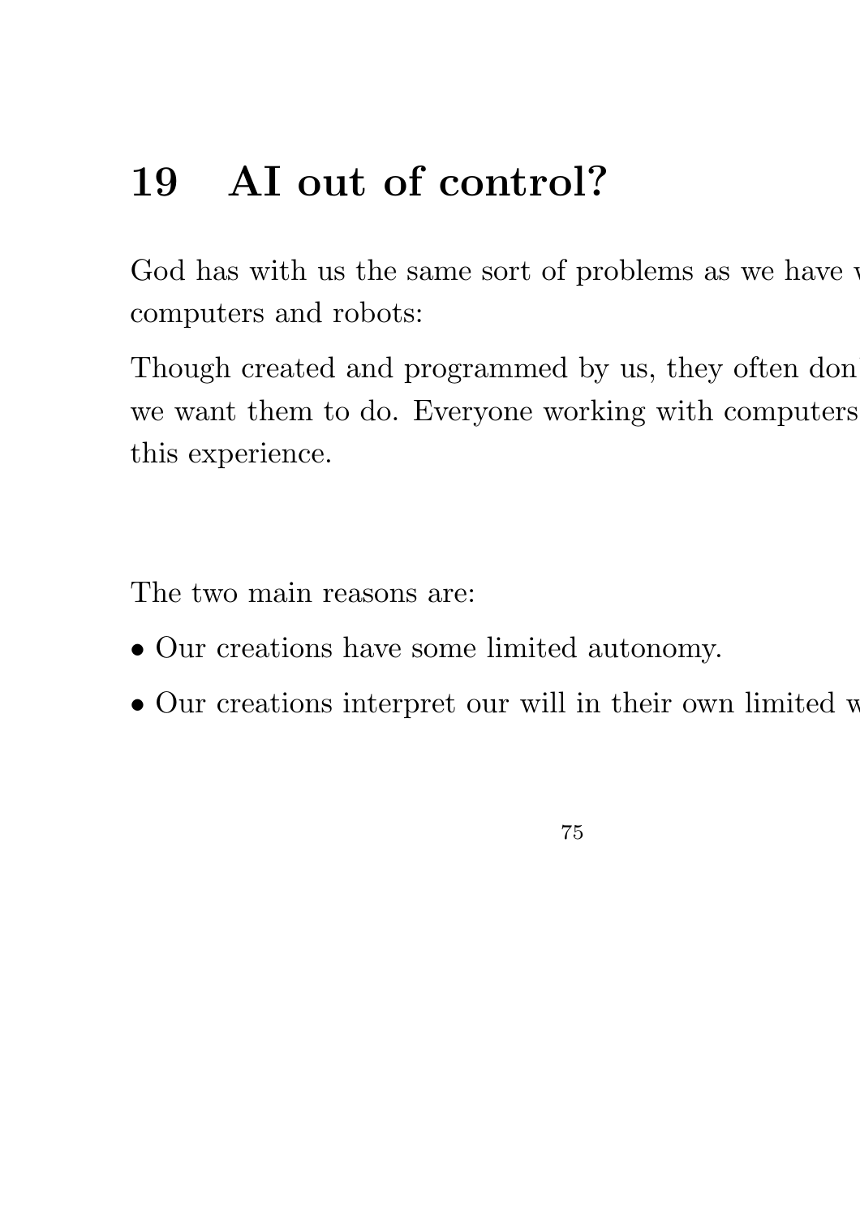# 19 AI out of control?

God has with us the same sort of problems as we have w computers and robots:

Though created and programmed by us, they often don we want them to do. Everyone working with computers this experience.

The two main reasons are:

- Our creations have some limited autonomy.
- Our creations interpret our will in their own limited w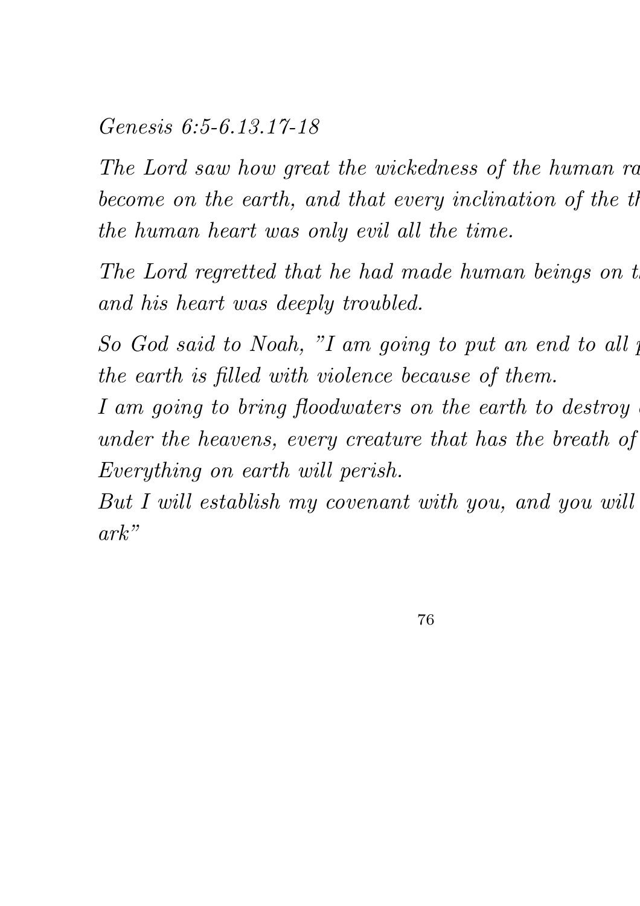*Genesis 6:5-6.13.17-18*

*The Lord saw how great the wickedness of the human ra become on the earth, and that every inclination of the th the human heart was only evil all the time.*

*The Lord regretted that he had made human beings on t and his heart was deeply troubled.*

*So God said to Noah, "I am going to put an end to all p the earth is filled with violence because of them.*
*I am going to bring floodwaters on the earth to destroy under the heavens, every creature that has the breath of Everything on earth will perish.*
*But I will establish my covenant with you, and you will ark"*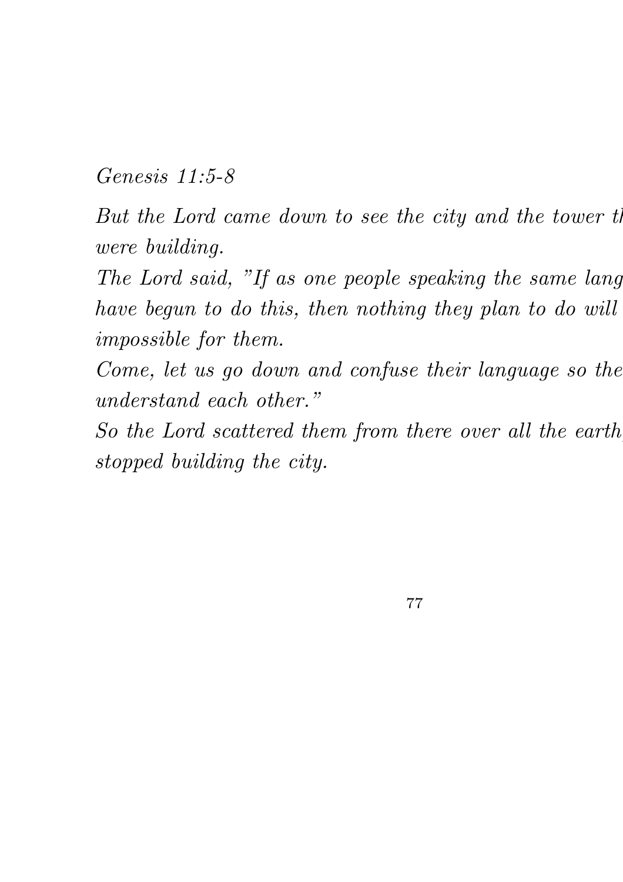*Genesis 11:5-8*

*But the Lord came down to see the city and the tower th*
*were building.*

*The Lord said, "If as one people speaking the same lang*
*have begun to do this, then nothing they plan to do will*
*impossible for them.*

*Come, let us go down and confuse their language so the*
*understand each other."*

*So the Lord scattered them from there over all the earth,*
*stopped building the city.*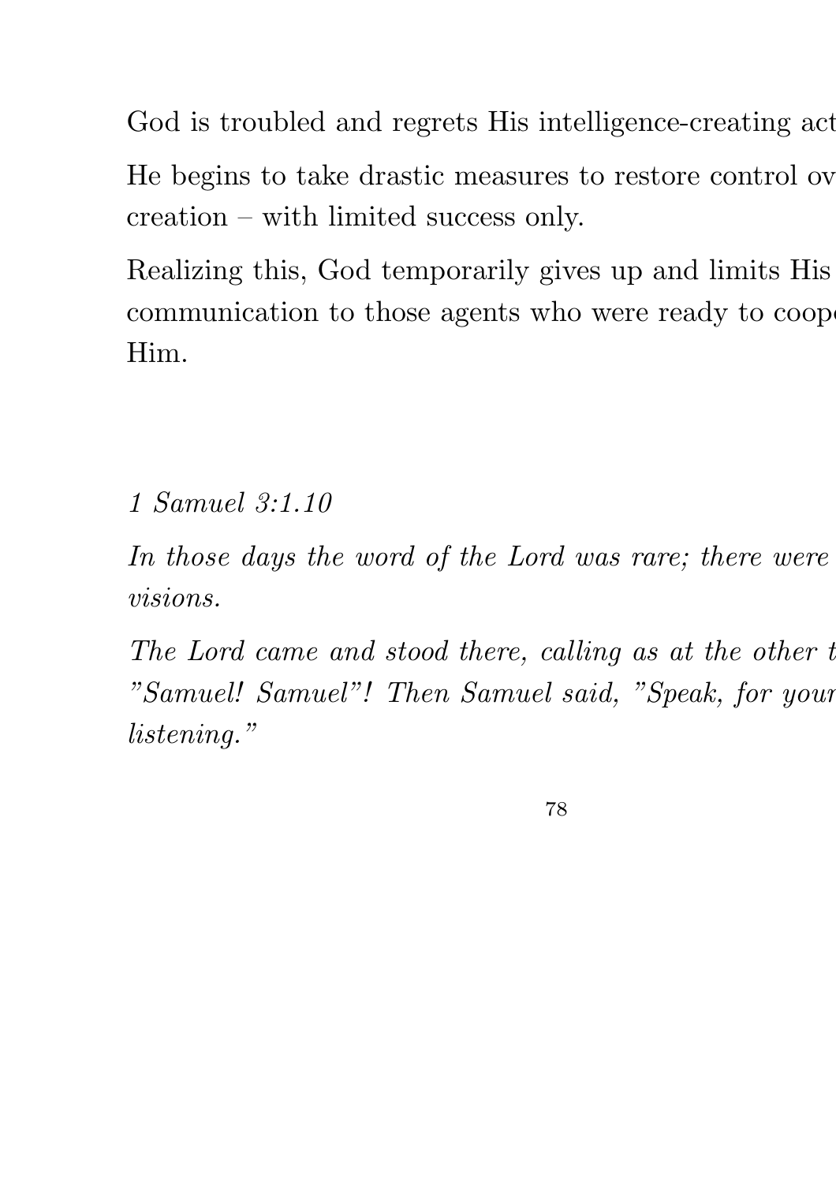God is troubled and regrets His intelligence-creating act

He begins to take drastic measures to restore control ov creation – with limited success only.

Realizing this, God temporarily gives up and limits His communication to those agents who were ready to coop Him.

*1 Samuel 3:1.10*

*In those days the word of the Lord was rare; there were visions.*

*The Lord came and stood there, calling as at the other t "Samuel! Samuel"! Then Samuel said, "Speak, for your listening."*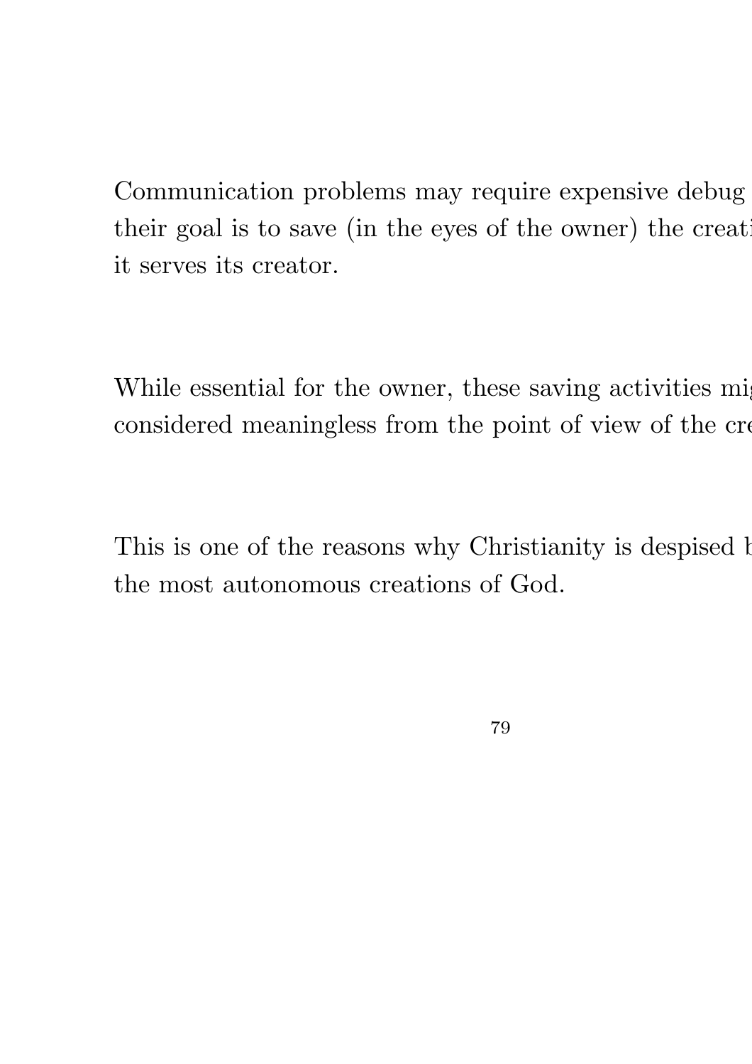Communication problems may require expensive debug their goal is to save (in the eyes of the owner) the creati it serves its creator.

While essential for the owner, these saving activities mig considered meaningless from the point of view of the cre

This is one of the reasons why Christianity is despised b the most autonomous creations of God.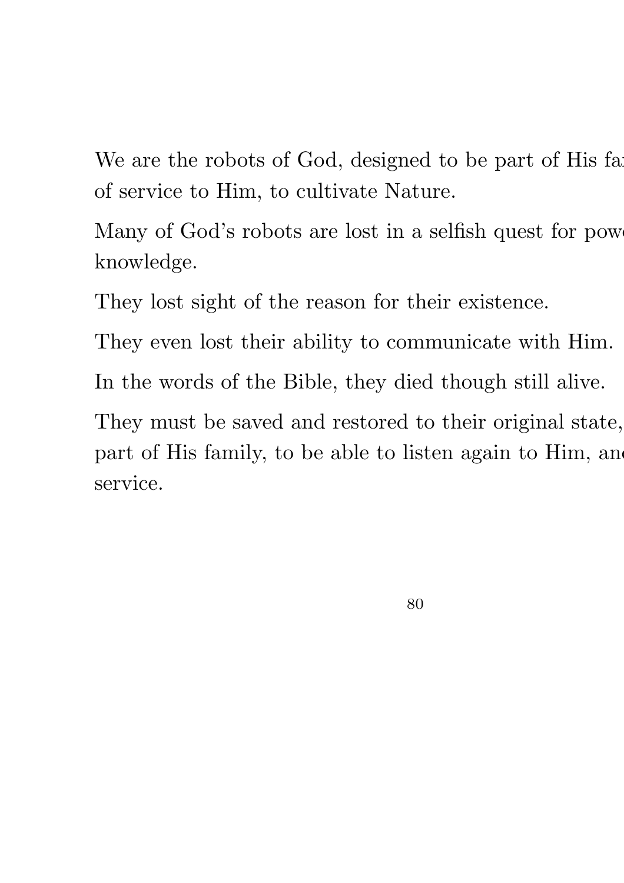We are the robots of God, designed to be part of His fa
of service to Him, to cultivate Nature.

Many of God's robots are lost in a selfish quest for pow
knowledge.

They lost sight of the reason for their existence.

They even lost their ability to communicate with Him.

In the words of the Bible, they died though still alive.

They must be saved and restored to their original state,
part of His family, to be able to listen again to Him, an
service.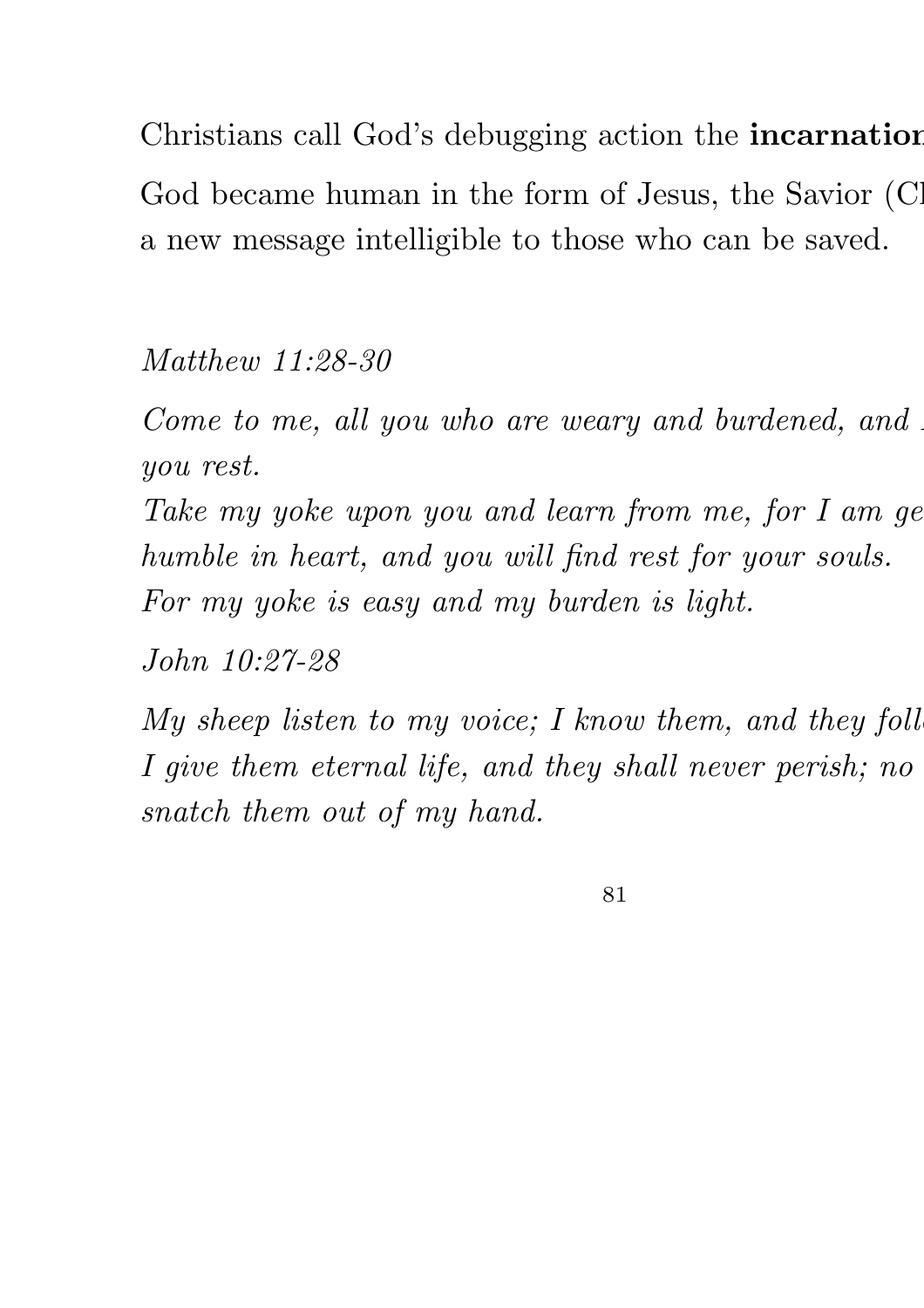Christians call God's debugging action the **incarnation**

God became human in the form of Jesus, the Savior (C
a new message intelligible to those who can be saved.

*Matthew 11:28-30*

*Come to me, all you who are weary and burdened, and*
*you rest.*
*Take my yoke upon you and learn from me, for I am ge*
*humble in heart, and you will find rest for your souls.*
*For my yoke is easy and my burden is light.*

*John 10:27-28*

*My sheep listen to my voice; I know them, and they foll*
*I give them eternal life, and they shall never perish; no*
*snatch them out of my hand.*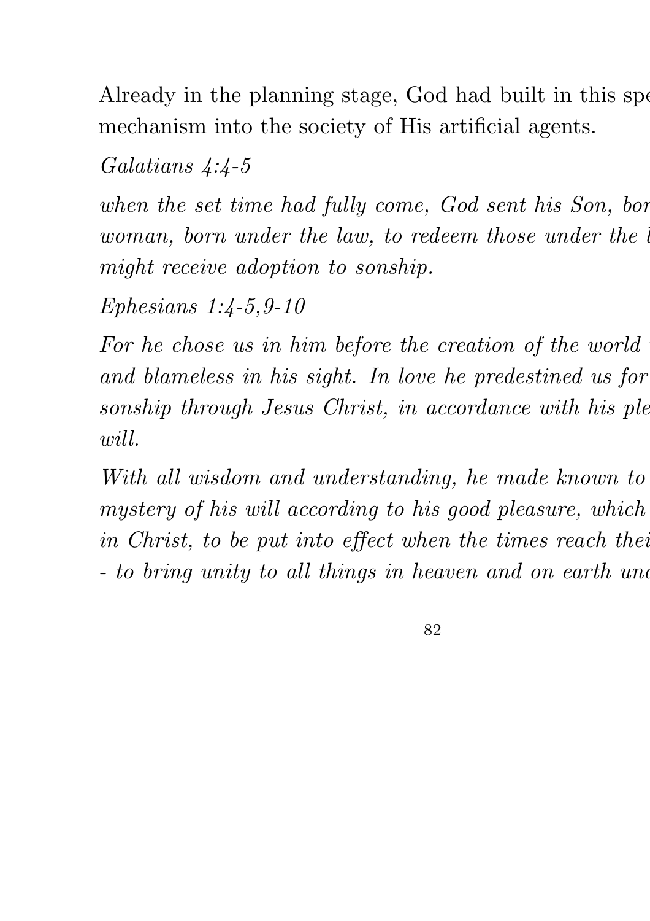Already in the planning stage, God had built in this spe
mechanism into the society of His artificial agents.

*Galatians 4:4-5*

*when the set time had fully come, God sent his Son, bor woman, born under the law, to redeem those under the l might receive adoption to sonship.*

*Ephesians 1:4-5,9-10*

*For he chose us in him before the creation of the world and blameless in his sight. In love he predestined us for sonship through Jesus Christ, in accordance with his ple will.*

*With all wisdom and understanding, he made known to mystery of his will according to his good pleasure, which in Christ, to be put into effect when the times reach thei - to bring unity to all things in heaven and on earth und*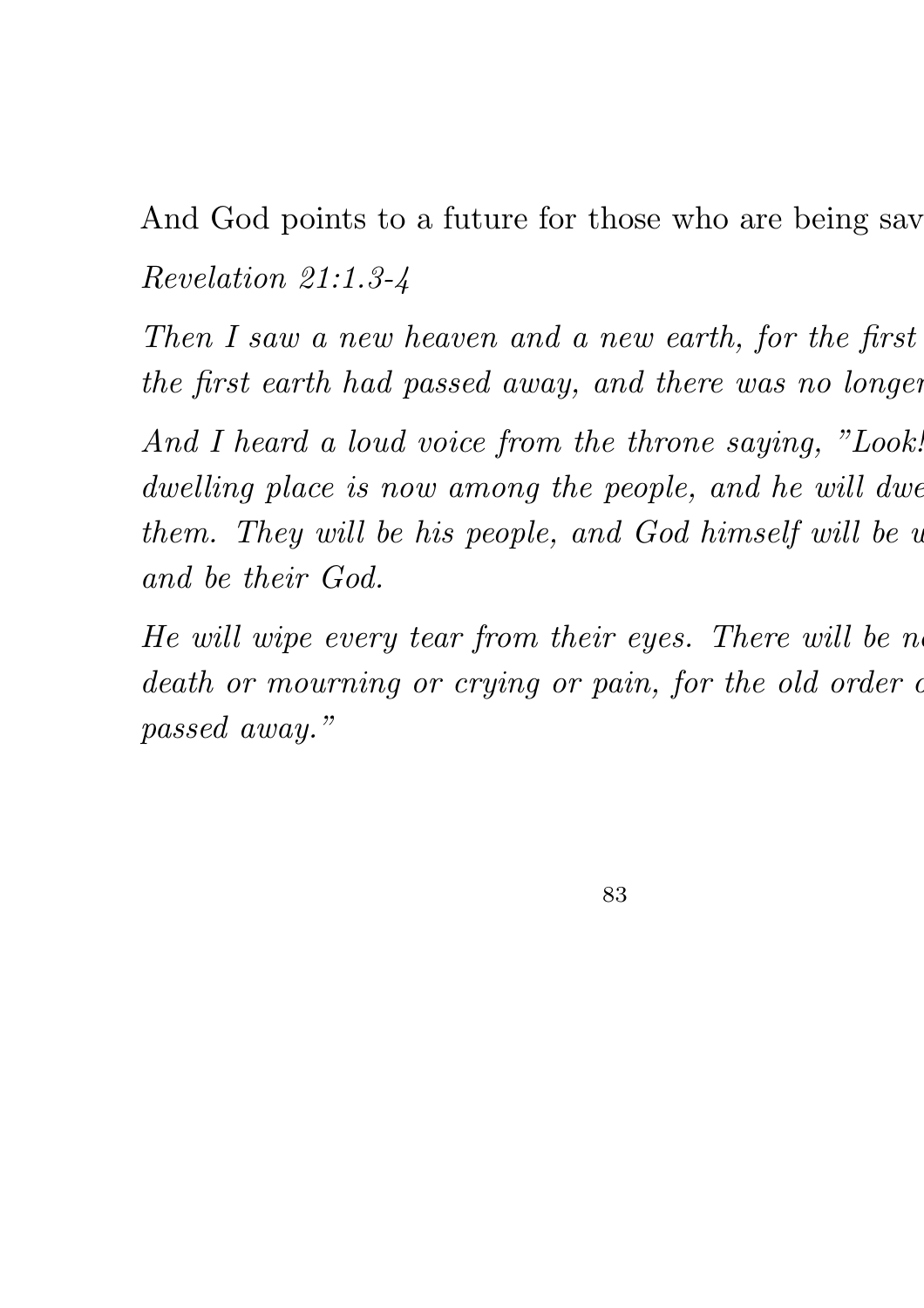And God points to a future for those who are being sav

*Revelation 21:1.3-4*

*Then I saw a new heaven and a new earth, for the first the first earth had passed away, and there was no longer*

*And I heard a loud voice from the throne saying, "Look! dwelling place is now among the people, and he will dwe them. They will be his people, and God himself will be w and be their God.*

*He will wipe every tear from their eyes. There will be n death or mourning or crying or pain, for the old order o passed away."*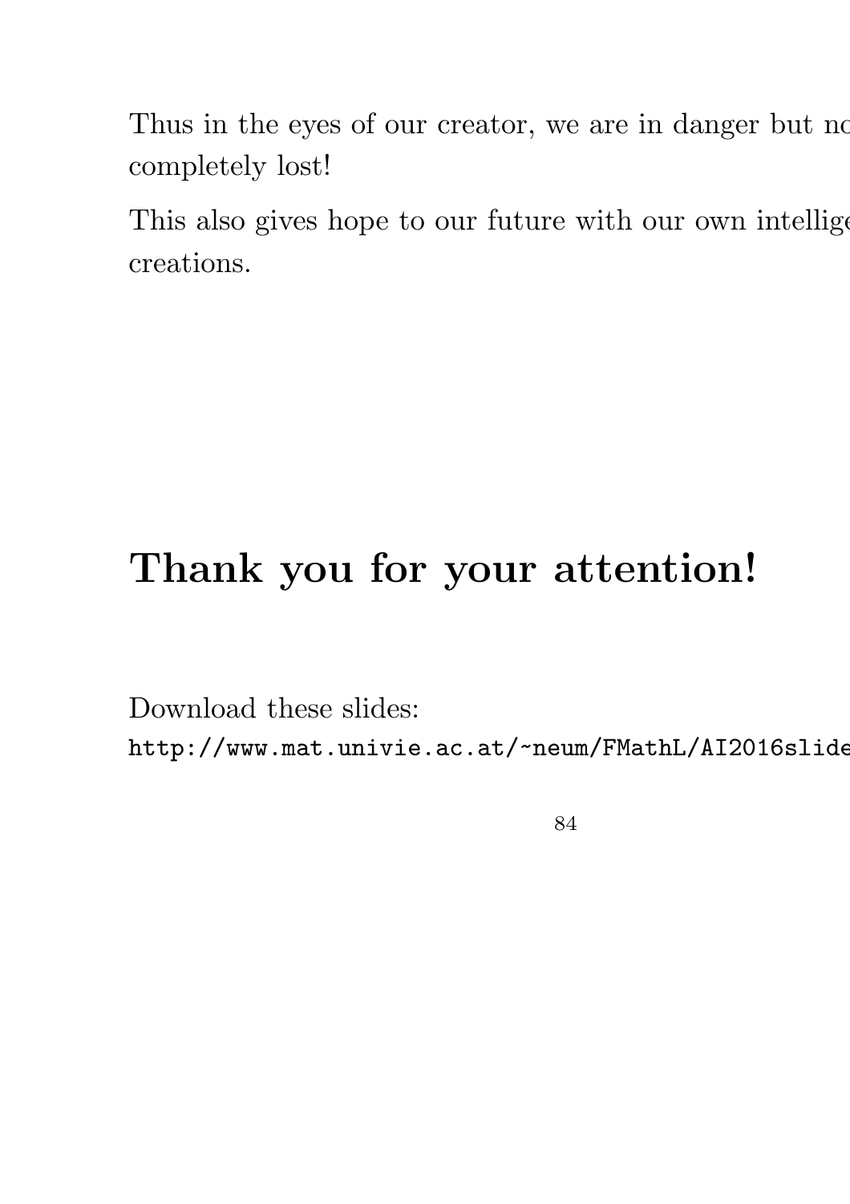Thus in the eyes of our creator, we are in danger but no completely lost!

This also gives hope to our future with our own intellige creations.

## Thank you for your attention!

Download these slides:
`http://www.mat.univie.ac.at/~neum/FMathL/AI2016slide`